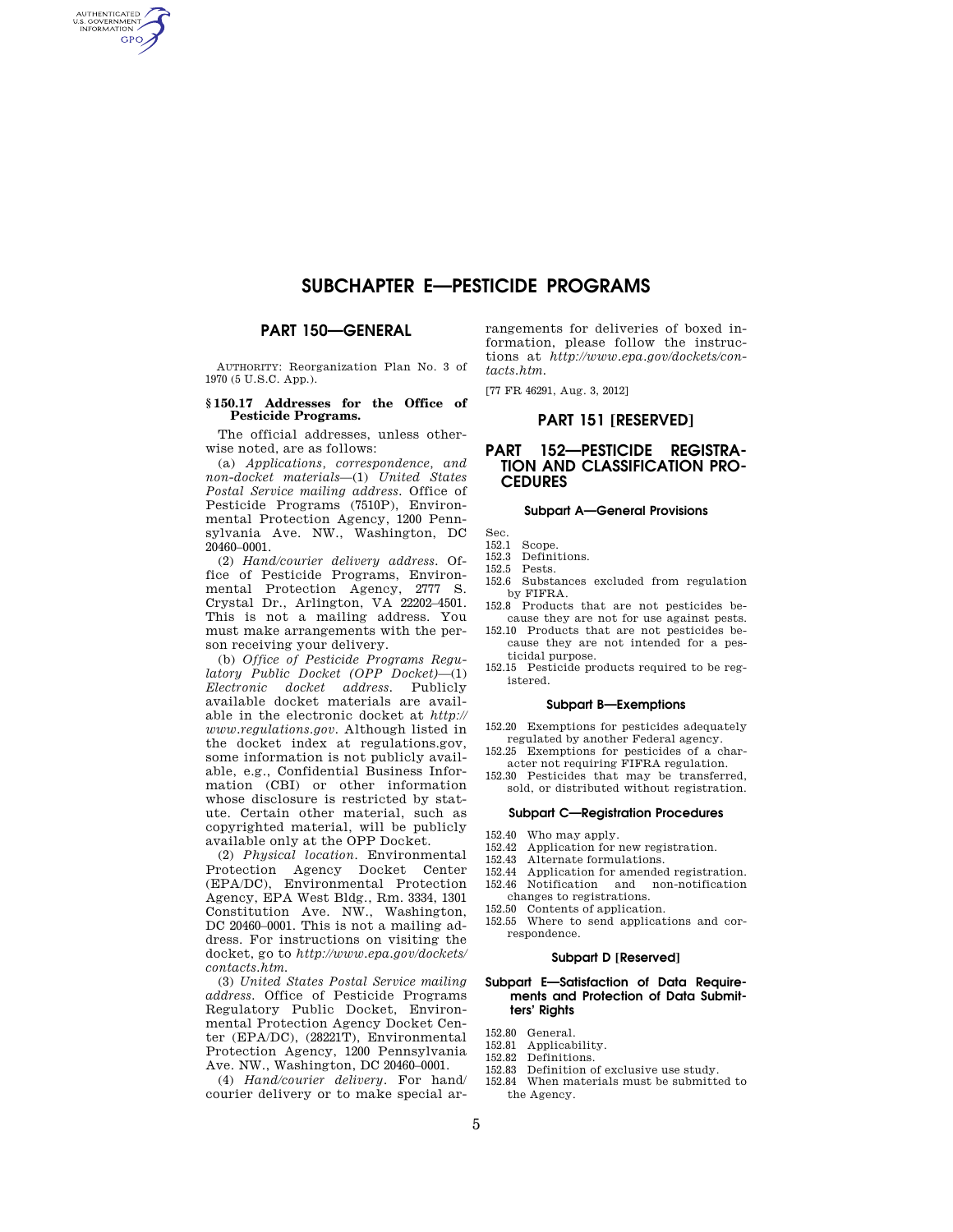# SUBCHAPTER E—PESTICIDE PROGRAMS

## PART 150—GENERAL

AUTHORITY: Reorganization Plan No. 3 of 1970 (5 U.S.C. App.).

### § 150.17 Addresses for the Office of Pesticide Programs.

The official addresses, unless otherwise noted, are as follows:

(a) *Applications, correspondence, and non-docket materials*—(1) *United States Postal Service mailing address.* Office of Pesticide Programs (7510P), Environmental Protection Agency, 1200 Pennsylvania Ave. NW., Washington, DC 20460–0001.

(2) *Hand/courier delivery address.* Office of Pesticide Programs, Environmental Protection Agency, 2777 S. Crystal Dr., Arlington, VA 22202–4501. This is not a mailing address. You must make arrangements with the person receiving your delivery.

(b) *Office of Pesticide Programs Regulatory Public Docket (OPP Docket)*—(1) *Electronic docket address.* Publicly available docket materials are available in the electronic docket at *http://www.regulations.gov*. Although listed in the docket index at regulations.gov, some information is not publicly available, e.g., Confidential Business Information (CBI) or other information whose disclosure is restricted by statute. Certain other material, such as copyrighted material, will be publicly available only at the OPP Docket.

(2) *Physical location.* Environmental Protection Agency Docket Center (EPA/DC), Environmental Protection Agency, EPA West Bldg., Rm. 3334, 1301 Constitution Ave. NW., Washington, DC 20460–0001. This is not a mailing address. For instructions on visiting the docket, go to *http://www.epa.gov/dockets/contacts.htm.*

(3) *United States Postal Service mailing address.* Office of Pesticide Programs Regulatory Public Docket, Environmental Protection Agency Docket Center (EPA/DC), (28221T), Environmental Protection Agency, 1200 Pennsylvania Ave. NW., Washington, DC 20460–0001.

(4) *Hand/courier delivery.* For hand/courier delivery or to make special arrangements for deliveries of boxed information, please follow the instructions at *http://www.epa.gov/dockets/contacts.htm.*

[77 FR 46291, Aug. 3, 2012]

## PART 151 [RESERVED]

## PART 152—PESTICIDE REGISTRATION AND CLASSIFICATION PROCEDURES

### Subpart A—General Provisions

Sec.
- 152.1 Scope.
- 152.3 Definitions.
- 152.5 Pests.
- 152.6 Substances excluded from regulation by FIFRA.
- 152.8 Products that are not pesticides because they are not for use against pests.
- 152.10 Products that are not pesticides because they are not intended for a pesticidal purpose.
- 152.15 Pesticide products required to be registered.

### Subpart B—Exemptions

- 152.20 Exemptions for pesticides adequately regulated by another Federal agency.
- 152.25 Exemptions for pesticides of a character not requiring FIFRA regulation.
- 152.30 Pesticides that may be transferred, sold, or distributed without registration.

### Subpart C—Registration Procedures

- 152.40 Who may apply.
- 152.42 Application for new registration.
- 152.43 Alternate formulations.
- 152.44 Application for amended registration.
- 152.46 Notification and non-notification changes to registrations.
- 152.50 Contents of application.
- 152.55 Where to send applications and correspondence.

### Subpart D [Reserved]

### Subpart E—Satisfaction of Data Requirements and Protection of Data Submitters' Rights

- 152.80 General.
- 152.81 Applicability.
- 152.82 Definitions.
- 152.83 Definition of exclusive use study.
- 152.84 When materials must be submitted to the Agency.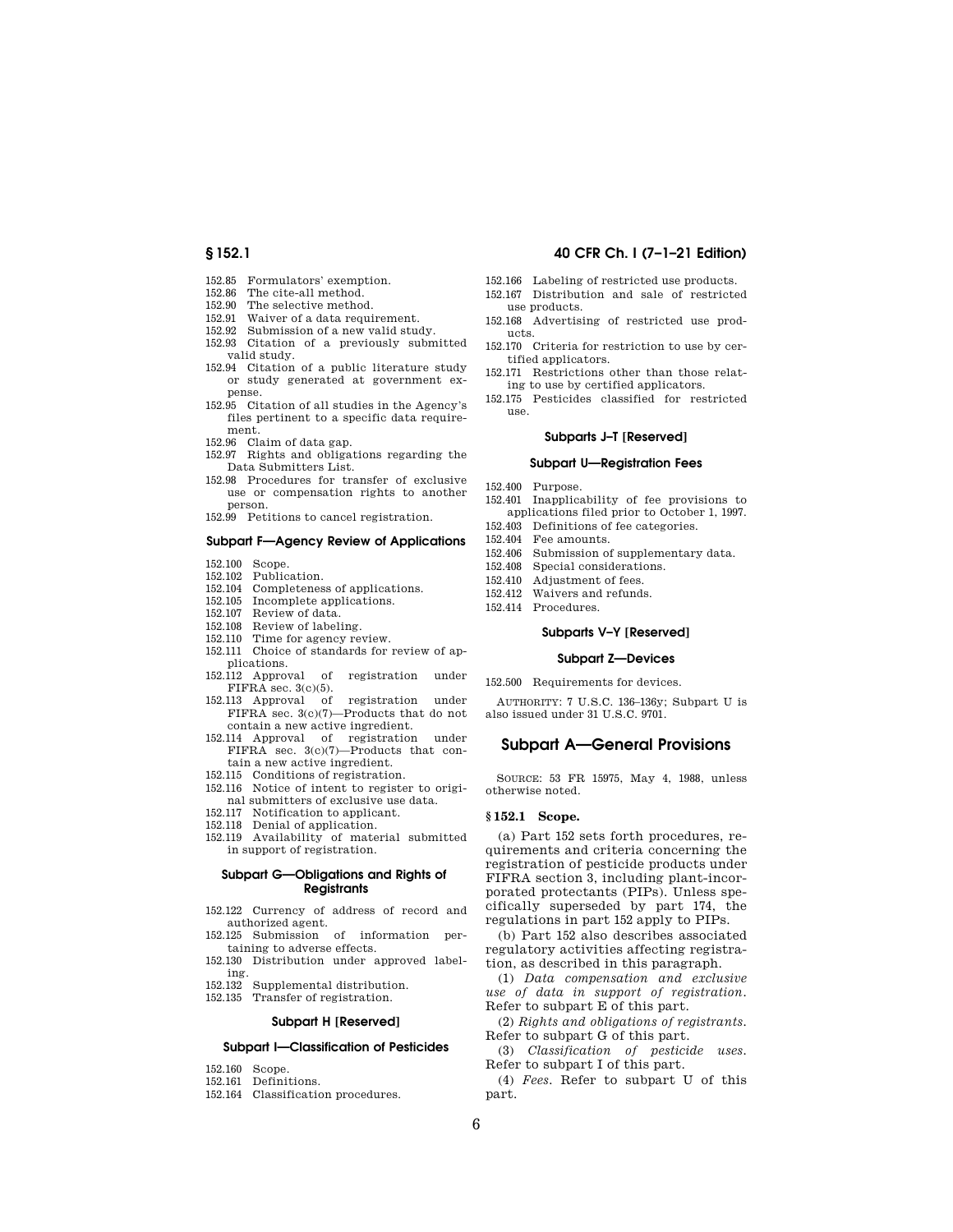152.85 Formulators' exemption.
152.86 The cite-all method.
152.90 The selective method.
152.91 Waiver of a data requirement.
152.92 Submission of a new valid study.
152.93 Citation of a previously submitted valid study.
152.94 Citation of a public literature study or study generated at government expense.
152.95 Citation of all studies in the Agency's files pertinent to a specific data requirement.
152.96 Claim of data gap.
152.97 Rights and obligations regarding the Data Submitters List.
152.98 Procedures for transfer of exclusive use or compensation rights to another person.
152.99 Petitions to cancel registration.

### Subpart F—Agency Review of Applications

152.100 Scope.
152.102 Publication.
152.104 Completeness of applications.
152.105 Incomplete applications.
152.107 Review of data.
152.108 Review of labeling.
152.110 Time for agency review.
152.111 Choice of standards for review of applications.
152.112 Approval of registration under FIFRA sec. 3(c)(5).
152.113 Approval of registration under FIFRA sec. 3(c)(7)—Products that do not contain a new active ingredient.
152.114 Approval of registration under FIFRA sec. 3(c)(7)—Products that contain a new active ingredient.
152.115 Conditions of registration.
152.116 Notice of intent to register to original submitters of exclusive use data.
152.117 Notification to applicant.
152.118 Denial of application.
152.119 Availability of material submitted in support of registration.

### Subpart G—Obligations and Rights of Registrants

152.122 Currency of address of record and authorized agent.
152.125 Submission of information pertaining to adverse effects.
152.130 Distribution under approved labeling.
152.132 Supplemental distribution.
152.135 Transfer of registration.

### Subpart H [Reserved]

### Subpart I—Classification of Pesticides

152.160 Scope.
152.161 Definitions.
152.164 Classification procedures.
152.166 Labeling of restricted use products.
152.167 Distribution and sale of restricted use products.
152.168 Advertising of restricted use products.
152.170 Criteria for restriction to use by certified applicators.
152.171 Restrictions other than those relating to use by certified applicators.
152.175 Pesticides classified for restricted use.

### Subparts J–T [Reserved]

### Subpart U—Registration Fees

152.400 Purpose.
152.401 Inapplicability of fee provisions to applications filed prior to October 1, 1997.
152.403 Definitions of fee categories.
152.404 Fee amounts.
152.406 Submission of supplementary data.
152.408 Special considerations.
152.410 Adjustment of fees.
152.412 Waivers and refunds.
152.414 Procedures.

### Subparts V–Y [Reserved]

### Subpart Z—Devices

152.500 Requirements for devices.

AUTHORITY: 7 U.S.C. 136–136y; Subpart U is also issued under 31 U.S.C. 9701.

## Subpart A—General Provisions

SOURCE: 53 FR 15975, May 4, 1988, unless otherwise noted.

### § 152.1 Scope.

(a) Part 152 sets forth procedures, requirements and criteria concerning the registration of pesticide products under FIFRA section 3, including plant-incorporated protectants (PIPs). Unless specifically superseded by part 174, the regulations in part 152 apply to PIPs.

(b) Part 152 also describes associated regulatory activities affecting registration, as described in this paragraph.

(1) *Data compensation and exclusive use of data in support of registration*. Refer to subpart E of this part.

(2) *Rights and obligations of registrants*. Refer to subpart G of this part.

(3) *Classification of pesticide uses*. Refer to subpart I of this part.

(4) *Fees*. Refer to subpart U of this part.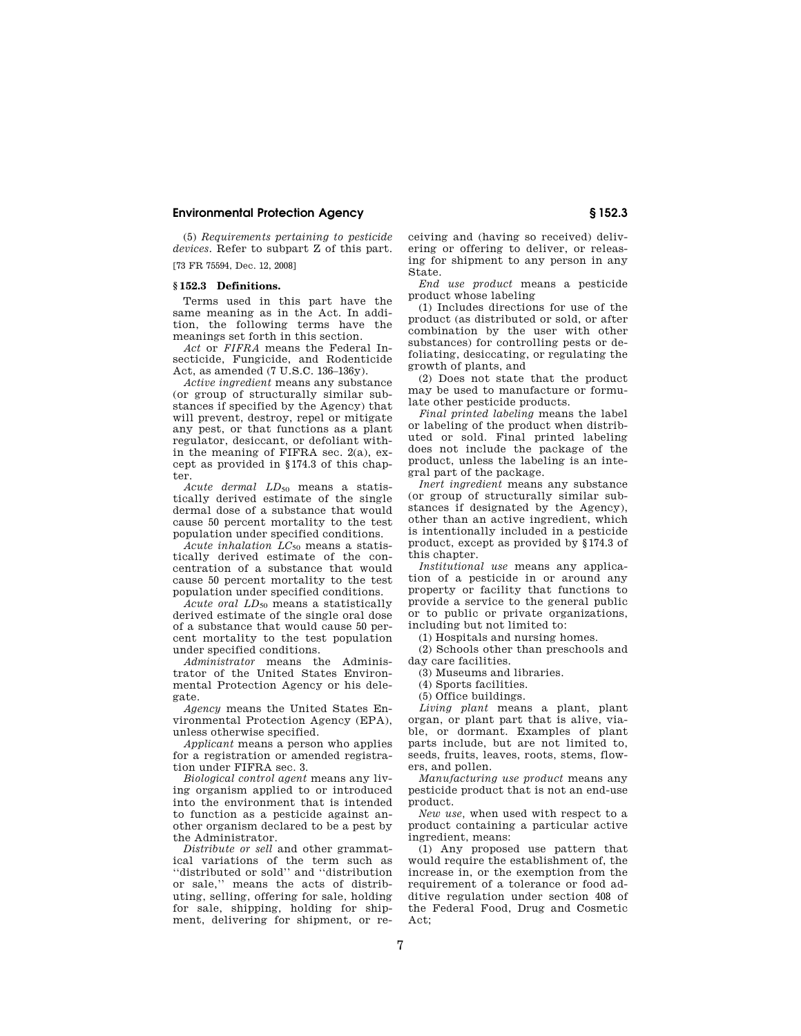(5) *Requirements pertaining to pesticide devices.* Refer to subpart Z of this part.

[73 FR 75594, Dec. 12, 2008]

### § 152.3 Definitions.

Terms used in this part have the same meaning as in the Act. In addition, the following terms have the meanings set forth in this section.

*Act* or *FIFRA* means the Federal Insecticide, Fungicide, and Rodenticide Act, as amended (7 U.S.C. 136–136y).

*Active ingredient* means any substance (or group of structurally similar substances if specified by the Agency) that will prevent, destroy, repel or mitigate any pest, or that functions as a plant regulator, desiccant, or defoliant within the meaning of FIFRA sec. 2(a), except as provided in §174.3 of this chapter.

*Acute dermal $LD_{50}$* means a statistically derived estimate of the single dermal dose of a substance that would cause 50 percent mortality to the test population under specified conditions.

*Acute inhalation $LC_{50}$* means a statistically derived estimate of the concentration of a substance that would cause 50 percent mortality to the test population under specified conditions.

*Acute oral $LD_{50}$* means a statistically derived estimate of the single oral dose of a substance that would cause 50 percent mortality to the test population under specified conditions.

*Administrator* means the Administrator of the United States Environmental Protection Agency or his delegate.

*Agency* means the United States Environmental Protection Agency (EPA), unless otherwise specified.

*Applicant* means a person who applies for a registration or amended registration under FIFRA sec. 3.

*Biological control agent* means any living organism applied to or introduced into the environment that is intended to function as a pesticide against another organism declared to be a pest by the Administrator.

*Distribute or sell* and other grammatical variations of the term such as ''distributed or sold'' and ''distribution or sale,'' means the acts of distributing, selling, offering for sale, holding for sale, shipping, holding for shipment, delivering for shipment, or receiving and (having so received) delivering or offering to deliver, or releasing for shipment to any person in any State.

*End use product* means a pesticide product whose labeling

(1) Includes directions for use of the product (as distributed or sold, or after combination by the user with other substances) for controlling pests or defoliating, desiccating, or regulating the growth of plants, and

(2) Does not state that the product may be used to manufacture or formulate other pesticide products.

*Final printed labeling* means the label or labeling of the product when distributed or sold. Final printed labeling does not include the package of the product, unless the labeling is an integral part of the package.

*Inert ingredient* means any substance (or group of structurally similar substances if designated by the Agency), other than an active ingredient, which is intentionally included in a pesticide product, except as provided by §174.3 of this chapter.

*Institutional use* means any application of a pesticide in or around any property or facility that functions to provide a service to the general public or to public or private organizations, including but not limited to:

(1) Hospitals and nursing homes.

(2) Schools other than preschools and day care facilities.

(3) Museums and libraries.

(4) Sports facilities.

(5) Office buildings.

*Living plant* means a plant, plant organ, or plant part that is alive, viable, or dormant. Examples of plant parts include, but are not limited to, seeds, fruits, leaves, roots, stems, flowers, and pollen.

*Manufacturing use product* means any pesticide product that is not an end-use product.

*New use*, when used with respect to a product containing a particular active ingredient, means:

(1) Any proposed use pattern that would require the establishment of, the increase in, or the exemption from the requirement of a tolerance or food additive regulation under section 408 of the Federal Food, Drug and Cosmetic Act;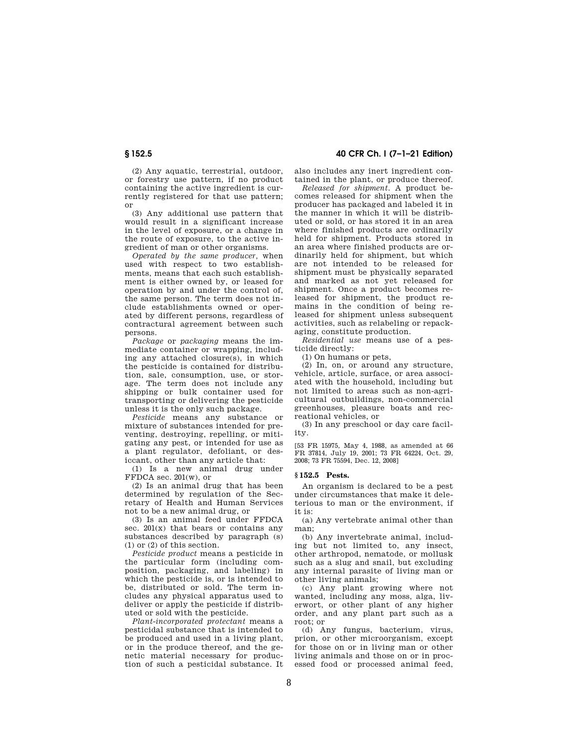(2) Any aquatic, terrestrial, outdoor, or forestry use pattern, if no product containing the active ingredient is currently registered for that use pattern; or

(3) Any additional use pattern that would result in a significant increase in the level of exposure, or a change in the route of exposure, to the active ingredient of man or other organisms.

*Operated by the same producer,* when used with respect to two establishments, means that each such establishment is either owned by, or leased for operation by and under the control of, the same person. The term does not include establishments owned or operated by different persons, regardless of contractural agreement between such persons.

*Package* or *packaging* means the immediate container or wrapping, including any attached closure(s), in which the pesticide is contained for distribution, sale, consumption, use, or storage. The term does not include any shipping or bulk container used for transporting or delivering the pesticide unless it is the only such package.

*Pesticide* means any substance or mixture of substances intended for preventing, destroying, repelling, or mitigating any pest, or intended for use as a plant regulator, defoliant, or desiccant, other than any article that:

(1) Is a new animal drug under FFDCA sec. 201(w), or

(2) Is an animal drug that has been determined by regulation of the Secretary of Health and Human Services not to be a new animal drug, or

(3) Is an animal feed under FFDCA sec. 201(x) that bears or contains any substances described by paragraph (s) (1) or (2) of this section.

*Pesticide product* means a pesticide in the particular form (including composition, packaging, and labeling) in which the pesticide is, or is intended to be, distributed or sold. The term includes any physical apparatus used to deliver or apply the pesticide if distributed or sold with the pesticide.

*Plant-incorporated protectant* means a pesticidal substance that is intended to be produced and used in a living plant, or in the produce thereof, and the genetic material necessary for production of such a pesticidal substance. It also includes any inert ingredient contained in the plant, or produce thereof.

*Released for shipment.* A product becomes released for shipment when the producer has packaged and labeled it in the manner in which it will be distributed or sold, or has stored it in an area where finished products are ordinarily held for shipment. Products stored in an area where finished products are ordinarily held for shipment, but which are not intended to be released for shipment must be physically separated and marked as not yet released for shipment. Once a product becomes released for shipment, the product remains in the condition of being released for shipment unless subsequent activities, such as relabeling or repackaging, constitute production.

*Residential use* means use of a pesticide directly:

(1) On humans or pets,

(2) In, on, or around any structure, vehicle, article, surface, or area associated with the household, including but not limited to areas such as non-agricultural outbuildings, non-commercial greenhouses, pleasure boats and recreational vehicles, or

(3) In any preschool or day care facility.

[53 FR 15975, May 4, 1988, as amended at 66 FR 37814, July 19, 2001; 73 FR 64224, Oct. 29, 2008; 73 FR 75594, Dec. 12, 2008]

## § 152.5 Pests.

An organism is declared to be a pest under circumstances that make it deleterious to man or the environment, if it is:

(a) Any vertebrate animal other than man;

(b) Any invertebrate animal, including but not limited to, any insect, other arthropod, nematode, or mollusk such as a slug and snail, but excluding any internal parasite of living man or other living animals;

(c) Any plant growing where not wanted, including any moss, alga, liverwort, or other plant of any higher order, and any plant part such as a root; or

(d) Any fungus, bacterium, virus, prion, or other microorganism, except for those on or in living man or other living animals and those on or in processed food or processed animal feed,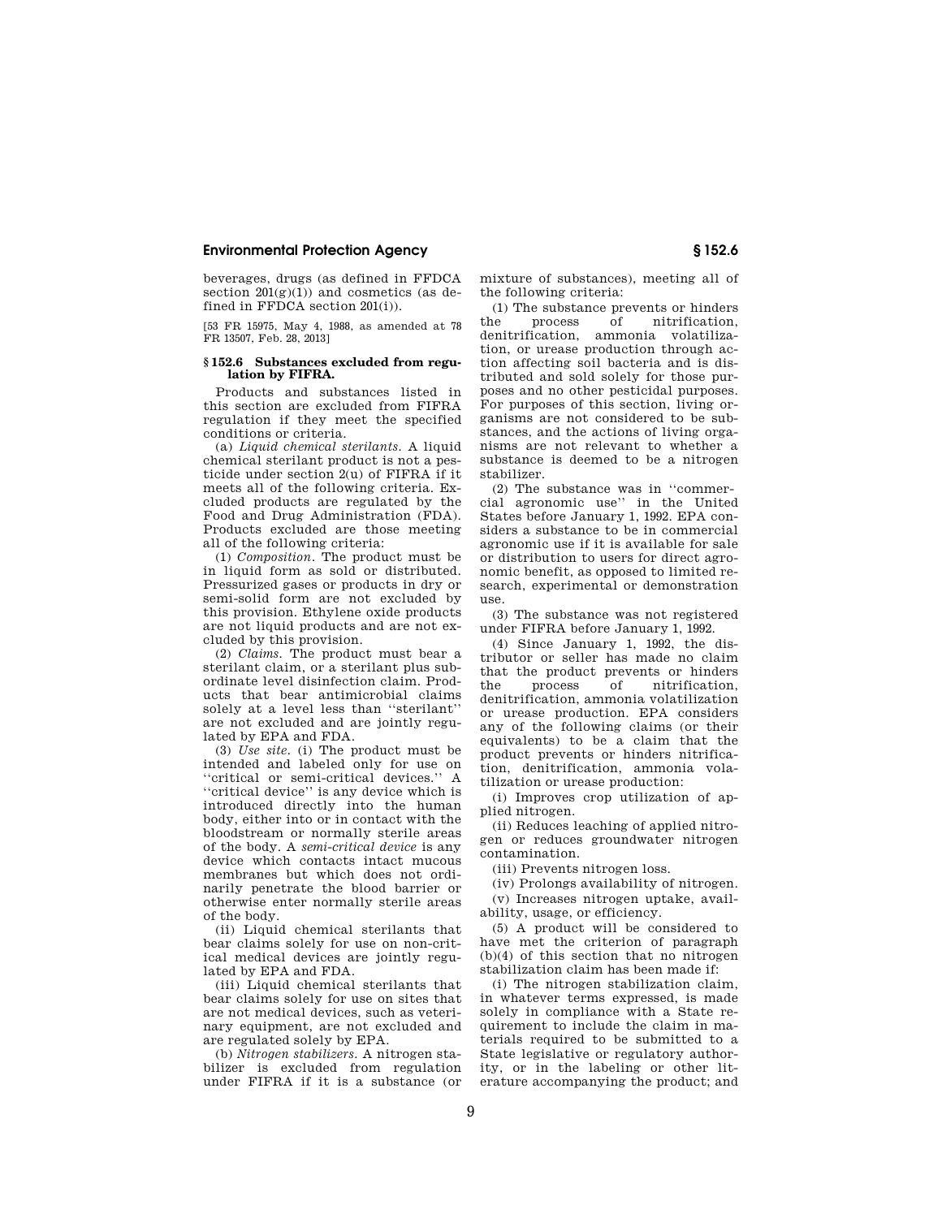beverages, drugs (as defined in FFDCA section 201(g)(1)) and cosmetics (as defined in FFDCA section 201(i)).

[53 FR 15975, May 4, 1988, as amended at 78 FR 13507, Feb. 28, 2013]

### § 152.6 Substances excluded from regulation by FIFRA.

Products and substances listed in this section are excluded from FIFRA regulation if they meet the specified conditions or criteria.

(a) *Liquid chemical sterilants.* A liquid chemical sterilant product is not a pesticide under section 2(u) of FIFRA if it meets all of the following criteria. Excluded products are regulated by the Food and Drug Administration (FDA). Products excluded are those meeting all of the following criteria:

(1) *Composition.* The product must be in liquid form as sold or distributed. Pressurized gases or products in dry or semi-solid form are not excluded by this provision. Ethylene oxide products are not liquid products and are not excluded by this provision.

(2) *Claims.* The product must bear a sterilant claim, or a sterilant plus subordinate level disinfection claim. Products that bear antimicrobial claims solely at a level less than ''sterilant'' are not excluded and are jointly regulated by EPA and FDA.

(3) *Use site.* (i) The product must be intended and labeled only for use on ''critical or semi-critical devices.'' A ''critical device'' is any device which is introduced directly into the human body, either into or in contact with the bloodstream or normally sterile areas of the body. A *semi-critical device* is any device which contacts intact mucous membranes but which does not ordinarily penetrate the blood barrier or otherwise enter normally sterile areas of the body.

(ii) Liquid chemical sterilants that bear claims solely for use on non-critical medical devices are jointly regulated by EPA and FDA.

(iii) Liquid chemical sterilants that bear claims solely for use on sites that are not medical devices, such as veterinary equipment, are not excluded and are regulated solely by EPA.

(b) *Nitrogen stabilizers.* A nitrogen stabilizer is excluded from regulation under FIFRA if it is a substance (or mixture of substances), meeting all of the following criteria:

(1) The substance prevents or hinders the process of nitrification, denitrification, ammonia volatilization, or urease production through action affecting soil bacteria and is distributed and sold solely for those purposes and no other pesticidal purposes. For purposes of this section, living organisms are not considered to be substances, and the actions of living organisms are not relevant to whether a substance is deemed to be a nitrogen stabilizer.

(2) The substance was in ''commercial agronomic use'' in the United States before January 1, 1992. EPA considers a substance to be in commercial agronomic use if it is available for sale or distribution to users for direct agronomic benefit, as opposed to limited research, experimental or demonstration use.

(3) The substance was not registered under FIFRA before January 1, 1992.

(4) Since January 1, 1992, the distributor or seller has made no claim that the product prevents or hinders the process of nitrification, denitrification, ammonia volatilization or urease production. EPA considers any of the following claims (or their equivalents) to be a claim that the product prevents or hinders nitrification, denitrification, ammonia volatilization or urease production:

(i) Improves crop utilization of applied nitrogen.

(ii) Reduces leaching of applied nitrogen or reduces groundwater nitrogen contamination.

(iii) Prevents nitrogen loss.

(iv) Prolongs availability of nitrogen.

(v) Increases nitrogen uptake, availability, usage, or efficiency.

(5) A product will be considered to have met the criterion of paragraph (b)(4) of this section that no nitrogen stabilization claim has been made if:

(i) The nitrogen stabilization claim, in whatever terms expressed, is made solely in compliance with a State requirement to include the claim in materials required to be submitted to a State legislative or regulatory authority, or in the labeling or other literature accompanying the product; and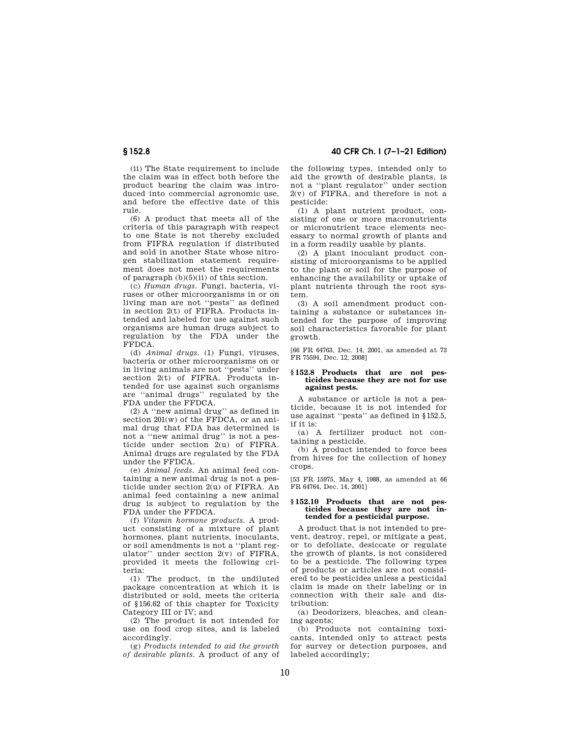(ii) The State requirement to include the claim was in effect both before the product bearing the claim was introduced into commercial agronomic use, and before the effective date of this rule.

(6) A product that meets all of the criteria of this paragraph with respect to one State is not thereby excluded from FIFRA regulation if distributed and sold in another State whose nitrogen stabilization statement requirement does not meet the requirements of paragraph (b)(5)(ii) of this section.

(c) *Human drugs.* Fungi, bacteria, viruses or other microorganisms in or on living man are not ''pests'' as defined in section 2(t) of FIFRA. Products intended and labeled for use against such organisms are human drugs subject to regulation by the FDA under the FFDCA.

(d) *Animal drugs.* (1) Fungi, viruses, bacteria or other microorganisms on or in living animals are not ''pests'' under section 2(t) of FIFRA. Products intended for use against such organisms are ''animal drugs'' regulated by the FDA under the FFDCA.

(2) A ''new animal drug'' as defined in section 201(w) of the FFDCA, or an animal drug that FDA has determined is not a ''new animal drug'' is not a pesticide under section 2(u) of FIFRA. Animal drugs are regulated by the FDA under the FFDCA.

(e) *Animal feeds.* An animal feed containing a new animal drug is not a pesticide under section 2(u) of FIFRA. An animal feed containing a new animal drug is subject to regulation by the FDA under the FFDCA.

(f) *Vitamin hormone products.* A product consisting of a mixture of plant hormones, plant nutrients, inoculants, or soil amendments is not a ''plant regulator'' under section 2(v) of FIFRA, provided it meets the following criteria:

(1) The product, in the undiluted package concentration at which it is distributed or sold, meets the criteria of §156.62 of this chapter for Toxicity Category III or IV; and

(2) The product is not intended for use on food crop sites, and is labeled accordingly.

(g) *Products intended to aid the growth of desirable plants.* A product of any of the following types, intended only to aid the growth of desirable plants, is not a ''plant regulator'' under section 2(v) of FIFRA, and therefore is not a pesticide:

(1) A plant nutrient product, consisting of one or more macronutrients or micronutrient trace elements necessary to normal growth of plants and in a form readily usable by plants.

(2) A plant inoculant product consisting of microorganisms to be applied to the plant or soil for the purpose of enhancing the availability or uptake of plant nutrients through the root system.

(3) A soil amendment product containing a substance or substances intended for the purpose of improving soil characteristics favorable for plant growth.

[66 FR 64763, Dec. 14, 2001, as amended at 73 FR 75594, Dec. 12, 2008]

### § 152.8 Products that are not pesticides because they are not for use against pests.

A substance or article is not a pesticide, because it is not intended for use against ''pests'' as defined in §152.5, if it is:

(a) A fertilizer product not containing a pesticide.

(b) A product intended to force bees from hives for the collection of honey crops.

[53 FR 15975, May 4, 1988, as amended at 66 FR 64764, Dec. 14, 2001]

### § 152.10 Products that are not pesticides because they are not intended for a pesticidal purpose.

A product that is not intended to prevent, destroy, repel, or mitigate a pest, or to defoliate, desiccate or regulate the growth of plants, is not considered to be a pesticide. The following types of products or articles are not considered to be pesticides unless a pesticidal claim is made on their labeling or in connection with their sale and distribution:

(a) Deodorizers, bleaches, and cleaning agents;

(b) Products not containing toxicants, intended only to attract pests for survey or detection purposes, and labeled accordingly;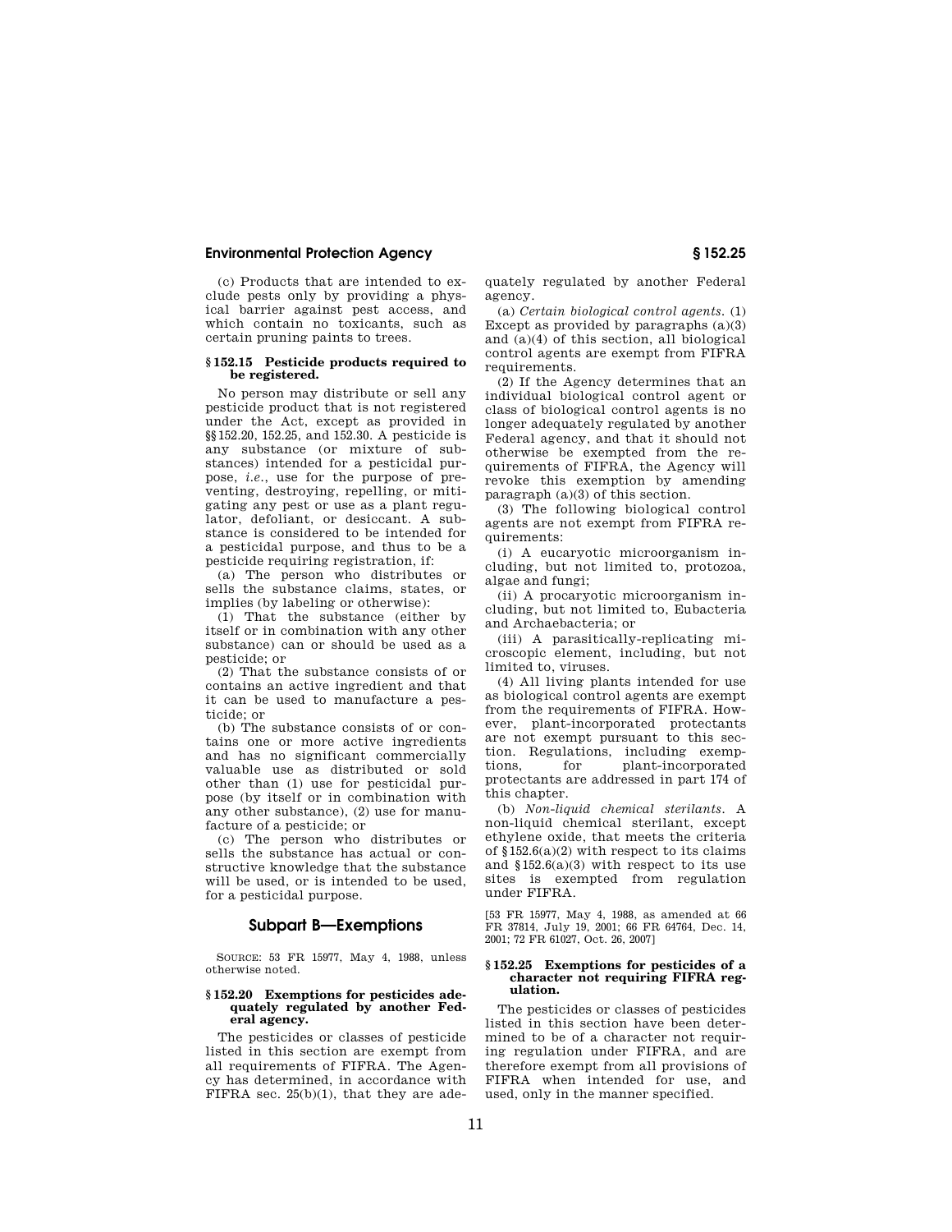(c) Products that are intended to exclude pests only by providing a physical barrier against pest access, and which contain no toxicants, such as certain pruning paints to trees.

### § 152.15 Pesticide products required to be registered.

No person may distribute or sell any pesticide product that is not registered under the Act, except as provided in §§ 152.20, 152.25, and 152.30. A pesticide is any substance (or mixture of substances) intended for a pesticidal purpose, *i.e.*, use for the purpose of preventing, destroying, repelling, or mitigating any pest or use as a plant regulator, defoliant, or desiccant. A substance is considered to be intended for a pesticidal purpose, and thus to be a pesticide requiring registration, if:

(a) The person who distributes or sells the substance claims, states, or implies (by labeling or otherwise):

(1) That the substance (either by itself or in combination with any other substance) can or should be used as a pesticide; or

(2) That the substance consists of or contains an active ingredient and that it can be used to manufacture a pesticide; or

(b) The substance consists of or contains one or more active ingredients and has no significant commercially valuable use as distributed or sold other than (1) use for pesticidal purpose (by itself or in combination with any other substance), (2) use for manufacture of a pesticide; or

(c) The person who distributes or sells the substance has actual or constructive knowledge that the substance will be used, or is intended to be used, for a pesticidal purpose.

## Subpart B—Exemptions

SOURCE: 53 FR 15977, May 4, 1988, unless otherwise noted.

### § 152.20 Exemptions for pesticides adequately regulated by another Federal agency.

The pesticides or classes of pesticide listed in this section are exempt from all requirements of FIFRA. The Agency has determined, in accordance with FIFRA sec. 25(b)(1), that they are adequately regulated by another Federal agency.

(a) *Certain biological control agents.* (1) Except as provided by paragraphs (a)(3) and (a)(4) of this section, all biological control agents are exempt from FIFRA requirements.

(2) If the Agency determines that an individual biological control agent or class of biological control agents is no longer adequately regulated by another Federal agency, and that it should not otherwise be exempted from the requirements of FIFRA, the Agency will revoke this exemption by amending paragraph (a)(3) of this section.

(3) The following biological control agents are not exempt from FIFRA requirements:

(i) A eucaryotic microorganism including, but not limited to, protozoa, algae and fungi;

(ii) A procaryotic microorganism including, but not limited to, Eubacteria and Archaebacteria; or

(iii) A parasitically-replicating microscopic element, including, but not limited to, viruses.

(4) All living plants intended for use as biological control agents are exempt from the requirements of FIFRA. However, plant-incorporated protectants are not exempt pursuant to this section. Regulations, including exemptions, for plant-incorporated protectants are addressed in part 174 of this chapter.

(b) *Non-liquid chemical sterilants.* A non-liquid chemical sterilant, except ethylene oxide, that meets the criteria of § 152.6(a)(2) with respect to its claims and § 152.6(a)(3) with respect to its use sites is exempted from regulation under FIFRA.

[53 FR 15977, May 4, 1988, as amended at 66 FR 37814, July 19, 2001; 66 FR 64764, Dec. 14, 2001; 72 FR 61027, Oct. 26, 2007]

### § 152.25 Exemptions for pesticides of a character not requiring FIFRA regulation.

The pesticides or classes of pesticides listed in this section have been determined to be of a character not requiring regulation under FIFRA, and are therefore exempt from all provisions of FIFRA when intended for use, and used, only in the manner specified.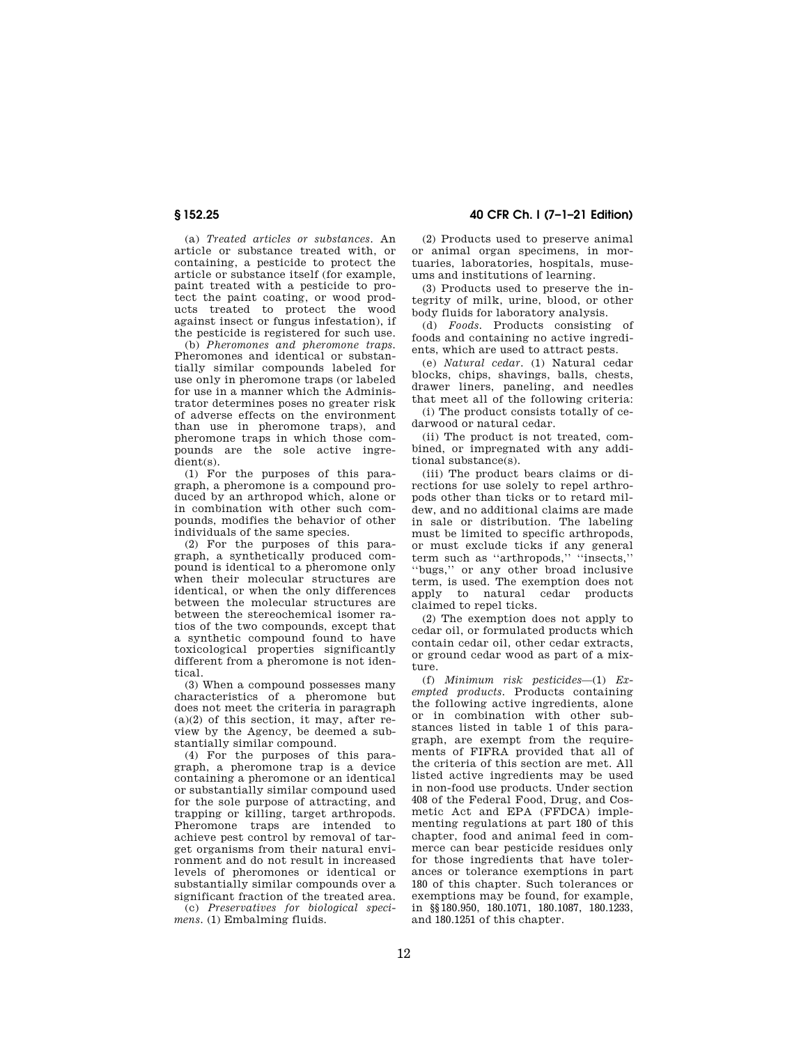(a) *Treated articles or substances.* An article or substance treated with, or containing, a pesticide to protect the article or substance itself (for example, paint treated with a pesticide to protect the paint coating, or wood products treated to protect the wood against insect or fungus infestation), if the pesticide is registered for such use.

(b) *Pheromones and pheromone traps.* Pheromones and identical or substantially similar compounds labeled for use only in pheromone traps (or labeled for use in a manner which the Administrator determines poses no greater risk of adverse effects on the environment than use in pheromone traps), and pheromone traps in which those compounds are the sole active ingredient(s).

(1) For the purposes of this paragraph, a pheromone is a compound produced by an arthropod which, alone or in combination with other such compounds, modifies the behavior of other individuals of the same species.

(2) For the purposes of this paragraph, a synthetically produced compound is identical to a pheromone only when their molecular structures are identical, or when the only differences between the molecular structures are between the stereochemical isomer ratios of the two compounds, except that a synthetic compound found to have toxicological properties significantly different from a pheromone is not identical.

(3) When a compound possesses many characteristics of a pheromone but does not meet the criteria in paragraph (a)(2) of this section, it may, after review by the Agency, be deemed a substantially similar compound.

(4) For the purposes of this paragraph, a pheromone trap is a device containing a pheromone or an identical or substantially similar compound used for the sole purpose of attracting, and trapping or killing, target arthropods. Pheromone traps are intended to achieve pest control by removal of target organisms from their natural environment and do not result in increased levels of pheromones or identical or substantially similar compounds over a significant fraction of the treated area.

(c) *Preservatives for biological specimens.* (1) Embalming fluids.

(2) Products used to preserve animal or animal organ specimens, in mortuaries, laboratories, hospitals, museums and institutions of learning.

(3) Products used to preserve the integrity of milk, urine, blood, or other body fluids for laboratory analysis.

(d) *Foods.* Products consisting of foods and containing no active ingredients, which are used to attract pests.

(e) *Natural cedar.* (1) Natural cedar blocks, chips, shavings, balls, chests, drawer liners, paneling, and needles that meet all of the following criteria:

(i) The product consists totally of cedarwood or natural cedar.

(ii) The product is not treated, combined, or impregnated with any additional substance(s).

(iii) The product bears claims or directions for use solely to repel arthropods other than ticks or to retard mildew, and no additional claims are made in sale or distribution. The labeling must be limited to specific arthropods, or must exclude ticks if any general term such as "arthropods," "insects," "bugs," or any other broad inclusive term, is used. The exemption does not apply to natural cedar products claimed to repel ticks.

(2) The exemption does not apply to cedar oil, or formulated products which contain cedar oil, other cedar extracts, or ground cedar wood as part of a mixture.

(f) *Minimum risk pesticides*—(1) *Exempted products.* Products containing the following active ingredients, alone or in combination with other substances listed in table 1 of this paragraph, are exempt from the requirements of FIFRA provided that all of the criteria of this section are met. All listed active ingredients may be used in non-food use products. Under section 408 of the Federal Food, Drug, and Cosmetic Act and EPA (FFDCA) implementing regulations at part 180 of this chapter, food and animal feed in commerce can bear pesticide residues only for those ingredients that have tolerances or tolerance exemptions in part 180 of this chapter. Such tolerances or exemptions may be found, for example, in §§180.950, 180.1071, 180.1087, 180.1233, and 180.1251 of this chapter.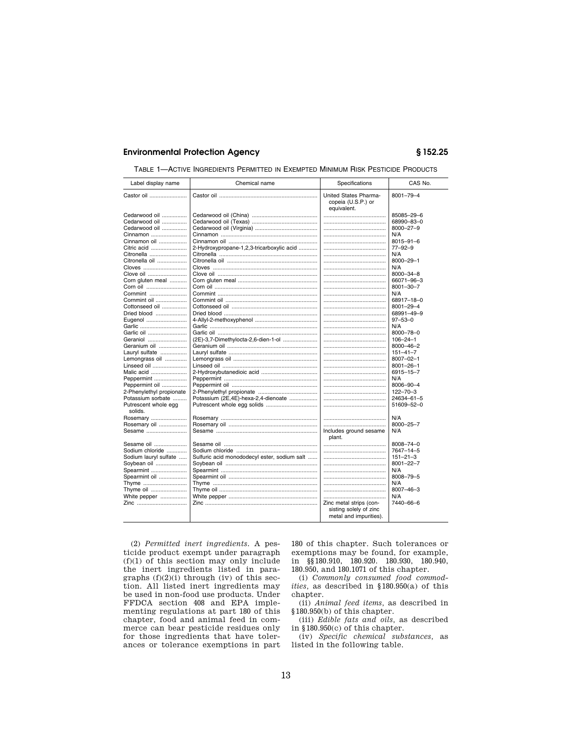TABLE 1—ACTIVE INGREDIENTS PERMITTED IN EXEMPTED MINIMUM RISK PESTICIDE PRODUCTS

| Label display name | Chemical name | Specifications | CAS No. |
|---|---|---|---|
| Castor oil | Castor oil | United States Pharmacopeia (U.S.P.) or equivalent. | 8001–79–4 |
| Cedarwood oil | Cedarwood oil (China) | | 85085–29–6 |
| Cedarwood oil | Cedarwood oil (Texas) | | 68990–83–0 |
| Cedarwood oil | Cedarwood oil (Virginia) | | 8000–27–9 |
| Cinnamon | Cinnamon | | N/A |
| Cinnamon oil | Cinnamon oil | | 8015–91–6 |
| Citric acid | 2-Hydroxypropane-1,2,3-tricarboxylic acid | | 77–92–9 |
| Citronella | Citronella | | N/A |
| Citronella oil | Citronella oil | | 8000–29–1 |
| Cloves | Cloves | | N/A |
| Clove oil | Clove oil | | 8000–34–8 |
| Corn gluten meal | Corn gluten meal | | 66071–96–3 |
| Corn oil | Corn oil | | 8001–30–7 |
| Cornmint | Cornmint | | N/A |
| Cornmint oil | Cornmint oil | | 68917–18–0 |
| Cottonseed oil | Cottonseed oil | | 8001–29–4 |
| Dried blood | Dried blood | | 68991–49–9 |
| Eugenol | 4-Allyl-2-methoxyphenol | | 97–53–0 |
| Garlic | Garlic | | N/A |
| Garlic oil | Garlic oil | | 8000–78–0 |
| Geraniol | (2E)-3,7-Dimethylocta-2,6-dien-1-ol | | 106–24–1 |
| Geranium oil | Geranium oil | | 8000–46–2 |
| Lauryl sulfate | Lauryl sulfate | | 151–41–7 |
| Lemongrass oil | Lemongrass oil | | 8007–02–1 |
| Linseed oil | Linseed oil | | 8001–26–1 |
| Malic acid | 2-Hydroxybutanedioic acid | | 6915–15–7 |
| Peppermint | Peppermint | | N/A |
| Peppermint oil | Peppermint oil | | 8006–90–4 |
| 2-Phenylethyl propionate | 2-Phenylethyl propionate | | 122–70–3 |
| Potassium sorbate | Potassium (2E,4E)-hexa-2,4-dienoate | | 24634–61–5 |
| Putrescent whole egg solids. | Putrescent whole egg solids | | 51609–52–0 |
| Rosemary | Rosemary | | N/A |
| Rosemary oil | Rosemary oil | | 8000–25–7 |
| Sesame | Sesame | Includes ground sesame plant. | N/A |
| Sesame oil | Sesame oil | | 8008–74–0 |
| Sodium chloride | Sodium chloride | | 7647–14–5 |
| Sodium lauryl sulfate | Sulfuric acid monododecyl ester, sodium salt | | 151–21–3 |
| Soybean oil | Soybean oil | | 8001–22–7 |
| Spearmint | Spearmint | | N/A |
| Spearmint oil | Spearmint oil | | 8008–79–5 |
| Thyme | Thyme | | N/A |
| Thyme oil | Thyme oil | | 8007–46–3 |
| White pepper | White pepper | | N/A |
| Zinc | Zinc | Zinc metal strips (consisting solely of zinc metal and impurities). | 7440–66–6 |

(2) *Permitted inert ingredients.* A pesticide product exempt under paragraph (f)(1) of this section may only include the inert ingredients listed in paragraphs (f)(2)(i) through (iv) of this section. All listed inert ingredients may be used in non-food use products. Under FFDCA section 408 and EPA implementing regulations at part 180 of this chapter, food and animal feed in commerce can bear pesticide residues only for those ingredients that have tolerances or tolerance exemptions in part 180 of this chapter. Such tolerances or exemptions may be found, for example, in §§ 180.910, 180.920. 180.930, 180.940, 180.950, and 180.1071 of this chapter.

(i) *Commonly consumed food commodities,* as described in § 180.950(a) of this chapter.

(ii) *Animal feed items,* as described in § 180.950(b) of this chapter.

(iii) *Edible fats and oils,* as described in § 180.950(c) of this chapter.

(iv) *Specific chemical substances,* as listed in the following table.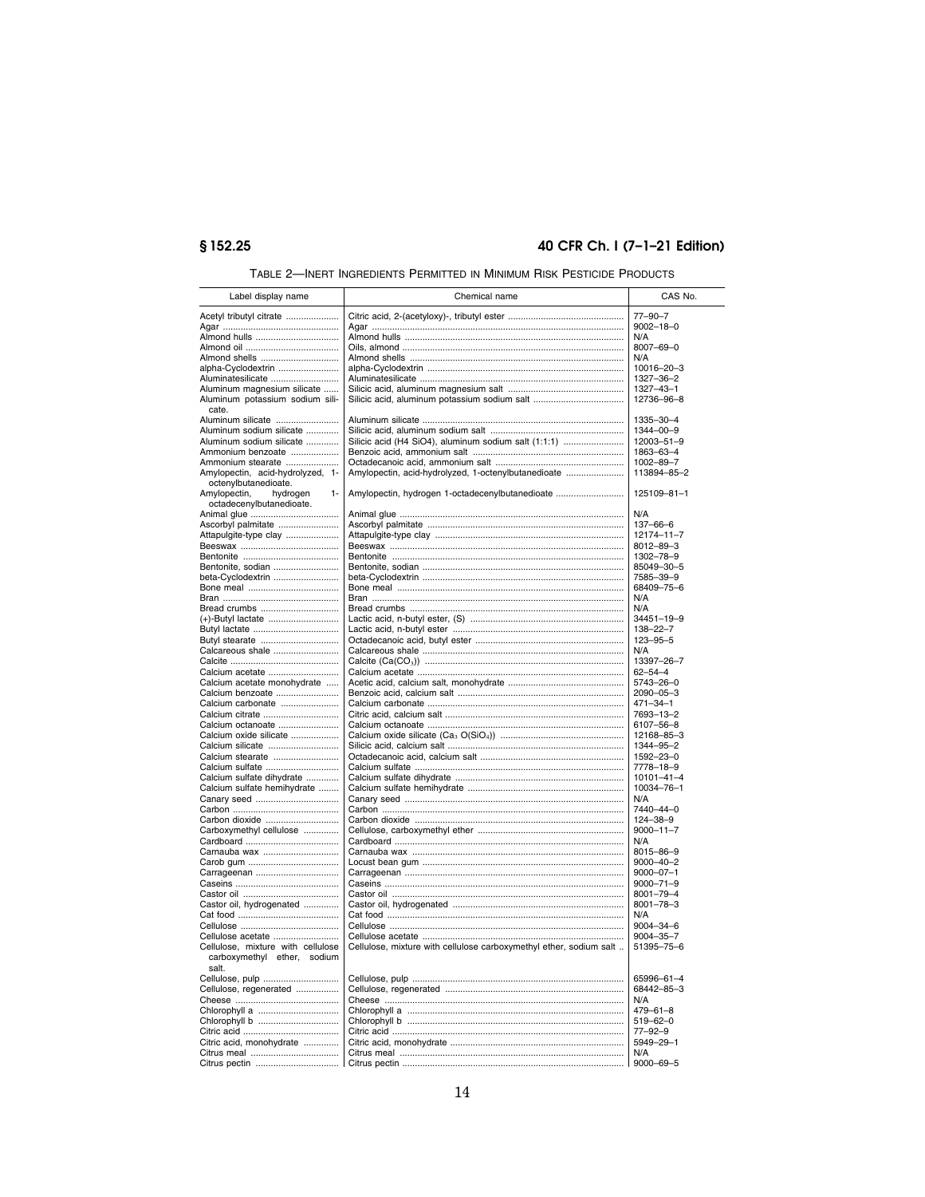TABLE 2—INERT INGREDIENTS PERMITTED IN MINIMUM RISK PESTICIDE PRODUCTS

| Label display name | Chemical name | CAS No. |
|---|---|---|
| Acetyl tributyl citrate | Citric acid, 2-(acetyloxy)-, tributyl ester | 77–90–7 |
| Agar | Agar | 9002–18–0 |
| Almond hulls | Almond hulls | N/A |
| Almond oil | Oils, almond | 8007–69–0 |
| Almond shells | Almond shells | N/A |
| alpha-Cyclodextrin | alpha-Cyclodextrin | 10016–20–3 |
| Aluminatesilicate | Aluminatesilicate | 1327–36–2 |
| Aluminum magnesium silicate | Silicic acid, aluminum magnesium salt | 1327–43–1 |
| Aluminum potassium sodium silicate. | Silicic acid, aluminum potassium sodium salt | 12736–96–8 |
| Aluminum silicate | Aluminum silicate | 1335–30–4 |
| Aluminum sodium silicate | Silicic acid, aluminum sodium salt | 1344–00–9 |
| Aluminum sodium silicate | Silicic acid (H4 SiO4), aluminum sodium salt (1:1:1) | 12003–51–9 |
| Ammonium benzoate | Benzoic acid, ammonium salt | 1863–63–4 |
| Ammonium stearate | Octadecanoic acid, ammonium salt | 1002–89–7 |
| Amylopectin, acid-hydrolyzed, 1-octenylbutanedioate. | Amylopectin, acid-hydrolyzed, 1-octenylbutanedioate | 113894–85–2 |
| Amylopectin, hydrogen 1-octadecenylbutanedioate. | Amylopectin, hydrogen 1-octadecenylbutanedioate | 125109–81–1 |
| Animal glue | Animal glue | N/A |
| Ascorbyl palmitate | Ascorbyl palmitate | 137–66–6 |
| Attapulgite-type clay | Attapulgite-type clay | 12174–11–7 |
| Beeswax | Beeswax | 8012–89–3 |
| Bentonite | Bentonite | 1302–78–9 |
| Bentonite, sodian | Bentonite, sodian | 85049–30–5 |
| beta-Cyclodextrin | beta-Cyclodextrin | 7585–39–9 |
| Bone meal | Bone meal | 68409–75–6 |
| Bran | Bran | N/A |
| Bread crumbs | Bread crumbs | N/A |
| (+)-Butyl lactate | Lactic acid, n-butyl ester, (S) | 34451–19–9 |
| Butyl lactate | Lactic acid, n-butyl ester | 138–22–7 |
| Butyl stearate | Octadecanoic acid, butyl ester | 123–95–5 |
| Calcareous shale | Calcareous shale | N/A |
| Calcite | Calcite ($Ca(CO_3)$) | 13397–26–7 |
| Calcium acetate | Calcium acetate | 62–54–4 |
| Calcium acetate monohydrate | Acetic acid, calcium salt, monohydrate | 5743–26–0 |
| Calcium benzoate | Benzoic acid, calcium salt | 2090–05–3 |
| Calcium carbonate | Calcium carbonate | 471–34–1 |
| Calcium citrate | Citric acid, calcium salt | 7693–13–2 |
| Calcium octanoate | Calcium octanoate | 6107–56–8 |
| Calcium oxide silicate | Calcium oxide silicate ($Ca_3O(SiO_4)$) | 12168–85–3 |
| Calcium silicate | Silicic acid, calcium salt | 1344–95–2 |
| Calcium stearate | Octadecanoic acid, calcium salt | 1592–23–0 |
| Calcium sulfate | Calcium sulfate | 7778–18–9 |
| Calcium sulfate dihydrate | Calcium sulfate dihydrate | 10101–41–4 |
| Calcium sulfate hemihydrate | Calcium sulfate hemihydrate | 10034–76–1 |
| Canary seed | Canary seed | N/A |
| Carbon | Carbon | 7440–44–0 |
| Carbon dioxide | Carbon dioxide | 124–38–9 |
| Carboxymethyl cellulose | Cellulose, carboxymethyl ether | 9000–11–7 |
| Cardboard | Cardboard | N/A |
| Carnauba wax | Carnauba wax | 8015–86–9 |
| Carob gum | Locust bean gum | 9000–40–2 |
| Carrageenan | Carrageenan | 9000–07–1 |
| Caseins | Caseins | 9000–71–9 |
| Castor oil | Castor oil | 8001–79–4 |
| Castor oil, hydrogenated | Castor oil, hydrogenated | 8001–78–3 |
| Cat food | Cat food | N/A |
| Cellulose | Cellulose | 9004–34–6 |
| Cellulose acetate | Cellulose acetate | 9004–35–7 |
| Cellulose, mixture with cellulose carboxymethyl ether, sodium salt. | Cellulose, mixture with cellulose carboxymethyl ether, sodium salt | 51395–75–6 |
| Cellulose, pulp | Cellulose, pulp | 65996–61–4 |
| Cellulose, regenerated | Cellulose, regenerated | 68442–85–3 |
| Cheese | Cheese | N/A |
| Chlorophyll a | Chlorophyll a | 479–61–8 |
| Chlorophyll b | Chlorophyll b | 519–62–0 |
| Citric acid | Citric acid | 77–92–9 |
| Citric acid, monohydrate | Citric acid, monohydrate | 5949–29–1 |
| Citrus meal | Citrus meal | N/A |
| Citrus pectin | Citrus pectin | 9000–69–5 |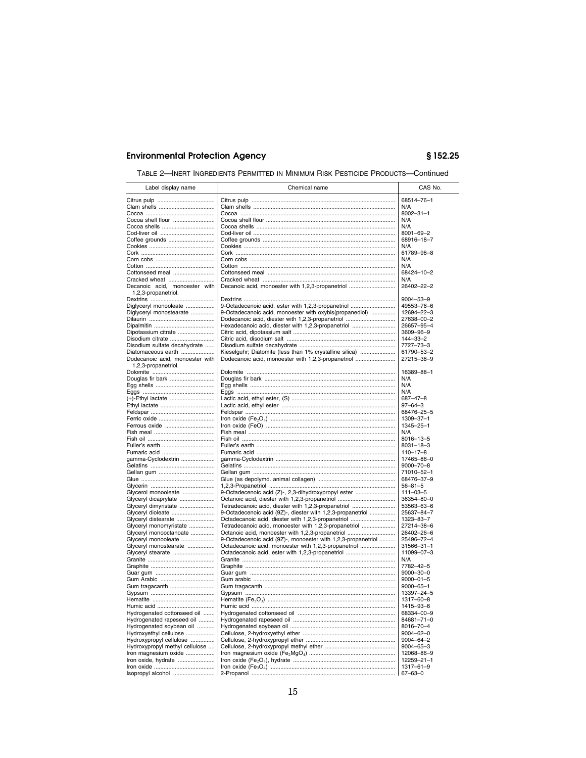TABLE 2—INERT INGREDIENTS PERMITTED IN MINIMUM RISK PESTICIDE PRODUCTS—Continued

| Label display name | Chemical name | CAS No. |
|---|---|---|
| Citrus pulp | Citrus pulp | 68514–76–1 |
| Clam shells | Clam shells | N/A |
| Cocoa | Cocoa | 8002–31–1 |
| Cocoa shell flour | Cocoa shell flour | N/A |
| Cocoa shells | Cocoa shells | N/A |
| Cod-liver oil | Cod-liver oil | 8001–69–2 |
| Coffee grounds | Coffee grounds | 68916–18–7 |
| Cookies | Cookies | N/A |
| Cork | Cork | 61789–98–8 |
| Corn cobs | Corn cobs | N/A |
| Cotton | Cotton | N/A |
| Cottonseed meal | Cottonseed meal | 68424–10–2 |
| Cracked wheat | Cracked wheat | N/A |
| Decanoic acid, monoester with 1,2,3-propanetriol. | Decanoic acid, monoester with 1,2,3-propanetriol | 26402–22–2 |
| Dextrins | Dextrins | 9004–53–9 |
| Diglyceryl monooleate | 9-Octadecenoic acid, ester with 1,2,3-propanetriol | 49553–76–6 |
| Diglyceryl monostearate | 9-Octadecanoic acid, monoester with oxybis(propanediol) | 12694–22–3 |
| Dilaurin | Dodecanoic acid, diester with 1,2,3-propanetriol | 27638–00–2 |
| Dipalmitin | Hexadecanoic acid, diester with 1,2,3-propanetriol | 26657–95–4 |
| Dipotassium citrate | Citric acid, dipotassium salt | 3609–96–9 |
| Disodium citrate | Citric acid, disodium salt | 144–33–2 |
| Disodium sulfate decahydrate | Disodium sulfate decahydrate | 7727–73–3 |
| Diatomaceous earth | Kieselguhr; Diatomite (less than 1% crystalline silica) | 61790–53–2 |
| Dodecanoic acid, monoester with 1,2,3-propanetriol. | Dodecanoic acid, monoester with 1,2,3-propanetriol | 27215–38–9 |
| Dolomite | Dolomite | 16389–88–1 |
| Douglas fir bark | Douglas fir bark | N/A |
| Egg shells | Egg shells | N/A |
| Eggs | Eggs | N/A |
| (+)-Ethyl lactate | Lactic acid, ethyl ester, (S) | 687–47–8 |
| Ethyl lactate | Lactic acid, ethyl ester | 97–64–3 |
| Feldspar | Feldspar | 68476–25–5 |
| Ferric oxide | Iron oxide ($Fe_2O_3$) | 1309–37–1 |
| Ferrous oxide | Iron oxide (FeO) | 1345–25–1 |
| Fish meal | Fish meal | N/A |
| Fish oil | Fish oil | 8016–13–5 |
| Fuller's earth | Fuller's earth | 8031–18–3 |
| Fumaric acid | Fumaric acid | 110–17–8 |
| gamma-Cyclodextrin | gamma-Cyclodextrin | 17465–86–0 |
| Gelatins | Gelatins | 9000–70–8 |
| Gellan gum | Gellan gum | 71010–52–1 |
| Glue | Glue (as depolymd. animal collagen) | 68476–37–9 |
| Glycerin | 1,2,3-Propanetriol | 56–81–5 |
| Glycerol monooleate | 9-Octadecenoic acid (Z)-, 2,3-dihydroxypropyl ester | 111–03–5 |
| Glyceryl dicaprylate | Octanoic acid, diester with 1,2,3-propanetriol | 36354–80–0 |
| Glyceryl dimyristate | Tetradecanoic acid, diester with 1,2,3-propanetriol | 53563–63–6 |
| Glyceryl dioleate | 9-Octadecenoic acid (9Z)-, diester with 1,2,3-propanetriol | 25637–84–7 |
| Glyceryl distearate | Octadecanoic acid, diester with 1,2,3-propanetriol | 1323–83–7 |
| Glyceryl monomyristate | Tetradecanoic acid, monoester with 1,2,3-propanetriol | 27214–38–6 |
| Glyceryl monooctanoate | Octanoic acid, monoester with 1,2,3-propanetriol | 26402–26–6 |
| Glyceryl monooleate | 9-Octadecenoic acid (9Z)-, monoester with 1,2,3-propanetriol | 25496–72–4 |
| Glyceryl monostearate | Octadecanoic acid, monoester with 1,2,3-propanetriol | 31566–31–1 |
| Glyceryl stearate | Octadecanoic acid, ester with 1,2,3-propanetriol | 11099–07–3 |
| Granite | Granite | N/A |
| Graphite | Graphite | 7782–42–5 |
| Guar gum | Guar gum | 9000–30–0 |
| Gum Arabic | Gum arabic | 9000–01–5 |
| Gum tragacanth | Gum tragacanth | 9000–65–1 |
| Gypsum | Gypsum | 13397–24–5 |
| Hematite | Hematite ($Fe_2O_3$) | 1317–60–8 |
| Humic acid | Humic acid | 1415–93–6 |
| Hydrogenated cottonseed oil | Hydrogenated cottonseed oil | 68334–00–9 |
| Hydrogenated rapeseed oil | Hydrogenated rapeseed oil | 84681–71–0 |
| Hydrogenated soybean oil | Hydrogenated soybean oil | 8016–70–4 |
| Hydroxyethyl cellulose | Cellulose, 2-hydroxyethyl ether | 9004–62–0 |
| Hydroxypropyl cellulose | Cellulose, 2-hydroxypropyl ether | 9004–64–2 |
| Hydroxypropyl methyl cellulose | Cellulose, 2-hydroxypropyl methyl ether | 9004–65–3 |
| Iron magnesium oxide | Iron magnesium oxide ($Fe_2MgO_4$) | 12068–86–9 |
| Iron oxide, hydrate | Iron oxide ($Fe_2O_3$), hydrate | 12259–21–1 |
| Iron oxide | Iron oxide ($Fe_3O_4$) | 1317–61–9 |
| Isopropyl alcohol | 2-Propanol | 67–63–0 |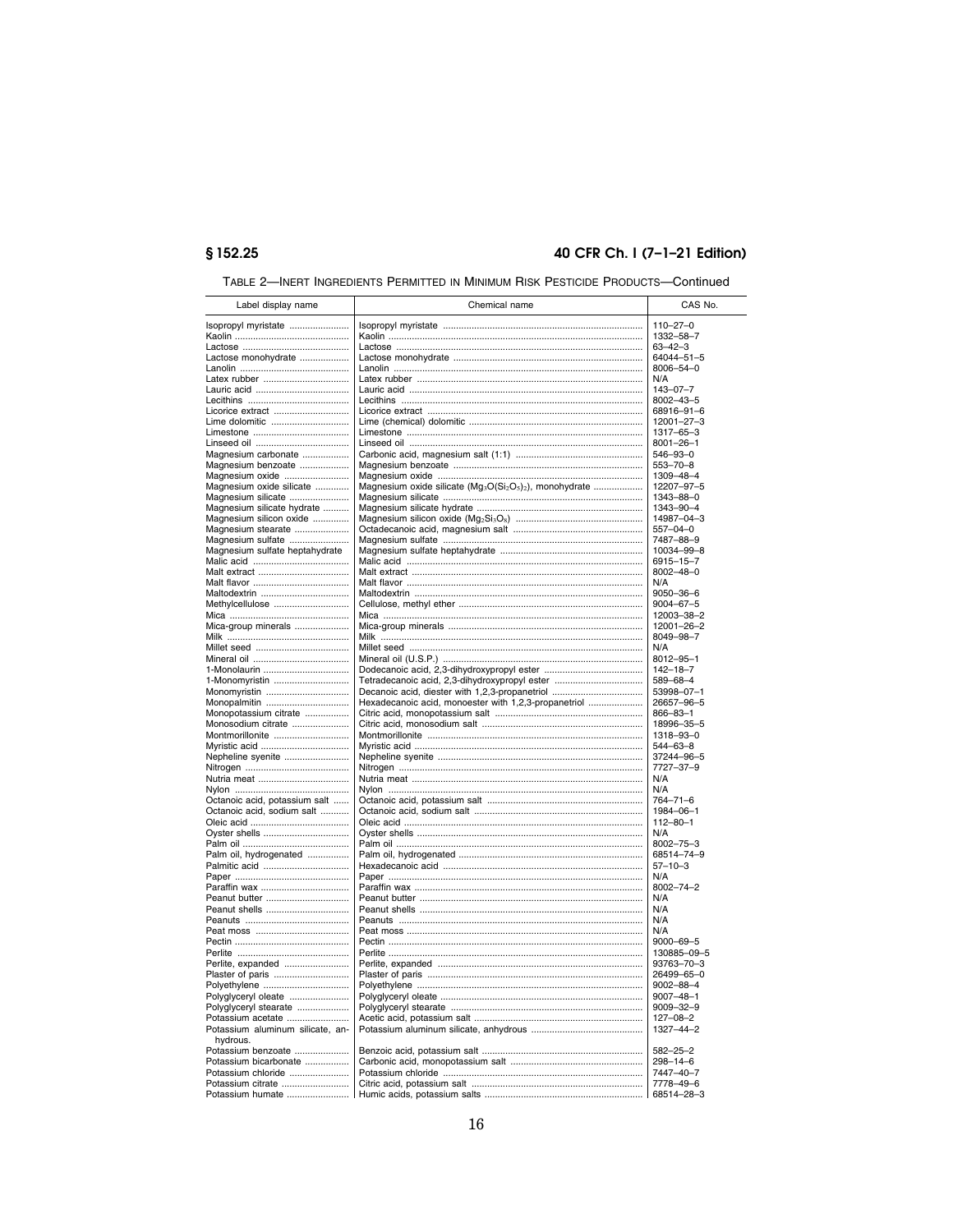TABLE 2—INERT INGREDIENTS PERMITTED IN MINIMUM RISK PESTICIDE PRODUCTS—Continued

| Label display name | Chemical name | CAS No. |
| --- | --- | --- |
| Isopropyl myristate | Isopropyl myristate | 110–27–0 |
| Kaolin | Kaolin | 1332–58–7 |
| Lactose | Lactose | 63–42–3 |
| Lactose monohydrate | Lactose monohydrate | 64044–51–5 |
| Lanolin | Lanolin | 8006–54–0 |
| Latex rubber | Latex rubber | N/A |
| Lauric acid | Lauric acid | 143–07–7 |
| Lecithins | Lecithins | 8002–43–5 |
| Licorice extract | Licorice extract | 68916–91–6 |
| Lime dolomitic | Lime (chemical) dolomitic | 12001–27–3 |
| Limestone | Limestone | 1317–65–3 |
| Linseed oil | Linseed oil | 8001–26–1 |
| Magnesium carbonate | Carbonic acid, magnesium salt (1:1) | 546–93–0 |
| Magnesium benzoate | Magnesium benzoate | 553–70–8 |
| Magnesium oxide | Magnesium oxide | 1309–48–4 |
| Magnesium oxide silicate | Magnesium oxide silicate ($Mg_3O(Si_2O_5)_2$), monohydrate | 12207–97–5 |
| Magnesium silicate | Magnesium silicate | 1343–88–0 |
| Magnesium silicate hydrate | Magnesium silicate hydrate | 1343–90–4 |
| Magnesium silicon oxide | Magnesium silicon oxide ($Mg_2Si_3O_8$) | 14987–04–3 |
| Magnesium stearate | Octadecanoic acid, magnesium salt | 557–04–0 |
| Magnesium sulfate | Magnesium sulfate | 7487–88–9 |
| Magnesium sulfate heptahydrate | Magnesium sulfate heptahydrate | 10034–99–8 |
| Malic acid | Malic acid | 6915–15–7 |
| Malt extract | Malt extract | 8002–48–0 |
| Malt flavor | Malt flavor | N/A |
| Maltodextrin | Maltodextrin | 9050–36–6 |
| Methylcellulose | Cellulose, methyl ether | 9004–67–5 |
| Mica | Mica | 12003–38–2 |
| Mica-group minerals | Mica-group minerals | 12001–26–2 |
| Milk | Milk | 8049–98–7 |
| Millet seed | Millet seed | N/A |
| Mineral oil | Mineral oil (U.S.P.) | 8012–95–1 |
| 1-Monolaurin | Dodecanoic acid, 2,3-dihydroxypropyl ester | 142–18–7 |
| 1-Monomyristin | Tetradecanoic acid, 2,3-dihydroxypropyl ester | 589–68–4 |
| Monomyristin | Decanoic acid, diester with 1,2,3-propanetriol | 53998–07–1 |
| Monopalmitin | Hexadecanoic acid, monoester with 1,2,3-propanetriol | 26657–96–5 |
| Monopotassium citrate | Citric acid, monopotassium salt | 866–83–1 |
| Monosodium citrate | Citric acid, monosodium salt | 18996–35–5 |
| Montmorillonite | Montmorillonite | 1318–93–0 |
| Myristic acid | Myristic acid | 544–63–8 |
| Nepheline syenite | Nepheline syenite | 37244–96–5 |
| Nitrogen | Nitrogen | 7727–37–9 |
| Nutria meat | Nutria meat | N/A |
| Nylon | Nylon | N/A |
| Octanoic acid, potassium salt | Octanoic acid, potassium salt | 764–71–6 |
| Octanoic acid, sodium salt | Octanoic acid, sodium salt | 1984–06–1 |
| Oleic acid | Oleic acid | 112–80–1 |
| Oyster shells | Oyster shells | N/A |
| Palm oil | Palm oil | 8002–75–3 |
| Palm oil, hydrogenated | Palm oil, hydrogenated | 68514–74–9 |
| Palmitic acid | Hexadecanoic acid | 57–10–3 |
| Paper | Paper | N/A |
| Paraffin wax | Paraffin wax | 8002–74–2 |
| Peanut butter | Peanut butter | N/A |
| Peanut shells | Peanut shells | N/A |
| Peanuts | Peanuts | N/A |
| Peat moss | Peat moss | N/A |
| Pectin | Pectin | 9000–69–5 |
| Perlite | Perlite | 130885–09–5 |
| Perlite, expanded | Perlite, expanded | 93763–70–3 |
| Plaster of paris | Plaster of paris | 26499–65–0 |
| Polyethylene | Polyethylene | 9002–88–4 |
| Polyglyceryl oleate | Polyglyceryl oleate | 9007–48–1 |
| Polyglyceryl stearate | Polyglyceryl stearate | 9009–32–9 |
| Potassium acetate | Acetic acid, potassium salt | 127–08–2 |
| Potassium aluminum silicate, anhydrous. | Potassium aluminum silicate, anhydrous | 1327–44–2 |
| Potassium benzoate | Benzoic acid, potassium salt | 582–25–2 |
| Potassium bicarbonate | Carbonic acid, monopotassium salt | 298–14–6 |
| Potassium chloride | Potassium chloride | 7447–40–7 |
| Potassium citrate | Citric acid, potassium salt | 7778–49–6 |
| Potassium humate | Humic acids, potassium salts | 68514–28–3 |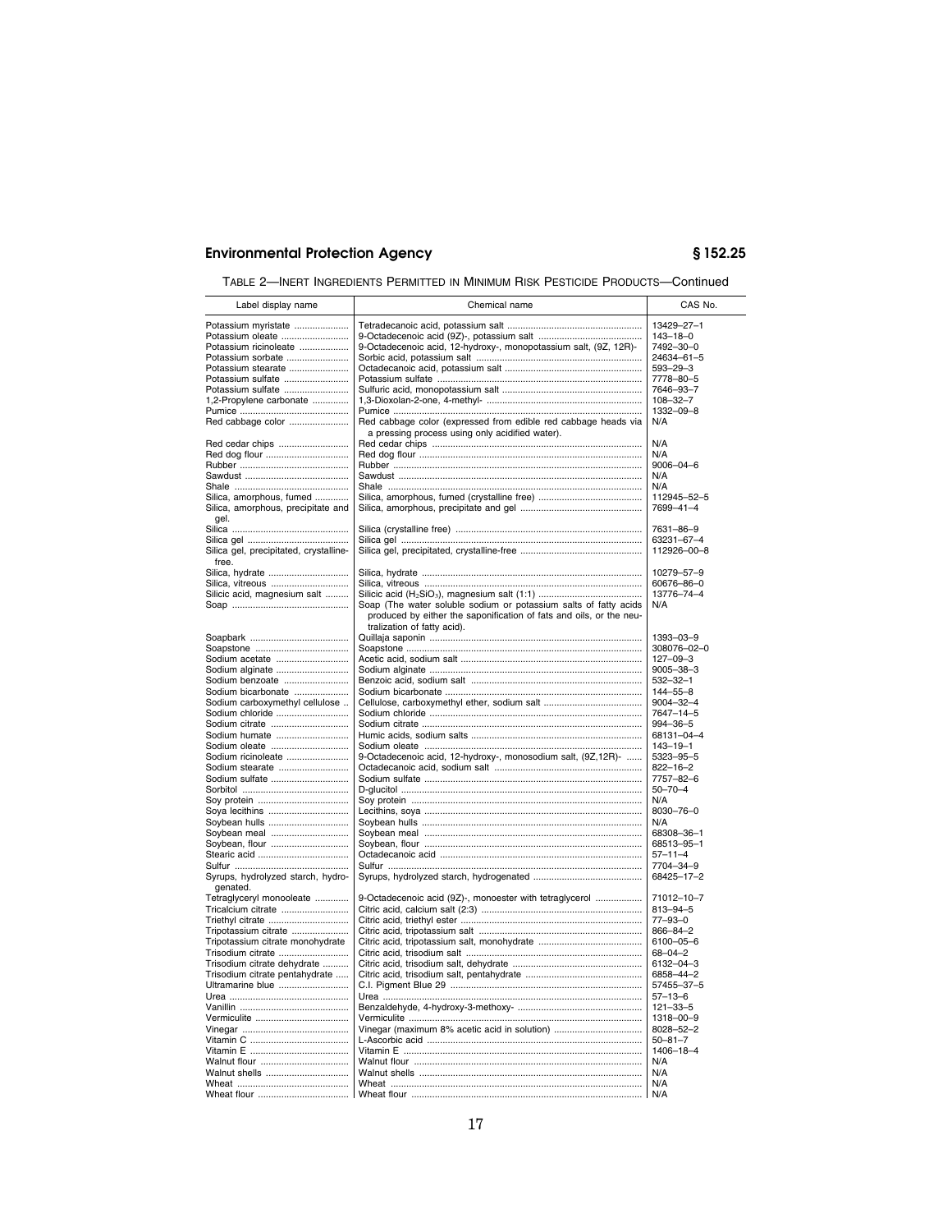TABLE 2—INERT INGREDIENTS PERMITTED IN MINIMUM RISK PESTICIDE PRODUCTS—Continued

| Label display name | Chemical name | CAS No. |
|---|---|---|
| Potassium myristate | Tetradecanoic acid, potassium salt | 13429–27–1 |
| Potassium oleate | 9-Octadecenoic acid (9Z)-, potassium salt | 143–18–0 |
| Potassium ricinoleate | 9-Octadecenoic acid, 12-hydroxy-, monopotassium salt, (9Z, 12R)- | 7492–30–0 |
| Potassium sorbate | Sorbic acid, potassium salt | 24634–61–5 |
| Potassium stearate | Octadecanoic acid, potassium salt | 593–29–3 |
| Potassium sulfate | Potassium sulfate | 7778–80–5 |
| Potassium sulfate | Sulfuric acid, monopotassium salt | 7646–93–7 |
| 1,2-Propylene carbonate | 1,3-Dioxolan-2-one, 4-methyl- | 108–32–7 |
| Pumice | Pumice | 1332–09–8 |
| Red cabbage color | Red cabbage color (expressed from edible red cabbage heads via a pressing process using only acidified water). | N/A |
| Red cedar chips | Red cedar chips | N/A |
| Red dog flour | Red dog flour | N/A |
| Rubber | Rubber | 9006–04–6 |
| Sawdust | Sawdust | N/A |
| Shale | Shale | N/A |
| Silica, amorphous, fumed | Silica, amorphous, fumed (crystalline free) | 112945–52–5 |
| Silica, amorphous, precipitate and gel. | Silica, amorphous, precipitate and gel | 7699–41–4 |
| Silica | Silica (crystalline free) | 7631–86–9 |
| Silica gel | Silica gel | 63231–67–4 |
| Silica gel, precipitated, crystalline-free. | Silica gel, precipitated, crystalline-free | 112926–00–8 |
| Silica, hydrate | Silica, hydrate | 10279–57–9 |
| Silica, vitreous | Silica, vitreous | 60676–86–0 |
| Silicic acid, magnesium salt | Silicic acid ($H_2SiO_3$), magnesium salt (1:1) | 13776–74–4 |
| Soap | Soap (The water soluble sodium or potassium salts of fatty acids produced by either the saponification of fats and oils, or the neutralization of fatty acid). | N/A |
| Soapbark | Quillaja saponin | 1393–03–9 |
| Soapstone | Soapstone | 308076–02–0 |
| Sodium acetate | Acetic acid, sodium salt | 127–09–3 |
| Sodium alginate | Sodium alginate | 9005–38–3 |
| Sodium benzoate | Benzoic acid, sodium salt | 532–32–1 |
| Sodium bicarbonate | Sodium bicarbonate | 144–55–8 |
| Sodium carboxymethyl cellulose | Cellulose, carboxymethyl ether, sodium salt | 9004–32–4 |
| Sodium chloride | Sodium chloride | 7647–14–5 |
| Sodium citrate | Sodium citrate | 994–36–5 |
| Sodium humate | Humic acids, sodium salts | 68131–04–4 |
| Sodium oleate | Sodium oleate | 143–19–1 |
| Sodium ricinoleate | 9-Octadecenoic acid, 12-hydroxy-, monosodium salt, (9Z,12R)- | 5323–95–5 |
| Sodium stearate | Octadecanoic acid, sodium salt | 822–16–2 |
| Sodium sulfate | Sodium sulfate | 7757–82–6 |
| Sorbitol | D-glucitol | 50–70–4 |
| Soy protein | Soy protein | N/A |
| Soya lecithins | Lecithins, soya | 8030–76–0 |
| Soybean hulls | Soybean hulls | N/A |
| Soybean meal | Soybean meal | 68308–36–1 |
| Soybean, flour | Soybean, flour | 68513–95–1 |
| Stearic acid | Octadecanoic acid | 57–11–4 |
| Sulfur | Sulfur | 7704–34–9 |
| Syrups, hydrolyzed starch, hydrogenated. | Syrups, hydrolyzed starch, hydrogenated | 68425–17–2 |
| Tetraglyceryl monooleate | 9-Octadecenoic acid (9Z)-, monoester with tetraglycerol | 71012–10–7 |
| Tricalcium citrate | Citric acid, calcium salt (2:3) | 813–94–5 |
| Triethyl citrate | Citric acid, triethyl ester | 77–93–0 |
| Tripotassium citrate | Citric acid, tripotassium salt | 866–84–2 |
| Tripotassium citrate monohydrate | Citric acid, tripotassium salt, monohydrate | 6100–05–6 |
| Trisodium citrate | Citric acid, trisodium salt | 68–04–2 |
| Trisodium citrate dehydrate | Citric acid, trisodium salt, dehydrate | 6132–04–3 |
| Trisodium citrate pentahydrate | Citric acid, trisodium salt, pentahydrate | 6858–44–2 |
| Ultramarine blue | C.I. Pigment Blue 29 | 57455–37–5 |
| Urea | Urea | 57–13–6 |
| Vanillin | Benzaldehyde, 4-hydroxy-3-methoxy- | 121–33–5 |
| Vermiculite | Vermiculite | 1318–00–9 |
| Vinegar | Vinegar (maximum 8% acetic acid in solution) | 8028–52–2 |
| Vitamin C | L-Ascorbic acid | 50–81–7 |
| Vitamin E | Vitamin E | 1406–18–4 |
| Walnut flour | Walnut flour | N/A |
| Walnut shells | Walnut shells | N/A |
| Wheat | Wheat | N/A |
| Wheat flour | Wheat flour | N/A |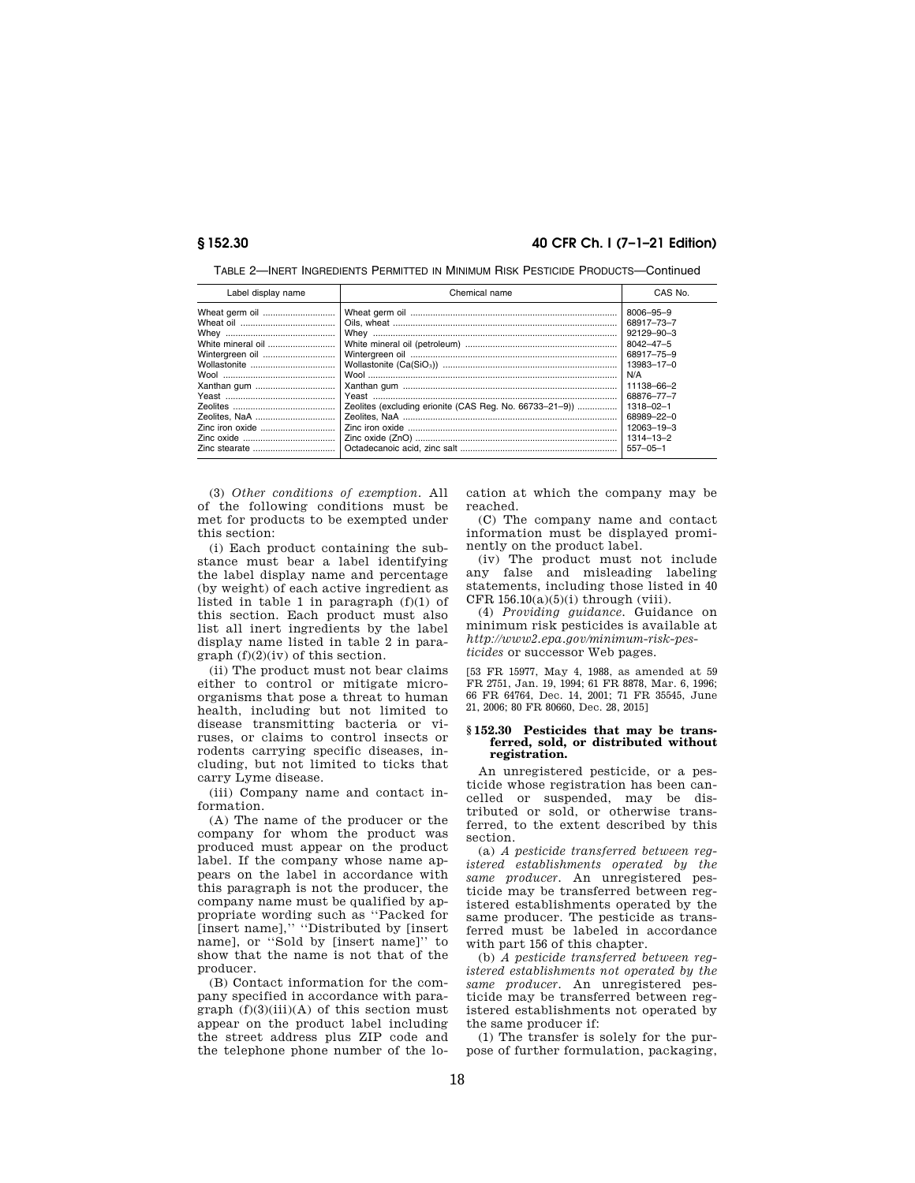TABLE 2—INERT INGREDIENTS PERMITTED IN MINIMUM RISK PESTICIDE PRODUCTS—Continued

| Label display name | Chemical name | CAS No. |
| --- | --- | --- |
| Wheat germ oil | Wheat germ oil | 8006–95–9 |
| Wheat oil | Oils, wheat | 68917–73–7 |
| Whey | Whey | 92129–90–3 |
| White mineral oil | White mineral oil (petroleum) | 8042–47–5 |
| Wintergreen oil | Wintergreen oil | 68917–75–9 |
| Wollastonite | Wollastonite ($Ca(SiO_3)$) | 13983–17–0 |
| Wool | Wool | N/A |
| Xanthan gum | Xanthan gum | 11138–66–2 |
| Yeast | Yeast | 68876–77–7 |
| Zeolites | Zeolites (excluding erionite (CAS Reg. No. 66733–21–9)) | 1318–02–1 |
| Zeolites, NaA | Zeolites, NaA | 68989–22–0 |
| Zinc iron oxide | Zinc iron oxide | 12063–19–3 |
| Zinc oxide | Zinc oxide (ZnO) | 1314–13–2 |
| Zinc stearate | Octadecanoic acid, zinc salt | 557–05–1 |

(3) *Other conditions of exemption.* All of the following conditions must be met for products to be exempted under this section:

(i) Each product containing the substance must bear a label identifying the label display name and percentage (by weight) of each active ingredient as listed in table 1 in paragraph (f)(1) of this section. Each product must also list all inert ingredients by the label display name listed in table 2 in paragraph (f)(2)(iv) of this section.

(ii) The product must not bear claims either to control or mitigate microorganisms that pose a threat to human health, including but not limited to disease transmitting bacteria or viruses, or claims to control insects or rodents carrying specific diseases, including, but not limited to ticks that carry Lyme disease.

(iii) Company name and contact information.

(A) The name of the producer or the company for whom the product was produced must appear on the product label. If the company whose name appears on the label in accordance with this paragraph is not the producer, the company name must be qualified by appropriate wording such as "Packed for [insert name]," "Distributed by [insert name], or "Sold by [insert name]" to show that the name is not that of the producer.

(B) Contact information for the company specified in accordance with paragraph (f)(3)(iii)(A) of this section must appear on the product label including the street address plus ZIP code and the telephone phone number of the location at which the company may be reached.

(C) The company name and contact information must be displayed prominently on the product label.

(iv) The product must not include any false and misleading labeling statements, including those listed in 40 CFR 156.10(a)(5)(i) through (viii).

(4) *Providing guidance.* Guidance on minimum risk pesticides is available at *http://www2.epa.gov/minimum-risk-pesticides* or successor Web pages.

[53 FR 15977, May 4, 1988, as amended at 59 FR 2751, Jan. 19, 1994; 61 FR 8878, Mar. 6, 1996; 66 FR 64764, Dec. 14, 2001; 71 FR 35545, June 21, 2006; 80 FR 80660, Dec. 28, 2015]

### § 152.30 Pesticides that may be transferred, sold, or distributed without registration.

An unregistered pesticide, or a pesticide whose registration has been cancelled or suspended, may be distributed or sold, or otherwise transferred, to the extent described by this section.

(a) *A pesticide transferred between registered establishments operated by the same producer.* An unregistered pesticide may be transferred between registered establishments operated by the same producer. The pesticide as transferred must be labeled in accordance with part 156 of this chapter.

(b) *A pesticide transferred between registered establishments not operated by the same producer.* An unregistered pesticide may be transferred between registered establishments not operated by the same producer if:

(1) The transfer is solely for the purpose of further formulation, packaging,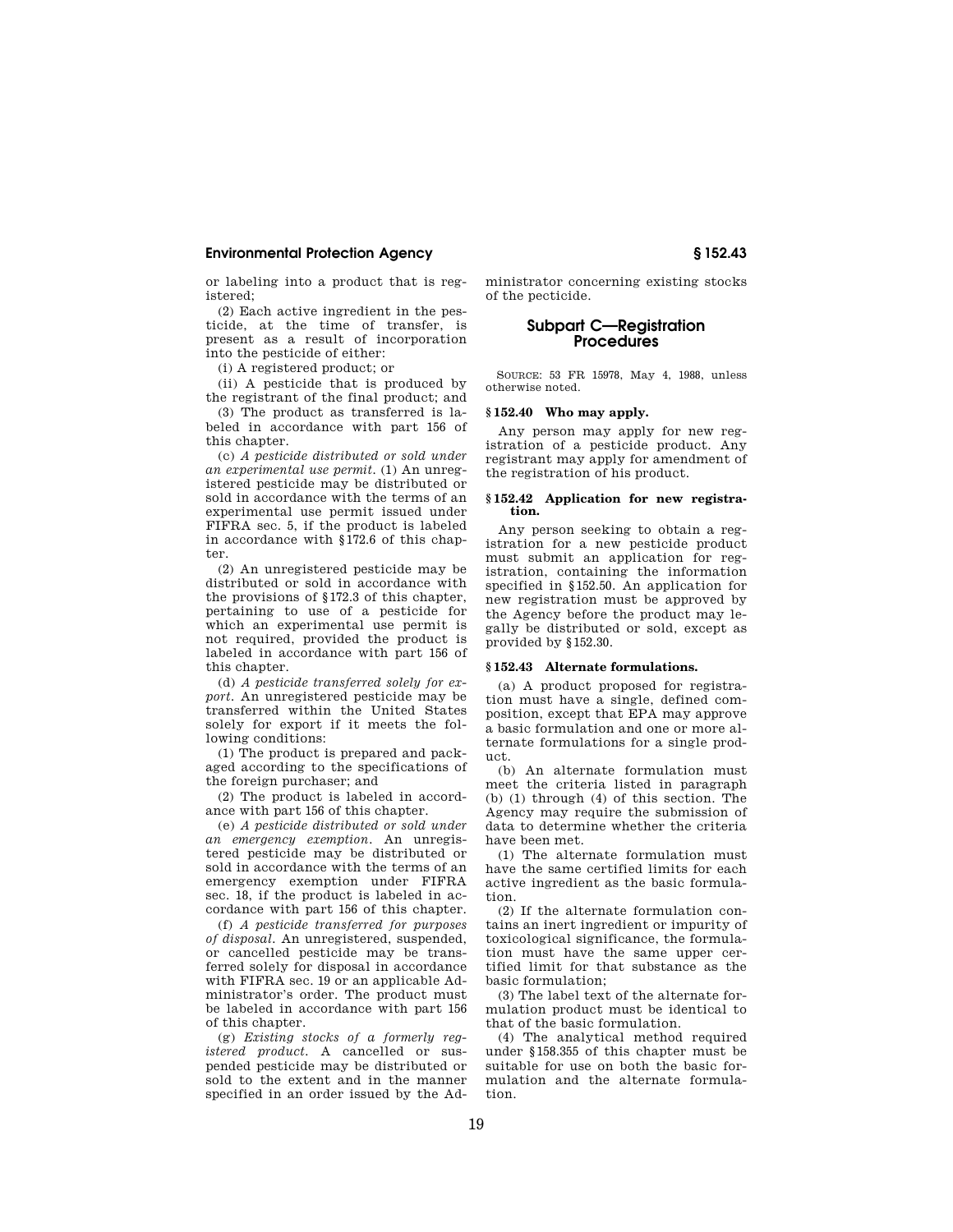or labeling into a product that is registered;

(2) Each active ingredient in the pesticide, at the time of transfer, is present as a result of incorporation into the pesticide of either:

(i) A registered product; or

(ii) A pesticide that is produced by the registrant of the final product; and

(3) The product as transferred is labeled in accordance with part 156 of this chapter.

(c) *A pesticide distributed or sold under an experimental use permit.* (1) An unregistered pesticide may be distributed or sold in accordance with the terms of an experimental use permit issued under FIFRA sec. 5, if the product is labeled in accordance with §172.6 of this chapter.

(2) An unregistered pesticide may be distributed or sold in accordance with the provisions of §172.3 of this chapter, pertaining to use of a pesticide for which an experimental use permit is not required, provided the product is labeled in accordance with part 156 of this chapter.

(d) *A pesticide transferred solely for export.* An unregistered pesticide may be transferred within the United States solely for export if it meets the following conditions:

(1) The product is prepared and packaged according to the specifications of the foreign purchaser; and

(2) The product is labeled in accordance with part 156 of this chapter.

(e) *A pesticide distributed or sold under an emergency exemption.* An unregistered pesticide may be distributed or sold in accordance with the terms of an emergency exemption under FIFRA sec. 18, if the product is labeled in accordance with part 156 of this chapter.

(f) *A pesticide transferred for purposes of disposal.* An unregistered, suspended, or cancelled pesticide may be transferred solely for disposal in accordance with FIFRA sec. 19 or an applicable Administrator's order. The product must be labeled in accordance with part 156 of this chapter.

(g) *Existing stocks of a formerly registered product.* A cancelled or suspended pesticide may be distributed or sold to the extent and in the manner specified in an order issued by the Administrator concerning existing stocks of the pecticide.

## Subpart C—Registration Procedures

SOURCE: 53 FR 15978, May 4, 1988, unless otherwise noted.

### § 152.40 Who may apply.

Any person may apply for new registration of a pesticide product. Any registrant may apply for amendment of the registration of his product.

### § 152.42 Application for new registration.

Any person seeking to obtain a registration for a new pesticide product must submit an application for registration, containing the information specified in §152.50. An application for new registration must be approved by the Agency before the product may legally be distributed or sold, except as provided by §152.30.

### § 152.43 Alternate formulations.

(a) A product proposed for registration must have a single, defined composition, except that EPA may approve a basic formulation and one or more alternate formulations for a single product.

(b) An alternate formulation must meet the criteria listed in paragraph (b) (1) through (4) of this section. The Agency may require the submission of data to determine whether the criteria have been met.

(1) The alternate formulation must have the same certified limits for each active ingredient as the basic formulation.

(2) If the alternate formulation contains an inert ingredient or impurity of toxicological significance, the formulation must have the same upper certified limit for that substance as the basic formulation;

(3) The label text of the alternate formulation product must be identical to that of the basic formulation.

(4) The analytical method required under §158.355 of this chapter must be suitable for use on both the basic formulation and the alternate formulation.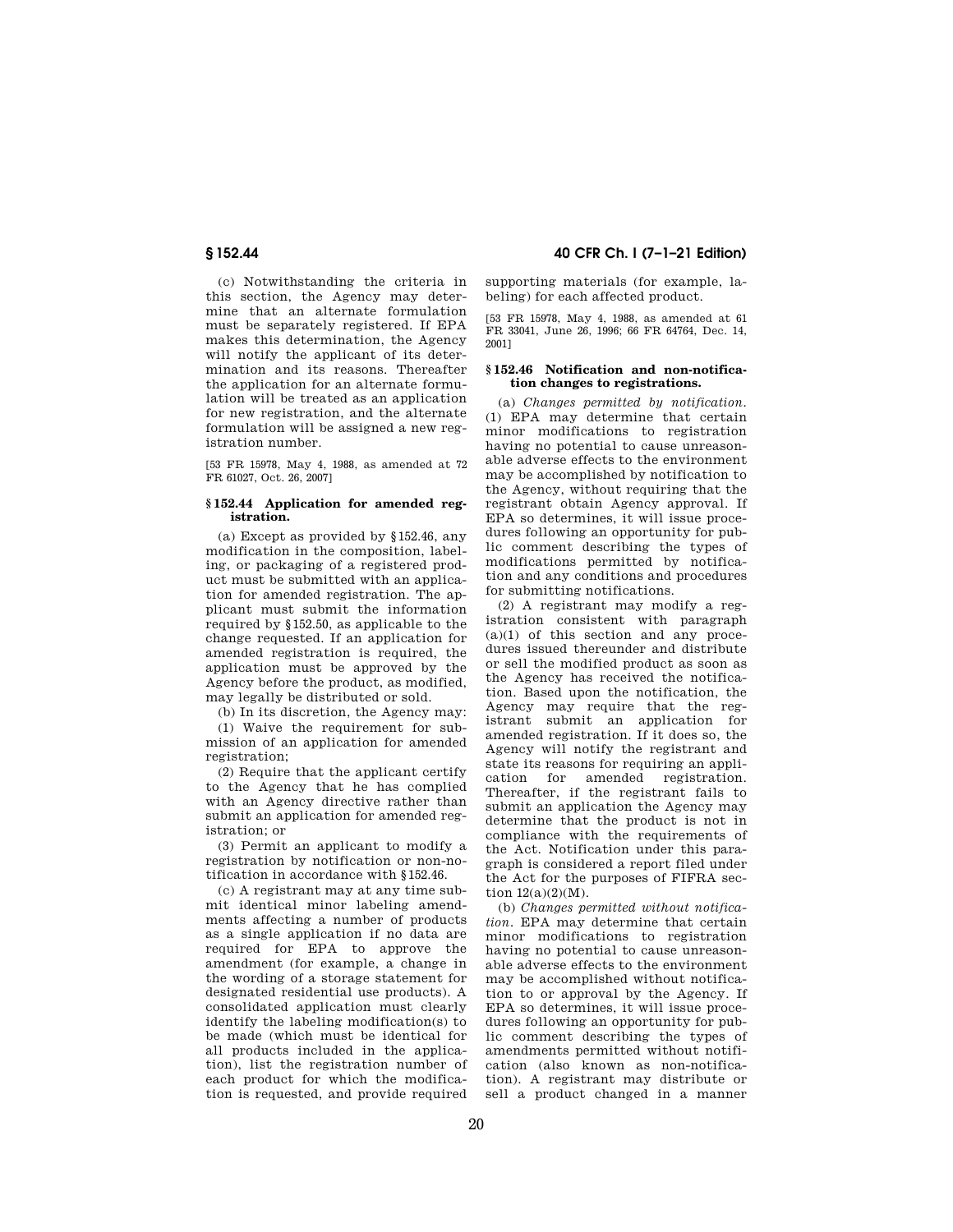(c) Notwithstanding the criteria in this section, the Agency may determine that an alternate formulation must be separately registered. If EPA makes this determination, the Agency will notify the applicant of its determination and its reasons. Thereafter the application for an alternate formulation will be treated as an application for new registration, and the alternate formulation will be assigned a new registration number.

[53 FR 15978, May 4, 1988, as amended at 72 FR 61027, Oct. 26, 2007]

### § 152.44 Application for amended registration.

(a) Except as provided by § 152.46, any modification in the composition, labeling, or packaging of a registered product must be submitted with an application for amended registration. The applicant must submit the information required by § 152.50, as applicable to the change requested. If an application for amended registration is required, the application must be approved by the Agency before the product, as modified, may legally be distributed or sold.

(b) In its discretion, the Agency may:

(1) Waive the requirement for submission of an application for amended registration;

(2) Require that the applicant certify to the Agency that he has complied with an Agency directive rather than submit an application for amended registration; or

(3) Permit an applicant to modify a registration by notification or non-notification in accordance with § 152.46.

(c) A registrant may at any time submit identical minor labeling amendments affecting a number of products as a single application if no data are required for EPA to approve the amendment (for example, a change in the wording of a storage statement for designated residential use products). A consolidated application must clearly identify the labeling modification(s) to be made (which must be identical for all products included in the application), list the registration number of each product for which the modification is requested, and provide required supporting materials (for example, labeling) for each affected product.

[53 FR 15978, May 4, 1988, as amended at 61 FR 33041, June 26, 1996; 66 FR 64764, Dec. 14, 2001]

### § 152.46 Notification and non-notification changes to registrations.

(a) *Changes permitted by notification*. (1) EPA may determine that certain minor modifications to registration having no potential to cause unreasonable adverse effects to the environment may be accomplished by notification to the Agency, without requiring that the registrant obtain Agency approval. If EPA so determines, it will issue procedures following an opportunity for public comment describing the types of modifications permitted by notification and any conditions and procedures for submitting notifications.

(2) A registrant may modify a registration consistent with paragraph (a)(1) of this section and any procedures issued thereunder and distribute or sell the modified product as soon as the Agency has received the notification. Based upon the notification, the Agency may require that the registrant submit an application for amended registration. If it does so, the Agency will notify the registrant and state its reasons for requiring an application for amended registration. Thereafter, if the registrant fails to submit an application the Agency may determine that the product is not in compliance with the requirements of the Act. Notification under this paragraph is considered a report filed under the Act for the purposes of FIFRA section 12(a)(2)(M).

(b) *Changes permitted without notification*. EPA may determine that certain minor modifications to registration having no potential to cause unreasonable adverse effects to the environment may be accomplished without notification to or approval by the Agency. If EPA so determines, it will issue procedures following an opportunity for public comment describing the types of amendments permitted without notification (also known as non-notification). A registrant may distribute or sell a product changed in a manner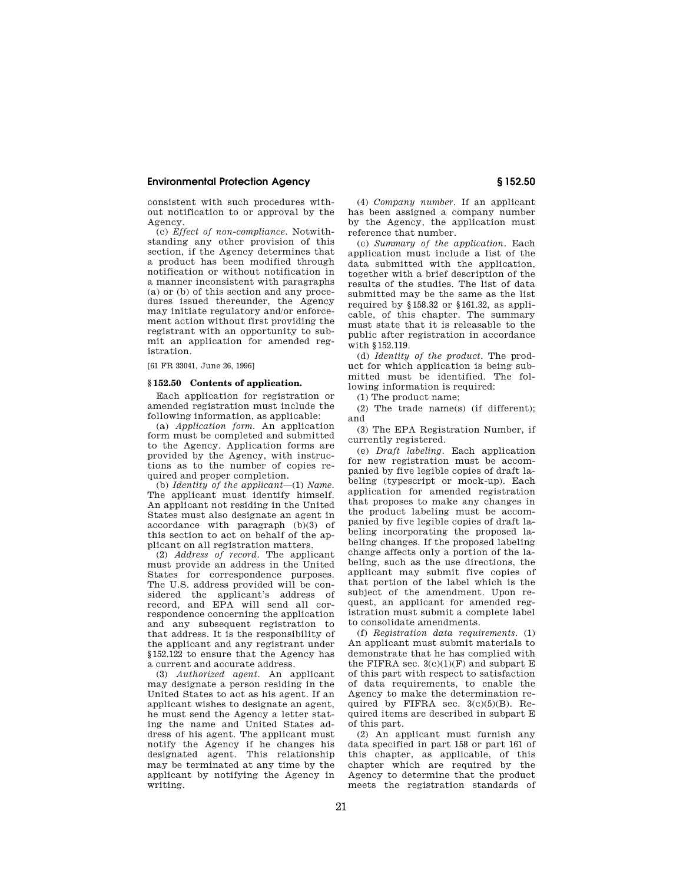consistent with such procedures without notification to or approval by the Agency.

(c) *Effect of non-compliance.* Notwithstanding any other provision of this section, if the Agency determines that a product has been modified through notification or without notification in a manner inconsistent with paragraphs (a) or (b) of this section and any procedures issued thereunder, the Agency may initiate regulatory and/or enforcement action without first providing the registrant with an opportunity to submit an application for amended registration.

[61 FR 33041, June 26, 1996]

## § 152.50 Contents of application.

Each application for registration or amended registration must include the following information, as applicable:

(a) *Application form.* An application form must be completed and submitted to the Agency. Application forms are provided by the Agency, with instructions as to the number of copies required and proper completion.

(b) *Identity of the applicant*—(1) *Name.* The applicant must identify himself. An applicant not residing in the United States must also designate an agent in accordance with paragraph (b)(3) of this section to act on behalf of the applicant on all registration matters.

(2) *Address of record.* The applicant must provide an address in the United States for correspondence purposes. The U.S. address provided will be considered the applicant's address of record, and EPA will send all correspondence concerning the application and any subsequent registration to that address. It is the responsibility of the applicant and any registrant under §152.122 to ensure that the Agency has a current and accurate address.

(3) *Authorized agent.* An applicant may designate a person residing in the United States to act as his agent. If an applicant wishes to designate an agent, he must send the Agency a letter stating the name and United States address of his agent. The applicant must notify the Agency if he changes his designated agent. This relationship may be terminated at any time by the applicant by notifying the Agency in writing.

(4) *Company number.* If an applicant has been assigned a company number by the Agency, the application must reference that number.

(c) *Summary of the application.* Each application must include a list of the data submitted with the application, together with a brief description of the results of the studies. The list of data submitted may be the same as the list required by §158.32 or §161.32, as applicable, of this chapter. The summary must state that it is releasable to the public after registration in accordance with §152.119.

(d) *Identity of the product.* The product for which application is being submitted must be identified. The following information is required:

(1) The product name;

(2) The trade name(s) (if different); and

(3) The EPA Registration Number, if currently registered.

(e) *Draft labeling.* Each application for new registration must be accompanied by five legible copies of draft labeling (typescript or mock-up). Each application for amended registration that proposes to make any changes in the product labeling must be accompanied by five legible copies of draft labeling incorporating the proposed labeling changes. If the proposed labeling change affects only a portion of the labeling, such as the use directions, the applicant may submit five copies of that portion of the label which is the subject of the amendment. Upon request, an applicant for amended registration must submit a complete label to consolidate amendments.

(f) *Registration data requirements.* (1) An applicant must submit materials to demonstrate that he has complied with the FIFRA sec. 3(c)(1)(F) and subpart E of this part with respect to satisfaction of data requirements, to enable the Agency to make the determination required by FIFRA sec. 3(c)(5)(B). Required items are described in subpart E of this part.

(2) An applicant must furnish any data specified in part 158 or part 161 of this chapter, as applicable, of this chapter which are required by the Agency to determine that the product meets the registration standards of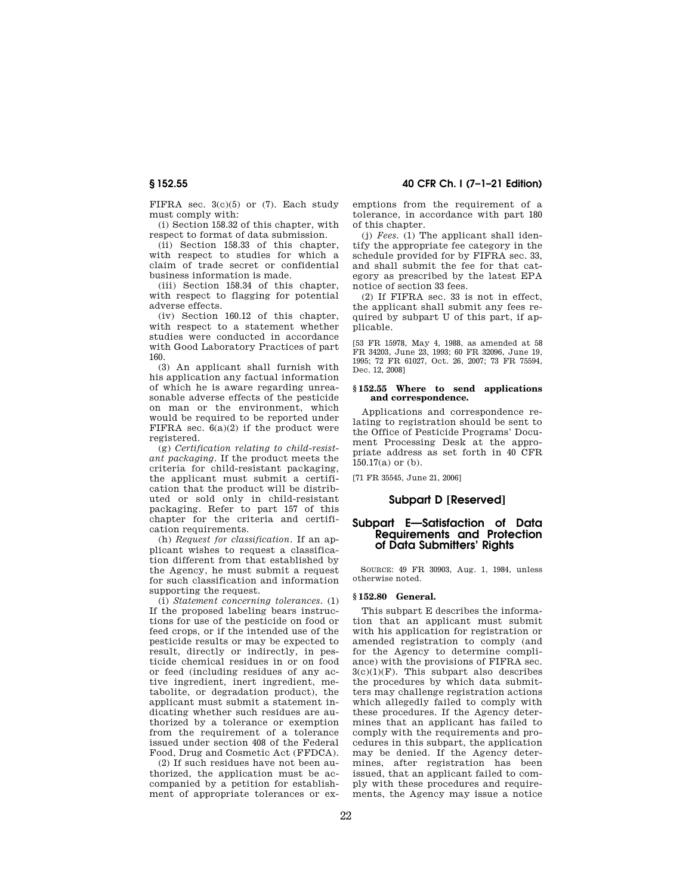FIFRA sec. 3(c)(5) or (7). Each study must comply with:

(i) Section 158.32 of this chapter, with respect to format of data submission.

(ii) Section 158.33 of this chapter, with respect to studies for which a claim of trade secret or confidential business information is made.

(iii) Section 158.34 of this chapter, with respect to flagging for potential adverse effects.

(iv) Section 160.12 of this chapter, with respect to a statement whether studies were conducted in accordance with Good Laboratory Practices of part 160.

(3) An applicant shall furnish with his application any factual information of which he is aware regarding unreasonable adverse effects of the pesticide on man or the environment, which would be required to be reported under FIFRA sec. 6(a)(2) if the product were registered.

(g) *Certification relating to child-resistant packaging.* If the product meets the criteria for child-resistant packaging, the applicant must submit a certification that the product will be distributed or sold only in child-resistant packaging. Refer to part 157 of this chapter for the criteria and certification requirements.

(h) *Request for classification.* If an applicant wishes to request a classification different from that established by the Agency, he must submit a request for such classification and information supporting the request.

(i) *Statement concerning tolerances.* (1) If the proposed labeling bears instructions for use of the pesticide on food or feed crops, or if the intended use of the pesticide results or may be expected to result, directly or indirectly, in pesticide chemical residues in or on food or feed (including residues of any active ingredient, inert ingredient, metabolite, or degradation product), the applicant must submit a statement indicating whether such residues are authorized by a tolerance or exemption from the requirement of a tolerance issued under section 408 of the Federal Food, Drug and Cosmetic Act (FFDCA).

(2) If such residues have not been authorized, the application must be accompanied by a petition for establishment of appropriate tolerances or exemptions from the requirement of a tolerance, in accordance with part 180 of this chapter.

(j) *Fees.* (1) The applicant shall identify the appropriate fee category in the schedule provided for by FIFRA sec. 33, and shall submit the fee for that category as prescribed by the latest EPA notice of section 33 fees.

(2) If FIFRA sec. 33 is not in effect, the applicant shall submit any fees required by subpart U of this part, if applicable.

[53 FR 15978, May 4, 1988, as amended at 58 FR 34203, June 23, 1993; 60 FR 32096, June 19, 1995; 72 FR 61027, Oct. 26, 2007; 73 FR 75594, Dec. 12, 2008]

### § 152.55 Where to send applications and correspondence.

Applications and correspondence relating to registration should be sent to the Office of Pesticide Programs' Document Processing Desk at the appropriate address as set forth in 40 CFR 150.17(a) or (b).

[71 FR 35545, June 21, 2006]

## Subpart D [Reserved]

## Subpart E—Satisfaction of Data Requirements and Protection of Data Submitters' Rights

SOURCE: 49 FR 30903, Aug. 1, 1984, unless otherwise noted.

### § 152.80 General.

This subpart E describes the information that an applicant must submit with his application for registration or amended registration to comply (and for the Agency to determine compliance) with the provisions of FIFRA sec. 3(c)(1)(F). This subpart also describes the procedures by which data submitters may challenge registration actions which allegedly failed to comply with these procedures. If the Agency determines that an applicant has failed to comply with the requirements and procedures in this subpart, the application may be denied. If the Agency determines, after registration has been issued, that an applicant failed to comply with these procedures and requirements, the Agency may issue a notice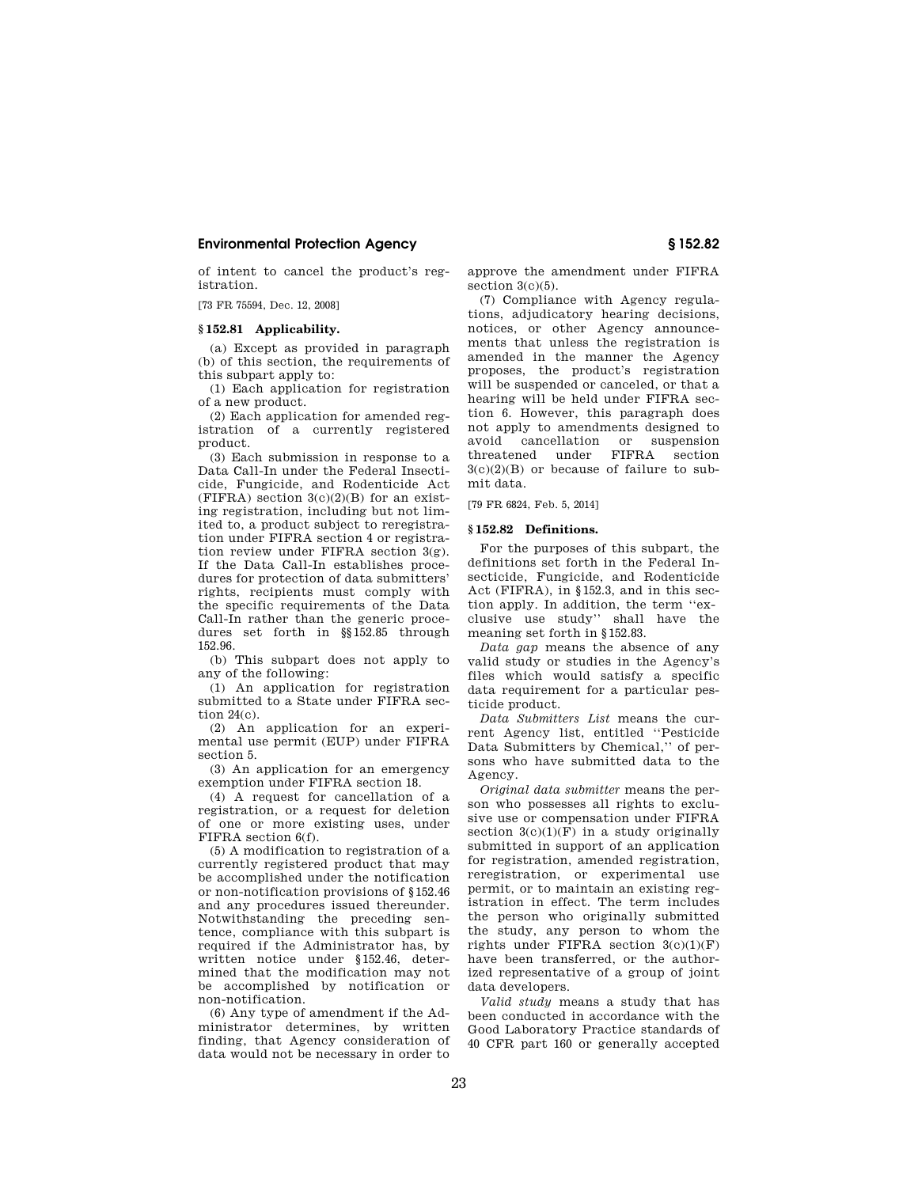of intent to cancel the product's registration.

[73 FR 75594, Dec. 12, 2008]

### § 152.81 Applicability.

(a) Except as provided in paragraph (b) of this section, the requirements of this subpart apply to:

(1) Each application for registration of a new product.

(2) Each application for amended registration of a currently registered product.

(3) Each submission in response to a Data Call-In under the Federal Insecticide, Fungicide, and Rodenticide Act (FIFRA) section 3(c)(2)(B) for an existing registration, including but not limited to, a product subject to reregistration under FIFRA section 4 or registration review under FIFRA section 3(g). If the Data Call-In establishes procedures for protection of data submitters' rights, recipients must comply with the specific requirements of the Data Call-In rather than the generic procedures set forth in §§ 152.85 through 152.96.

(b) This subpart does not apply to any of the following:

(1) An application for registration submitted to a State under FIFRA section 24(c).

(2) An application for an experimental use permit (EUP) under FIFRA section 5.

(3) An application for an emergency exemption under FIFRA section 18.

(4) A request for cancellation of a registration, or a request for deletion of one or more existing uses, under FIFRA section 6(f).

(5) A modification to registration of a currently registered product that may be accomplished under the notification or non-notification provisions of § 152.46 and any procedures issued thereunder. Notwithstanding the preceding sentence, compliance with this subpart is required if the Administrator has, by written notice under § 152.46, determined that the modification may not be accomplished by notification or non-notification.

(6) Any type of amendment if the Administrator determines, by written finding, that Agency consideration of data would not be necessary in order to approve the amendment under FIFRA section 3(c)(5).

(7) Compliance with Agency regulations, adjudicatory hearing decisions, notices, or other Agency announcements that unless the registration is amended in the manner the Agency proposes, the product's registration will be suspended or canceled, or that a hearing will be held under FIFRA section 6. However, this paragraph does not apply to amendments designed to avoid cancellation or suspension threatened under FIFRA section 3(c)(2)(B) or because of failure to submit data.

[79 FR 6824, Feb. 5, 2014]

### § 152.82 Definitions.

For the purposes of this subpart, the definitions set forth in the Federal Insecticide, Fungicide, and Rodenticide Act (FIFRA), in § 152.3, and in this section apply. In addition, the term ''exclusive use study'' shall have the meaning set forth in § 152.83.

*Data gap* means the absence of any valid study or studies in the Agency's files which would satisfy a specific data requirement for a particular pesticide product.

*Data Submitters List* means the current Agency list, entitled ''Pesticide Data Submitters by Chemical,'' of persons who have submitted data to the Agency.

*Original data submitter* means the person who possesses all rights to exclusive use or compensation under FIFRA section 3(c)(1)(F) in a study originally submitted in support of an application for registration, amended registration, reregistration, or experimental use permit, or to maintain an existing registration in effect. The term includes the person who originally submitted the study, any person to whom the rights under FIFRA section 3(c)(1)(F) have been transferred, or the authorized representative of a group of joint data developers.

*Valid study* means a study that has been conducted in accordance with the Good Laboratory Practice standards of 40 CFR part 160 or generally accepted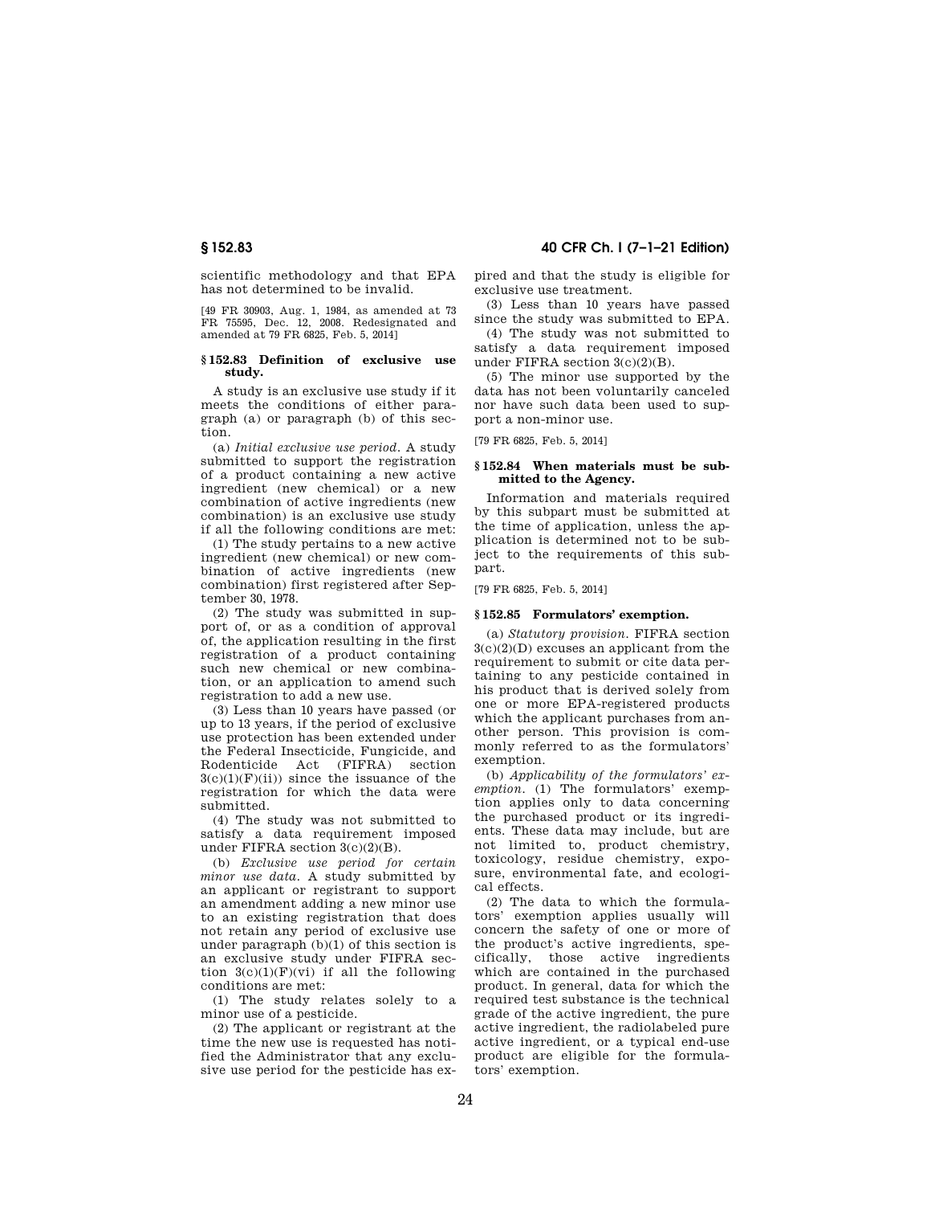scientific methodology and that EPA has not determined to be invalid.

[49 FR 30903, Aug. 1, 1984, as amended at 73 FR 75595, Dec. 12, 2008. Redesignated and amended at 79 FR 6825, Feb. 5, 2014]

## § 152.83 Definition of exclusive use study.

A study is an exclusive use study if it meets the conditions of either paragraph (a) or paragraph (b) of this section.

(a) *Initial exclusive use period.* A study submitted to support the registration of a product containing a new active ingredient (new chemical) or a new combination of active ingredients (new combination) is an exclusive use study if all the following conditions are met:

(1) The study pertains to a new active ingredient (new chemical) or new combination of active ingredients (new combination) first registered after September 30, 1978.

(2) The study was submitted in support of, or as a condition of approval of, the application resulting in the first registration of a product containing such new chemical or new combination, or an application to amend such registration to add a new use.

(3) Less than 10 years have passed (or up to 13 years, if the period of exclusive use protection has been extended under the Federal Insecticide, Fungicide, and Rodenticide Act (FIFRA) section 3(c)(1)(F)(ii)) since the issuance of the registration for which the data were submitted.

(4) The study was not submitted to satisfy a data requirement imposed under FIFRA section 3(c)(2)(B).

(b) *Exclusive use period for certain minor use data.* A study submitted by an applicant or registrant to support an amendment adding a new minor use to an existing registration that does not retain any period of exclusive use under paragraph (b)(1) of this section is an exclusive study under FIFRA section 3(c)(1)(F)(vi) if all the following conditions are met:

(1) The study relates solely to a minor use of a pesticide.

(2) The applicant or registrant at the time the new use is requested has notified the Administrator that any exclusive use period for the pesticide has expired and that the study is eligible for exclusive use treatment.

(3) Less than 10 years have passed since the study was submitted to EPA.

(4) The study was not submitted to satisfy a data requirement imposed under FIFRA section 3(c)(2)(B).

(5) The minor use supported by the data has not been voluntarily canceled nor have such data been used to support a non-minor use.

[79 FR 6825, Feb. 5, 2014]

## § 152.84 When materials must be submitted to the Agency.

Information and materials required by this subpart must be submitted at the time of application, unless the application is determined not to be subject to the requirements of this subpart.

[79 FR 6825, Feb. 5, 2014]

## § 152.85 Formulators' exemption.

(a) *Statutory provision.* FIFRA section 3(c)(2)(D) excuses an applicant from the requirement to submit or cite data pertaining to any pesticide contained in his product that is derived solely from one or more EPA-registered products which the applicant purchases from another person. This provision is commonly referred to as the formulators' exemption.

(b) *Applicability of the formulators' exemption.* (1) The formulators' exemption applies only to data concerning the purchased product or its ingredients. These data may include, but are not limited to, product chemistry, toxicology, residue chemistry, exposure, environmental fate, and ecological effects.

(2) The data to which the formulators' exemption applies usually will concern the safety of one or more of the product's active ingredients, specifically, those active ingredients which are contained in the purchased product. In general, data for which the required test substance is the technical grade of the active ingredient, the pure active ingredient, the radiolabeled pure active ingredient, or a typical end-use product are eligible for the formulators' exemption.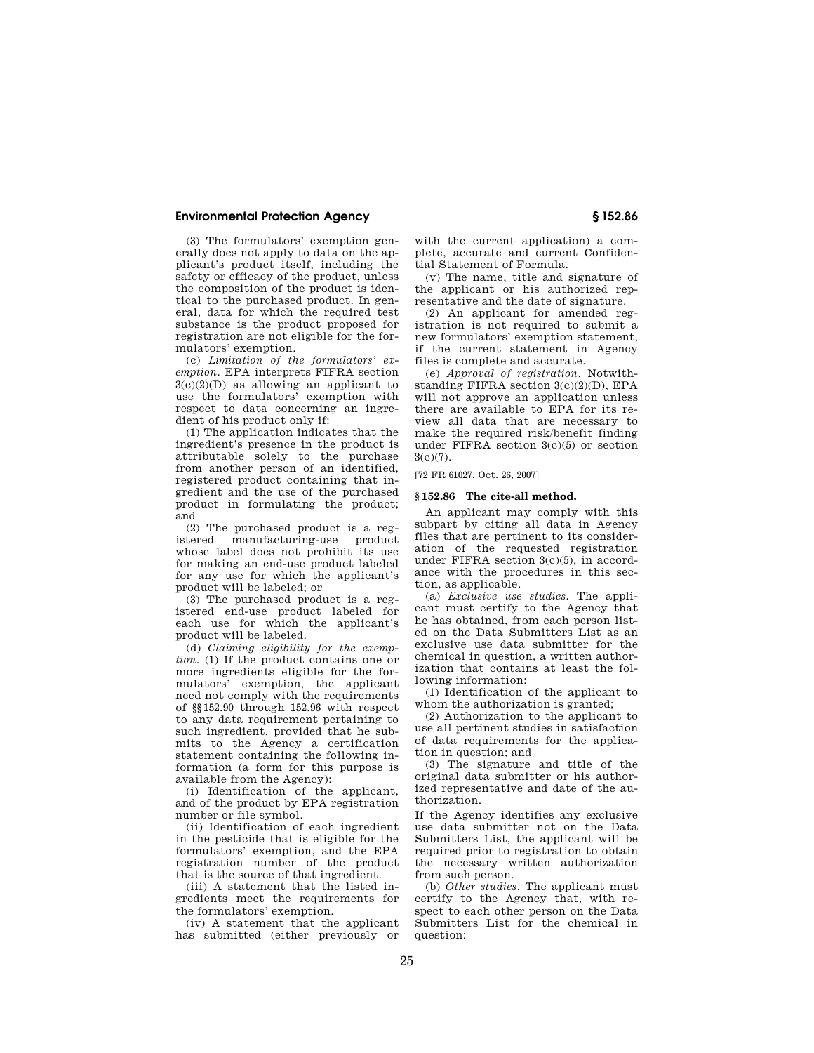(3) The formulators' exemption generally does not apply to data on the applicant's product itself, including the safety or efficacy of the product, unless the composition of the product is identical to the purchased product. In general, data for which the required test substance is the product proposed for registration are not eligible for the formulators' exemption.

(c) *Limitation of the formulators' exemption.* EPA interprets FIFRA section 3(c)(2)(D) as allowing an applicant to use the formulators' exemption with respect to data concerning an ingredient of his product only if:

(1) The application indicates that the ingredient's presence in the product is attributable solely to the purchase from another person of an identified, registered product containing that ingredient and the use of the purchased product in formulating the product; and

(2) The purchased product is a registered manufacturing-use product whose label does not prohibit its use for making an end-use product labeled for any use for which the applicant's product will be labeled; or

(3) The purchased product is a registered end-use product labeled for each use for which the applicant's product will be labeled.

(d) *Claiming eligibility for the exemption.* (1) If the product contains one or more ingredients eligible for the formulators' exemption, the applicant need not comply with the requirements of §§ 152.90 through 152.96 with respect to any data requirement pertaining to such ingredient, provided that he submits to the Agency a certification statement containing the following information (a form for this purpose is available from the Agency):

(i) Identification of the applicant, and of the product by EPA registration number or file symbol.

(ii) Identification of each ingredient in the pesticide that is eligible for the formulators' exemption, and the EPA registration number of the product that is the source of that ingredient.

(iii) A statement that the listed ingredients meet the requirements for the formulators' exemption.

(iv) A statement that the applicant has submitted (either previously or with the current application) a complete, accurate and current Confidential Statement of Formula.

(v) The name, title and signature of the applicant or his authorized representative and the date of signature.

(2) An applicant for amended registration is not required to submit a new formulators' exemption statement, if the current statement in Agency files is complete and accurate.

(e) *Approval of registration.* Notwithstanding FIFRA section 3(c)(2)(D), EPA will not approve an application unless there are available to EPA for its review all data that are necessary to make the required risk/benefit finding under FIFRA section 3(c)(5) or section 3(c)(7).

[72 FR 61027, Oct. 26, 2007]

## § 152.86 The cite-all method.

An applicant may comply with this subpart by citing all data in Agency files that are pertinent to its consideration of the requested registration under FIFRA section 3(c)(5), in accordance with the procedures in this section, as applicable.

(a) *Exclusive use studies.* The applicant must certify to the Agency that he has obtained, from each person listed on the Data Submitters List as an exclusive use data submitter for the chemical in question, a written authorization that contains at least the following information:

(1) Identification of the applicant to whom the authorization is granted;

(2) Authorization to the applicant to use all pertinent studies in satisfaction of data requirements for the application in question; and

(3) The signature and title of the original data submitter or his authorized representative and date of the authorization.

If the Agency identifies any exclusive use data submitter not on the Data Submitters List, the applicant will be required prior to registration to obtain the necessary written authorization from such person.

(b) *Other studies.* The applicant must certify to the Agency that, with respect to each other person on the Data Submitters List for the chemical in question: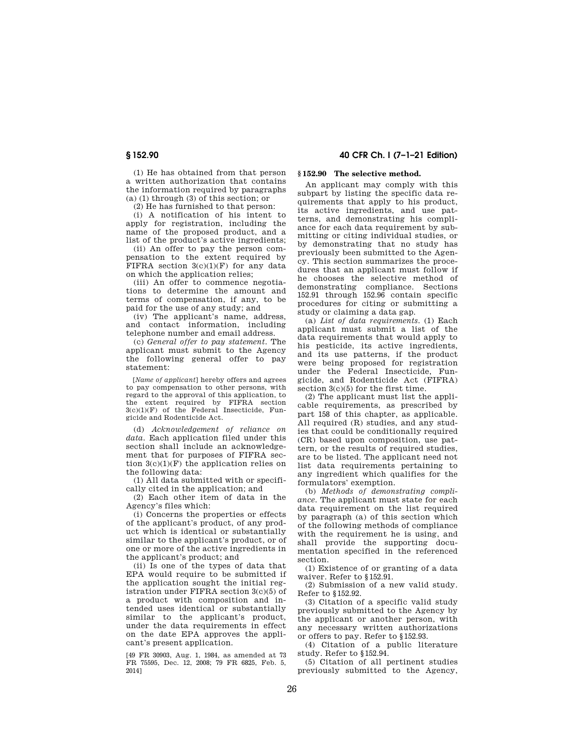(1) He has obtained from that person a written authorization that contains the information required by paragraphs (a) (1) through (3) of this section; or

(2) He has furnished to that person:

(i) A notification of his intent to apply for registration, including the name of the proposed product, and a list of the product's active ingredients;

(ii) An offer to pay the person compensation to the extent required by FIFRA section 3(c)(1)(F) for any data on which the application relies;

(iii) An offer to commence negotiations to determine the amount and terms of compensation, if any, to be paid for the use of any study; and

(iv) The applicant's name, address, and contact information, including telephone number and email address.

(c) *General offer to pay statement.* The applicant must submit to the Agency the following general offer to pay statement:

[*Name of applicant*] hereby offers and agrees to pay compensation to other persons, with regard to the approval of this application, to the extent required by FIFRA section 3(c)(1)(F) of the Federal Insecticide, Fungicide and Rodenticide Act.

(d) *Acknowledgement of reliance on data.* Each application filed under this section shall include an acknowledgement that for purposes of FIFRA section 3(c)(1)(F) the application relies on the following data:

(1) All data submitted with or specifically cited in the application; and

(2) Each other item of data in the Agency's files which:

(i) Concerns the properties or effects of the applicant's product, of any product which is identical or substantially similar to the applicant's product, or of one or more of the active ingredients in the applicant's product; and

(ii) Is one of the types of data that EPA would require to be submitted if the application sought the initial registration under FIFRA section 3(c)(5) of a product with composition and intended uses identical or substantially similar to the applicant's product, under the data requirements in effect on the date EPA approves the applicant's present application.

[49 FR 30903, Aug. 1, 1984, as amended at 73 FR 75595, Dec. 12, 2008; 79 FR 6825, Feb. 5, 2014]

## § 152.90 The selective method.

An applicant may comply with this subpart by listing the specific data requirements that apply to his product, its active ingredients, and use patterns, and demonstrating his compliance for each data requirement by submitting or citing individual studies, or by demonstrating that no study has previously been submitted to the Agency. This section summarizes the procedures that an applicant must follow if he chooses the selective method of demonstrating compliance. Sections 152.91 through 152.96 contain specific procedures for citing or submitting a study or claiming a data gap.

(a) *List of data requirements.* (1) Each applicant must submit a list of the data requirements that would apply to his pesticide, its active ingredients, and its use patterns, if the product were being proposed for registration under the Federal Insecticide, Fungicide, and Rodenticide Act (FIFRA) section 3(c)(5) for the first time.

(2) The applicant must list the applicable requirements, as prescribed by part 158 of this chapter, as applicable. All required (R) studies, and any studies that could be conditionally required (CR) based upon composition, use pattern, or the results of required studies, are to be listed. The applicant need not list data requirements pertaining to any ingredient which qualifies for the formulators' exemption.

(b) *Methods of demonstrating compliance.* The applicant must state for each data requirement on the list required by paragraph (a) of this section which of the following methods of compliance with the requirement he is using, and shall provide the supporting documentation specified in the referenced section.

(1) Existence of or granting of a data waiver. Refer to §152.91.

(2) Submission of a new valid study. Refer to §152.92.

(3) Citation of a specific valid study previously submitted to the Agency by the applicant or another person, with any necessary written authorizations or offers to pay. Refer to §152.93.

(4) Citation of a public literature study. Refer to §152.94.

(5) Citation of all pertinent studies previously submitted to the Agency,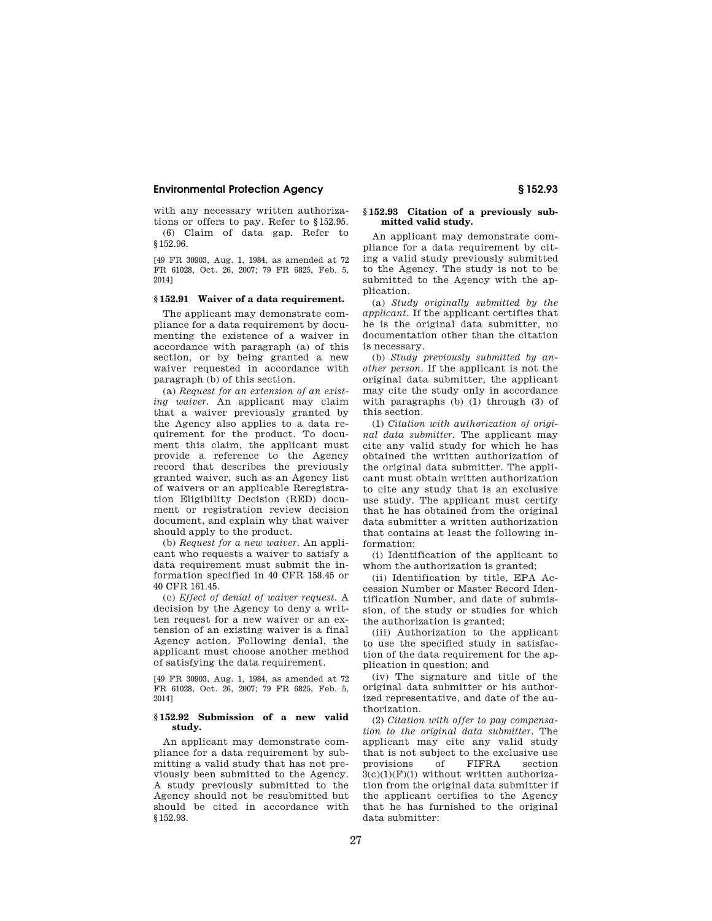with any necessary written authorizations or offers to pay. Refer to §152.95.

(6) Claim of data gap. Refer to §152.96.

[49 FR 30903, Aug. 1, 1984, as amended at 72 FR 61028, Oct. 26, 2007; 79 FR 6825, Feb. 5, 2014]

### § 152.91 Waiver of a data requirement.

The applicant may demonstrate compliance for a data requirement by documenting the existence of a waiver in accordance with paragraph (a) of this section, or by being granted a new waiver requested in accordance with paragraph (b) of this section.

(a) *Request for an extension of an existing waiver.* An applicant may claim that a waiver previously granted by the Agency also applies to a data requirement for the product. To document this claim, the applicant must provide a reference to the Agency record that describes the previously granted waiver, such as an Agency list of waivers or an applicable Reregistration Eligibility Decision (RED) document or registration review decision document, and explain why that waiver should apply to the product.

(b) *Request for a new waiver.* An applicant who requests a waiver to satisfy a data requirement must submit the information specified in 40 CFR 158.45 or 40 CFR 161.45.

(c) *Effect of denial of waiver request.* A decision by the Agency to deny a written request for a new waiver or an extension of an existing waiver is a final Agency action. Following denial, the applicant must choose another method of satisfying the data requirement.

[49 FR 30903, Aug. 1, 1984, as amended at 72 FR 61028, Oct. 26, 2007; 79 FR 6825, Feb. 5, 2014]

### § 152.92 Submission of a new valid study.

An applicant may demonstrate compliance for a data requirement by submitting a valid study that has not previously been submitted to the Agency. A study previously submitted to the Agency should not be resubmitted but should be cited in accordance with §152.93.

### § 152.93 Citation of a previously submitted valid study.

An applicant may demonstrate compliance for a data requirement by citing a valid study previously submitted to the Agency. The study is not to be submitted to the Agency with the application.

(a) *Study originally submitted by the applicant.* If the applicant certifies that he is the original data submitter, no documentation other than the citation is necessary.

(b) *Study previously submitted by another person.* If the applicant is not the original data submitter, the applicant may cite the study only in accordance with paragraphs (b) (1) through (3) of this section.

(1) *Citation with authorization of original data submitter.* The applicant may cite any valid study for which he has obtained the written authorization of the original data submitter. The applicant must obtain written authorization to cite any study that is an exclusive use study. The applicant must certify that he has obtained from the original data submitter a written authorization that contains at least the following information:

(i) Identification of the applicant to whom the authorization is granted;

(ii) Identification by title, EPA Accession Number or Master Record Identification Number, and date of submission, of the study or studies for which the authorization is granted;

(iii) Authorization to the applicant to use the specified study in satisfaction of the data requirement for the application in question; and

(iv) The signature and title of the original data submitter or his authorized representative, and date of the authorization.

(2) *Citation with offer to pay compensation to the original data submitter.* The applicant may cite any valid study that is not subject to the exclusive use provisions of FIFRA section 3(c)(1)(F)(i) without written authorization from the original data submitter if the applicant certifies to the Agency that he has furnished to the original data submitter: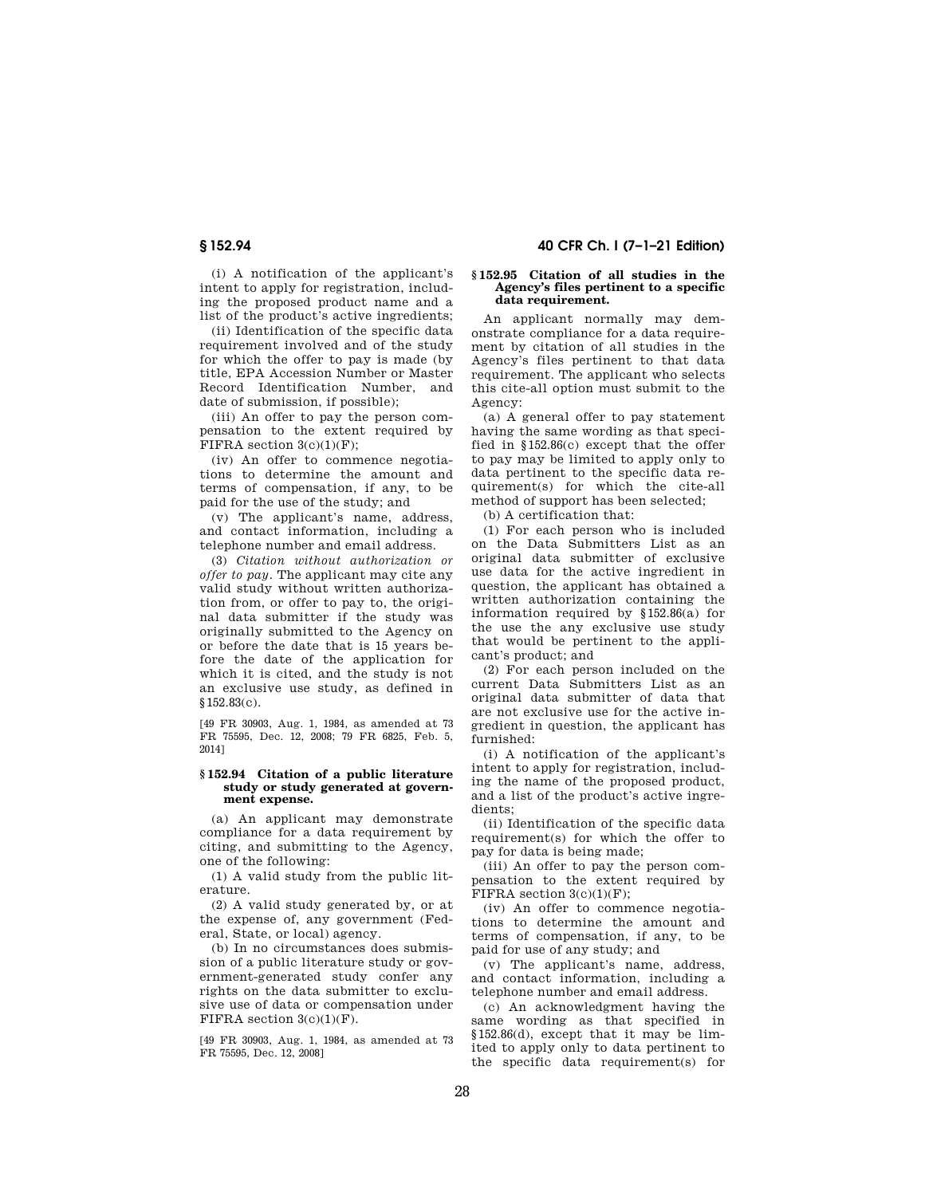(i) A notification of the applicant's intent to apply for registration, including the proposed product name and a list of the product's active ingredients;

(ii) Identification of the specific data requirement involved and of the study for which the offer to pay is made (by title, EPA Accession Number or Master Record Identification Number, and date of submission, if possible);

(iii) An offer to pay the person compensation to the extent required by FIFRA section 3(c)(1)(F);

(iv) An offer to commence negotiations to determine the amount and terms of compensation, if any, to be paid for the use of the study; and

(v) The applicant's name, address, and contact information, including a telephone number and email address.

(3) *Citation without authorization or offer to pay.* The applicant may cite any valid study without written authorization from, or offer to pay to, the original data submitter if the study was originally submitted to the Agency on or before the date that is 15 years before the date of the application for which it is cited, and the study is not an exclusive use study, as defined in §152.83(c).

[49 FR 30903, Aug. 1, 1984, as amended at 73 FR 75595, Dec. 12, 2008; 79 FR 6825, Feb. 5, 2014]

### §152.94 Citation of a public literature study or study generated at government expense.

(a) An applicant may demonstrate compliance for a data requirement by citing, and submitting to the Agency, one of the following:

(1) A valid study from the public literature.

(2) A valid study generated by, or at the expense of, any government (Federal, State, or local) agency.

(b) In no circumstances does submission of a public literature study or government-generated study confer any rights on the data submitter to exclusive use of data or compensation under FIFRA section 3(c)(1)(F).

[49 FR 30903, Aug. 1, 1984, as amended at 73 FR 75595, Dec. 12, 2008]

### §152.95 Citation of all studies in the Agency's files pertinent to a specific data requirement.

An applicant normally may demonstrate compliance for a data requirement by citation of all studies in the Agency's files pertinent to that data requirement. The applicant who selects this cite-all option must submit to the Agency:

(a) A general offer to pay statement having the same wording as that specified in §152.86(c) except that the offer to pay may be limited to apply only to data pertinent to the specific data requirement(s) for which the cite-all method of support has been selected;

(b) A certification that:

(1) For each person who is included on the Data Submitters List as an original data submitter of exclusive use data for the active ingredient in question, the applicant has obtained a written authorization containing the information required by §152.86(a) for the use the any exclusive use study that would be pertinent to the applicant's product; and

(2) For each person included on the current Data Submitters List as an original data submitter of data that are not exclusive use for the active ingredient in question, the applicant has furnished:

(i) A notification of the applicant's intent to apply for registration, including the name of the proposed product, and a list of the product's active ingredients;

(ii) Identification of the specific data requirement(s) for which the offer to pay for data is being made;

(iii) An offer to pay the person compensation to the extent required by FIFRA section 3(c)(1)(F);

(iv) An offer to commence negotiations to determine the amount and terms of compensation, if any, to be paid for use of any study; and

(v) The applicant's name, address, and contact information, including a telephone number and email address.

(c) An acknowledgment having the same wording as that specified in §152.86(d), except that it may be limited to apply only to data pertinent to the specific data requirement(s) for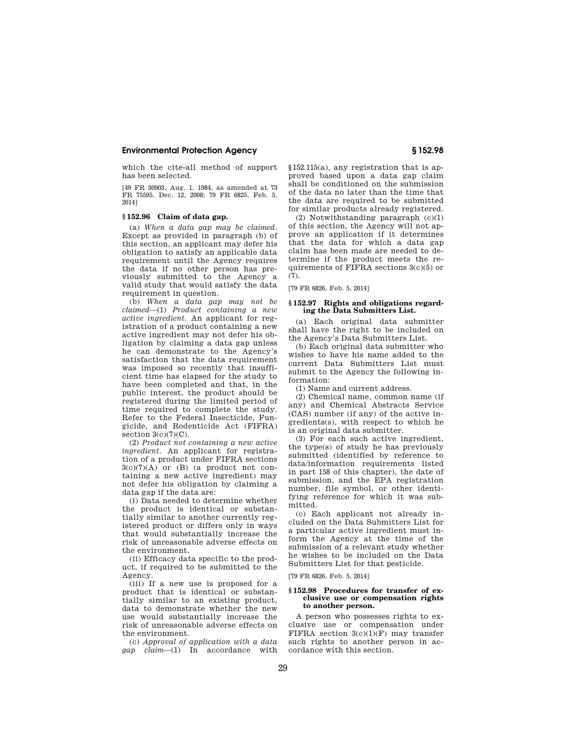which the cite-all method of support has been selected.

[49 FR 30903, Aug. 1, 1984, as amended at 73 FR 75595, Dec. 12, 2008; 79 FR 6825, Feb. 5, 2014]

## § 152.96 Claim of data gap.

(a) *When a data gap may be claimed.* Except as provided in paragraph (b) of this section, an applicant may defer his obligation to satisfy an applicable data requirement until the Agency requires the data if no other person has previously submitted to the Agency a valid study that would satisfy the data requirement in question.

(b) *When a data gap may not be claimed*—(1) *Product containing a new active ingredient.* An applicant for registration of a product containing a new active ingredient may not defer his obligation by claiming a data gap unless he can demonstrate to the Agency's satisfaction that the data requirement was imposed so recently that insufficient time has elapsed for the study to have been completed and that, in the public interest, the product should be registered during the limited period of time required to complete the study. Refer to the Federal Insecticide, Fungicide, and Rodenticide Act (FIFRA) section 3(c)(7)(C).

(2) *Product not containing a new active ingredient.* An applicant for registration of a product under FIFRA sections 3(c)(7)(A) or (B) (a product not containing a new active ingredient) may not defer his obligation by claiming a data gap if the data are:

(i) Data needed to determine whether the product is identical or substantially similar to another currently registered product or differs only in ways that would substantially increase the risk of unreasonable adverse effects on the environment.

(ii) Efficacy data specific to the product, if required to be submitted to the Agency.

(iii) If a new use is proposed for a product that is identical or substantially similar to an existing product, data to demonstrate whether the new use would substantially increase the risk of unreasonable adverse effects on the environment.

(c) *Approval of application with a data gap claim*—(1) In accordance with §152.115(a), any registration that is approved based upon a data gap claim shall be conditioned on the submission of the data no later than the time that the data are required to be submitted for similar products already registered.

(2) Notwithstanding paragraph (c)(1) of this section, the Agency will not approve an application if it determines that the data for which a data gap claim has been made are needed to determine if the product meets the requirements of FIFRA sections 3(c)(5) or (7).

[79 FR 6826, Feb. 5, 2014]

## § 152.97 Rights and obligations regarding the Data Submitters List.

(a) Each original data submitter shall have the right to be included on the Agency's Data Submitters List.

(b) Each original data submitter who wishes to have his name added to the current Data Submitters List must submit to the Agency the following information:

(1) Name and current address.

(2) Chemical name, common name (if any) and Chemical Abstracts Service (CAS) number (if any) of the active ingredients(s), with respect to which he is an original data submitter.

(3) For each such active ingredient, the type(s) of study he has previously submitted (identified by reference to data/information requirements listed in part 158 of this chapter), the date of submission, and the EPA registration number, file symbol, or other identifying reference for which it was submitted.

(c) Each applicant not already included on the Data Submitters List for a particular active ingredient must inform the Agency at the time of the submission of a relevant study whether he wishes to be included on the Data Submitters List for that pesticide.

[79 FR 6826, Feb. 5, 2014]

## § 152.98 Procedures for transfer of exclusive use or compensation rights to another person.

A person who possesses rights to exclusive use or compensation under FIFRA section 3(c)(1)(F) may transfer such rights to another person in accordance with this section.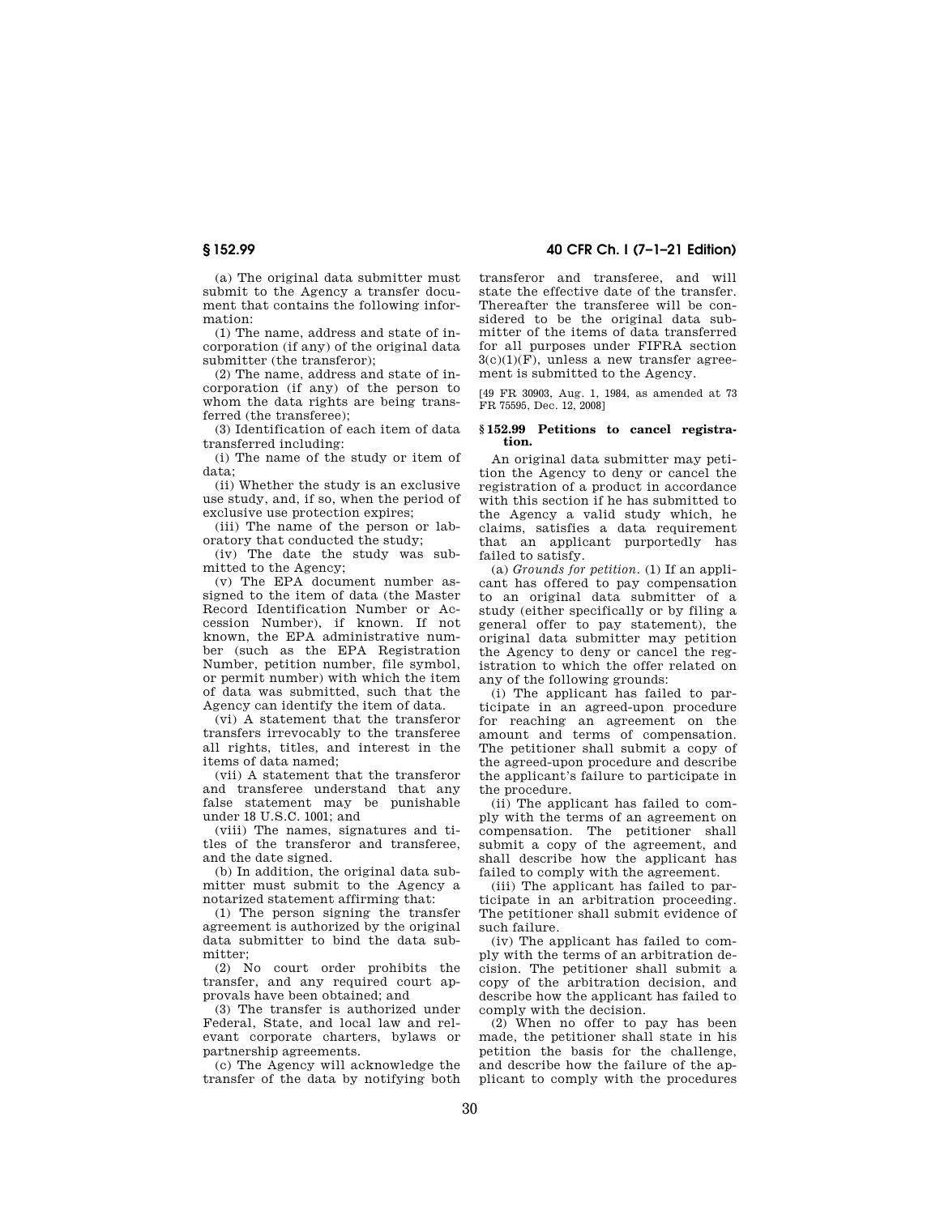(a) The original data submitter must submit to the Agency a transfer document that contains the following information:

(1) The name, address and state of incorporation (if any) of the original data submitter (the transferor);

(2) The name, address and state of incorporation (if any) of the person to whom the data rights are being transferred (the transferee);

(3) Identification of each item of data transferred including:

(i) The name of the study or item of data;

(ii) Whether the study is an exclusive use study, and, if so, when the period of exclusive use protection expires;

(iii) The name of the person or laboratory that conducted the study;

(iv) The date the study was submitted to the Agency;

(v) The EPA document number assigned to the item of data (the Master Record Identification Number or Accession Number), if known. If not known, the EPA administrative number (such as the EPA Registration Number, petition number, file symbol, or permit number) with which the item of data was submitted, such that the Agency can identify the item of data.

(vi) A statement that the transferor transfers irrevocably to the transferee all rights, titles, and interest in the items of data named;

(vii) A statement that the transferor and transferee understand that any false statement may be punishable under 18 U.S.C. 1001; and

(viii) The names, signatures and titles of the transferor and transferee, and the date signed.

(b) In addition, the original data submitter must submit to the Agency a notarized statement affirming that:

(1) The person signing the transfer agreement is authorized by the original data submitter to bind the data submitter;

(2) No court order prohibits the transfer, and any required court approvals have been obtained; and

(3) The transfer is authorized under Federal, State, and local law and relevant corporate charters, bylaws or partnership agreements.

(c) The Agency will acknowledge the transfer of the data by notifying both transferor and transferee, and will state the effective date of the transfer. Thereafter the transferee will be considered to be the original data submitter of the items of data transferred for all purposes under FIFRA section 3(c)(1)(F), unless a new transfer agreement is submitted to the Agency.

[49 FR 30903, Aug. 1, 1984, as amended at 73 FR 75595, Dec. 12, 2008]

## § 152.99 Petitions to cancel registration.

An original data submitter may petition the Agency to deny or cancel the registration of a product in accordance with this section if he has submitted to the Agency a valid study which, he claims, satisfies a data requirement that an applicant purportedly has failed to satisfy.

(a) *Grounds for petition.* (1) If an applicant has offered to pay compensation to an original data submitter of a study (either specifically or by filing a general offer to pay statement), the original data submitter may petition the Agency to deny or cancel the registration to which the offer related on any of the following grounds:

(i) The applicant has failed to participate in an agreed-upon procedure for reaching an agreement on the amount and terms of compensation. The petitioner shall submit a copy of the agreed-upon procedure and describe the applicant's failure to participate in the procedure.

(ii) The applicant has failed to comply with the terms of an agreement on compensation. The petitioner shall submit a copy of the agreement, and shall describe how the applicant has failed to comply with the agreement.

(iii) The applicant has failed to participate in an arbitration proceeding. The petitioner shall submit evidence of such failure.

(iv) The applicant has failed to comply with the terms of an arbitration decision. The petitioner shall submit a copy of the arbitration decision, and describe how the applicant has failed to comply with the decision.

(2) When no offer to pay has been made, the petitioner shall state in his petition the basis for the challenge, and describe how the failure of the applicant to comply with the procedures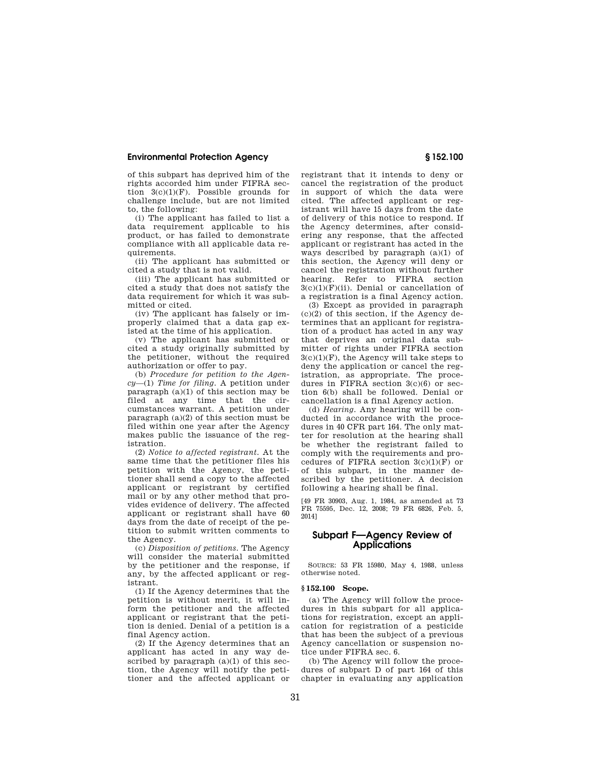of this subpart has deprived him of the rights accorded him under FIFRA section 3(c)(1)(F). Possible grounds for challenge include, but are not limited to, the following:

(i) The applicant has failed to list a data requirement applicable to his product, or has failed to demonstrate compliance with all applicable data requirements.

(ii) The applicant has submitted or cited a study that is not valid.

(iii) The applicant has submitted or cited a study that does not satisfy the data requirement for which it was submitted or cited.

(iv) The applicant has falsely or improperly claimed that a data gap existed at the time of his application.

(v) The applicant has submitted or cited a study originally submitted by the petitioner, without the required authorization or offer to pay.

(b) *Procedure for petition to the Agency*—(1) *Time for filing.* A petition under paragraph (a)(1) of this section may be filed at any time that the circumstances warrant. A petition under paragraph (a)(2) of this section must be filed within one year after the Agency makes public the issuance of the registration.

(2) *Notice to affected registrant.* At the same time that the petitioner files his petition with the Agency, the petitioner shall send a copy to the affected applicant or registrant by certified mail or by any other method that provides evidence of delivery. The affected applicant or registrant shall have 60 days from the date of receipt of the petition to submit written comments to the Agency.

(c) *Disposition of petitions.* The Agency will consider the material submitted by the petitioner and the response, if any, by the affected applicant or registrant.

(1) If the Agency determines that the petition is without merit, it will inform the petitioner and the affected applicant or registrant that the petition is denied. Denial of a petition is a final Agency action.

(2) If the Agency determines that an applicant has acted in any way described by paragraph (a)(1) of this section, the Agency will notify the petitioner and the affected applicant or registrant that it intends to deny or cancel the registration of the product in support of which the data were cited. The affected applicant or registrant will have 15 days from the date of delivery of this notice to respond. If the Agency determines, after considering any response, that the affected applicant or registrant has acted in the ways described by paragraph (a)(1) of this section, the Agency will deny or cancel the registration without further hearing. Refer to FIFRA section 3(c)(1)(F)(ii). Denial or cancellation of a registration is a final Agency action.

(3) Except as provided in paragraph (c)(2) of this section, if the Agency determines that an applicant for registration of a product has acted in any way that deprives an original data submitter of rights under FIFRA section 3(c)(1)(F), the Agency will take steps to deny the application or cancel the registration, as appropriate. The procedures in FIFRA section 3(c)(6) or section 6(b) shall be followed. Denial or cancellation is a final Agency action.

(d) *Hearing.* Any hearing will be conducted in accordance with the procedures in 40 CFR part 164. The only matter for resolution at the hearing shall be whether the registrant failed to comply with the requirements and procedures of FIFRA section 3(c)(1)(F) or of this subpart, in the manner described by the petitioner. A decision following a hearing shall be final.

[49 FR 30903, Aug. 1, 1984, as amended at 73 FR 75595, Dec. 12, 2008; 79 FR 6826, Feb. 5, 2014]

## Subpart F—Agency Review of Applications

SOURCE: 53 FR 15980, May 4, 1988, unless otherwise noted.

### § 152.100 Scope.

(a) The Agency will follow the procedures in this subpart for all applications for registration, except an application for registration of a pesticide that has been the subject of a previous Agency cancellation or suspension notice under FIFRA sec. 6.

(b) The Agency will follow the procedures of subpart D of part 164 of this chapter in evaluating any application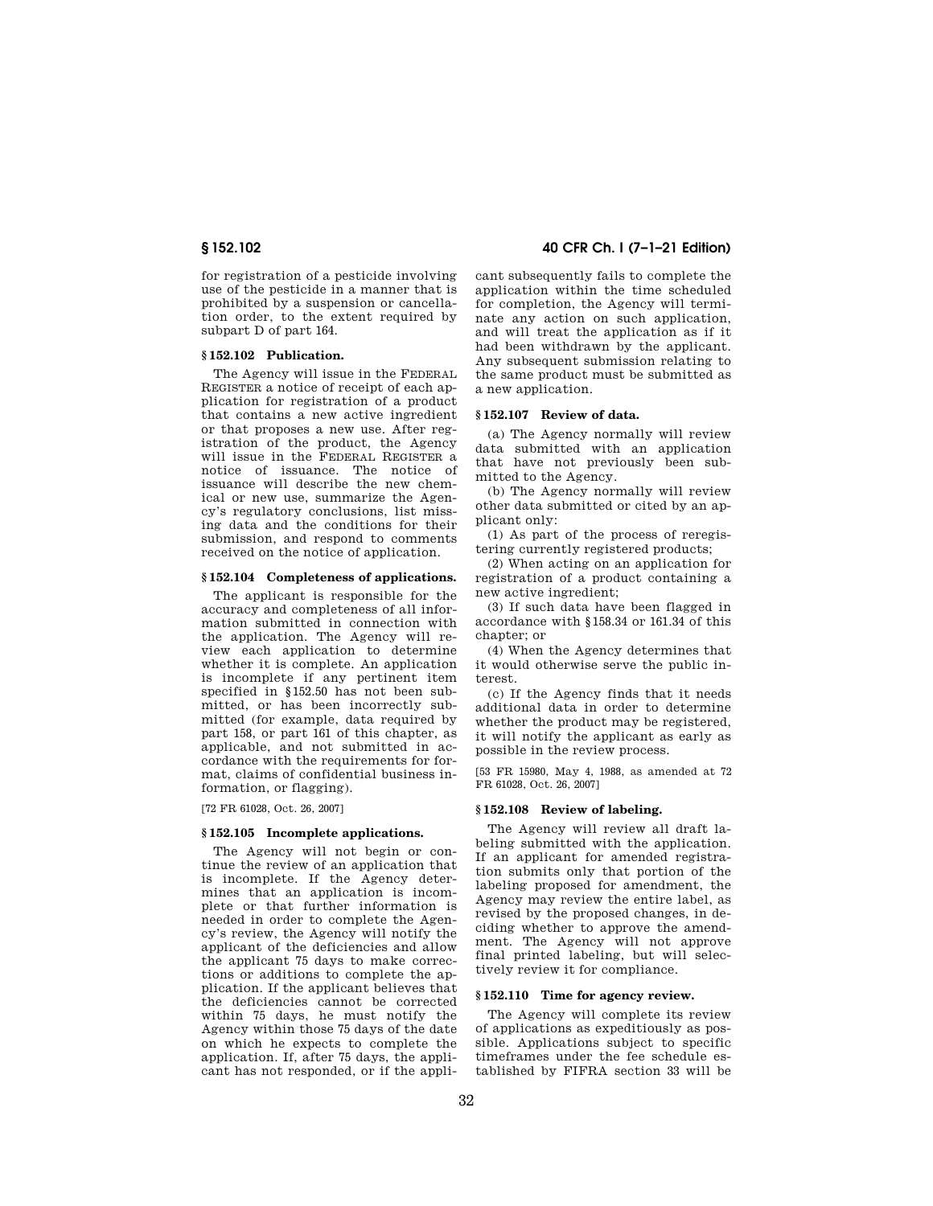for registration of a pesticide involving use of the pesticide in a manner that is prohibited by a suspension or cancellation order, to the extent required by subpart D of part 164.

### § 152.102 Publication.

The Agency will issue in the FEDERAL REGISTER a notice of receipt of each application for registration of a product that contains a new active ingredient or that proposes a new use. After registration of the product, the Agency will issue in the FEDERAL REGISTER a notice of issuance. The notice of issuance will describe the new chemical or new use, summarize the Agency's regulatory conclusions, list missing data and the conditions for their submission, and respond to comments received on the notice of application.

### § 152.104 Completeness of applications.

The applicant is responsible for the accuracy and completeness of all information submitted in connection with the application. The Agency will review each application to determine whether it is complete. An application is incomplete if any pertinent item specified in § 152.50 has not been submitted, or has been incorrectly submitted (for example, data required by part 158, or part 161 of this chapter, as applicable, and not submitted in accordance with the requirements for format, claims of confidential business information, or flagging).

[72 FR 61028, Oct. 26, 2007]

### § 152.105 Incomplete applications.

The Agency will not begin or continue the review of an application that is incomplete. If the Agency determines that an application is incomplete or that further information is needed in order to complete the Agency's review, the Agency will notify the applicant of the deficiencies and allow the applicant 75 days to make corrections or additions to complete the application. If the applicant believes that the deficiencies cannot be corrected within 75 days, he must notify the Agency within those 75 days of the date on which he expects to complete the application. If, after 75 days, the applicant has not responded, or if the applicant subsequently fails to complete the application within the time scheduled for completion, the Agency will terminate any action on such application, and will treat the application as if it had been withdrawn by the applicant. Any subsequent submission relating to the same product must be submitted as a new application.

### § 152.107 Review of data.

(a) The Agency normally will review data submitted with an application that have not previously been submitted to the Agency.

(b) The Agency normally will review other data submitted or cited by an applicant only:

(1) As part of the process of reregistering currently registered products;

(2) When acting on an application for registration of a product containing a new active ingredient;

(3) If such data have been flagged in accordance with § 158.34 or 161.34 of this chapter; or

(4) When the Agency determines that it would otherwise serve the public interest.

(c) If the Agency finds that it needs additional data in order to determine whether the product may be registered, it will notify the applicant as early as possible in the review process.

[53 FR 15980, May 4, 1988, as amended at 72 FR 61028, Oct. 26, 2007]

### § 152.108 Review of labeling.

The Agency will review all draft labeling submitted with the application. If an applicant for amended registration submits only that portion of the labeling proposed for amendment, the Agency may review the entire label, as revised by the proposed changes, in deciding whether to approve the amendment. The Agency will not approve final printed labeling, but will selectively review it for compliance.

### § 152.110 Time for agency review.

The Agency will complete its review of applications as expeditiously as possible. Applications subject to specific timeframes under the fee schedule established by FIFRA section 33 will be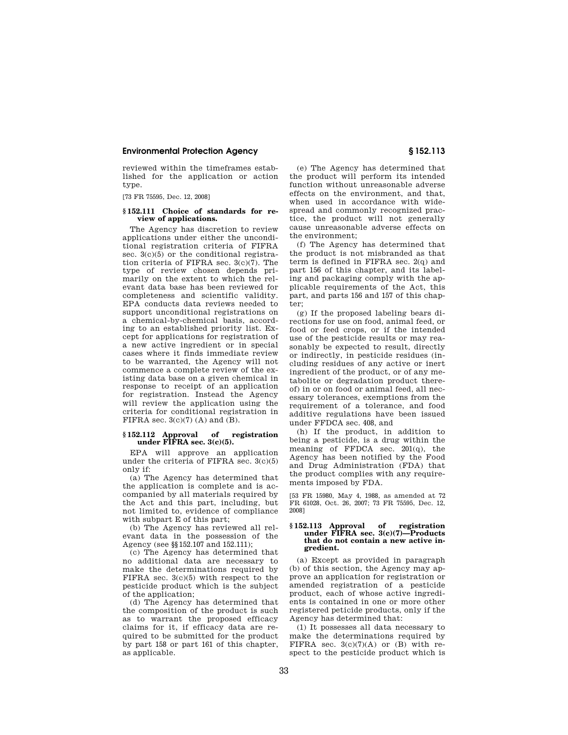reviewed within the timeframes established for the application or action type.

[73 FR 75595, Dec. 12, 2008]

### § 152.111 Choice of standards for review of applications.

The Agency has discretion to review applications under either the unconditional registration criteria of FIFRA sec. 3(c)(5) or the conditional registration criteria of FIFRA sec. 3(c)(7). The type of review chosen depends primarily on the extent to which the relevant data base has been reviewed for completeness and scientific validity. EPA conducts data reviews needed to support unconditional registrations on a chemical-by-chemical basis, according to an established priority list. Except for applications for registration of a new active ingredient or in special cases where it finds immediate review to be warranted, the Agency will not commence a complete review of the existing data base on a given chemical in response to receipt of an application for registration. Instead the Agency will review the application using the criteria for conditional registration in FIFRA sec. 3(c)(7) (A) and (B).

### § 152.112 Approval of registration under FIFRA sec. 3(c)(5).

EPA will approve an application under the criteria of FIFRA sec. 3(c)(5) only if:

(a) The Agency has determined that the application is complete and is accompanied by all materials required by the Act and this part, including, but not limited to, evidence of compliance with subpart E of this part;

(b) The Agency has reviewed all relevant data in the possession of the Agency (see §§ 152.107 and 152.111);

(c) The Agency has determined that no additional data are necessary to make the determinations required by FIFRA sec. 3(c)(5) with respect to the pesticide product which is the subject of the application;

(d) The Agency has determined that the composition of the product is such as to warrant the proposed efficacy claims for it, if efficacy data are required to be submitted for the product by part 158 or part 161 of this chapter, as applicable.

(e) The Agency has determined that the product will perform its intended function without unreasonable adverse effects on the environment, and that, when used in accordance with widespread and commonly recognized practice, the product will not generally cause unreasonable adverse effects on the environment;

(f) The Agency has determined that the product is not misbranded as that term is defined in FIFRA sec. 2(q) and part 156 of this chapter, and its labeling and packaging comply with the applicable requirements of the Act, this part, and parts 156 and 157 of this chapter;

(g) If the proposed labeling bears directions for use on food, animal feed, or food or feed crops, or if the intended use of the pesticide results or may reasonably be expected to result, directly or indirectly, in pesticide residues (including residues of any active or inert ingredient of the product, or of any metabolite or degradation product thereof) in or on food or animal feed, all necessary tolerances, exemptions from the requirement of a tolerance, and food additive regulations have been issued under FFDCA sec. 408, and

(h) If the product, in addition to being a pesticide, is a drug within the meaning of FFDCA sec. 201(q), the Agency has been notified by the Food and Drug Administration (FDA) that the product complies with any requirements imposed by FDA.

[53 FR 15980, May 4, 1988, as amended at 72 FR 61028, Oct. 26, 2007; 73 FR 75595, Dec. 12, 2008]

### § 152.113 Approval of registration under FIFRA sec. 3(c)(7)—Products that do not contain a new active ingredient.

(a) Except as provided in paragraph (b) of this section, the Agency may approve an application for registration or amended registration of a pesticide product, each of whose active ingredients is contained in one or more other registered peticide products, only if the Agency has determined that:

(1) It possesses all data necessary to make the determinations required by FIFRA sec. 3(c)(7)(A) or (B) with respect to the pesticide product which is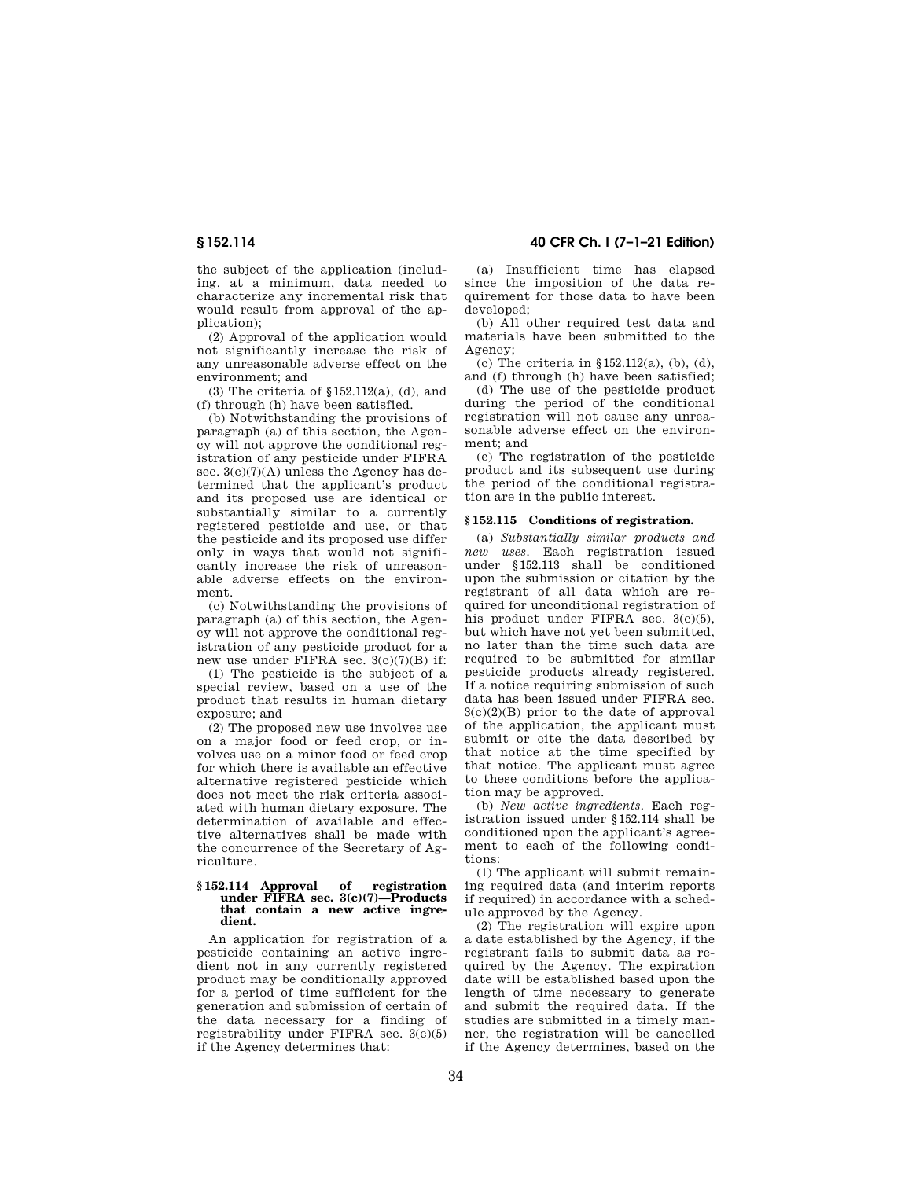the subject of the application (including, at a minimum, data needed to characterize any incremental risk that would result from approval of the application);

(2) Approval of the application would not significantly increase the risk of any unreasonable adverse effect on the environment; and

(3) The criteria of §152.112(a), (d), and (f) through (h) have been satisfied.

(b) Notwithstanding the provisions of paragraph (a) of this section, the Agency will not approve the conditional registration of any pesticide under FIFRA sec. 3(c)(7)(A) unless the Agency has determined that the applicant's product and its proposed use are identical or substantially similar to a currently registered pesticide and use, or that the pesticide and its proposed use differ only in ways that would not significantly increase the risk of unreasonable adverse effects on the environment.

(c) Notwithstanding the provisions of paragraph (a) of this section, the Agency will not approve the conditional registration of any pesticide product for a new use under FIFRA sec. 3(c)(7)(B) if:

(1) The pesticide is the subject of a special review, based on a use of the product that results in human dietary exposure; and

(2) The proposed new use involves use on a major food or feed crop, or involves use on a minor food or feed crop for which there is available an effective alternative registered pesticide which does not meet the risk criteria associated with human dietary exposure. The determination of available and effective alternatives shall be made with the concurrence of the Secretary of Agriculture.

### §152.114 Approval of registration under FIFRA sec. 3(c)(7)—Products that contain a new active ingredient.

An application for registration of a pesticide containing an active ingredient not in any currently registered product may be conditionally approved for a period of time sufficient for the generation and submission of certain of the data necessary for a finding of registrability under FIFRA sec. 3(c)(5) if the Agency determines that:

(a) Insufficient time has elapsed since the imposition of the data requirement for those data to have been developed;

(b) All other required test data and materials have been submitted to the Agency;

(c) The criteria in §152.112(a), (b), (d), and (f) through (h) have been satisfied;

(d) The use of the pesticide product during the period of the conditional registration will not cause any unreasonable adverse effect on the environment; and

(e) The registration of the pesticide product and its subsequent use during the period of the conditional registration are in the public interest.

### §152.115 Conditions of registration.

(a) *Substantially similar products and new uses.* Each registration issued under §152.113 shall be conditioned upon the submission or citation by the registrant of all data which are required for unconditional registration of his product under FIFRA sec. 3(c)(5), but which have not yet been submitted, no later than the time such data are required to be submitted for similar pesticide products already registered. If a notice requiring submission of such data has been issued under FIFRA sec. 3(c)(2)(B) prior to the date of approval of the application, the applicant must submit or cite the data described by that notice at the time specified by that notice. The applicant must agree to these conditions before the application may be approved.

(b) *New active ingredients.* Each registration issued under §152.114 shall be conditioned upon the applicant's agreement to each of the following conditions:

(1) The applicant will submit remaining required data (and interim reports if required) in accordance with a schedule approved by the Agency.

(2) The registration will expire upon a date established by the Agency, if the registrant fails to submit data as required by the Agency. The expiration date will be established based upon the length of time necessary to generate and submit the required data. If the studies are submitted in a timely manner, the registration will be cancelled if the Agency determines, based on the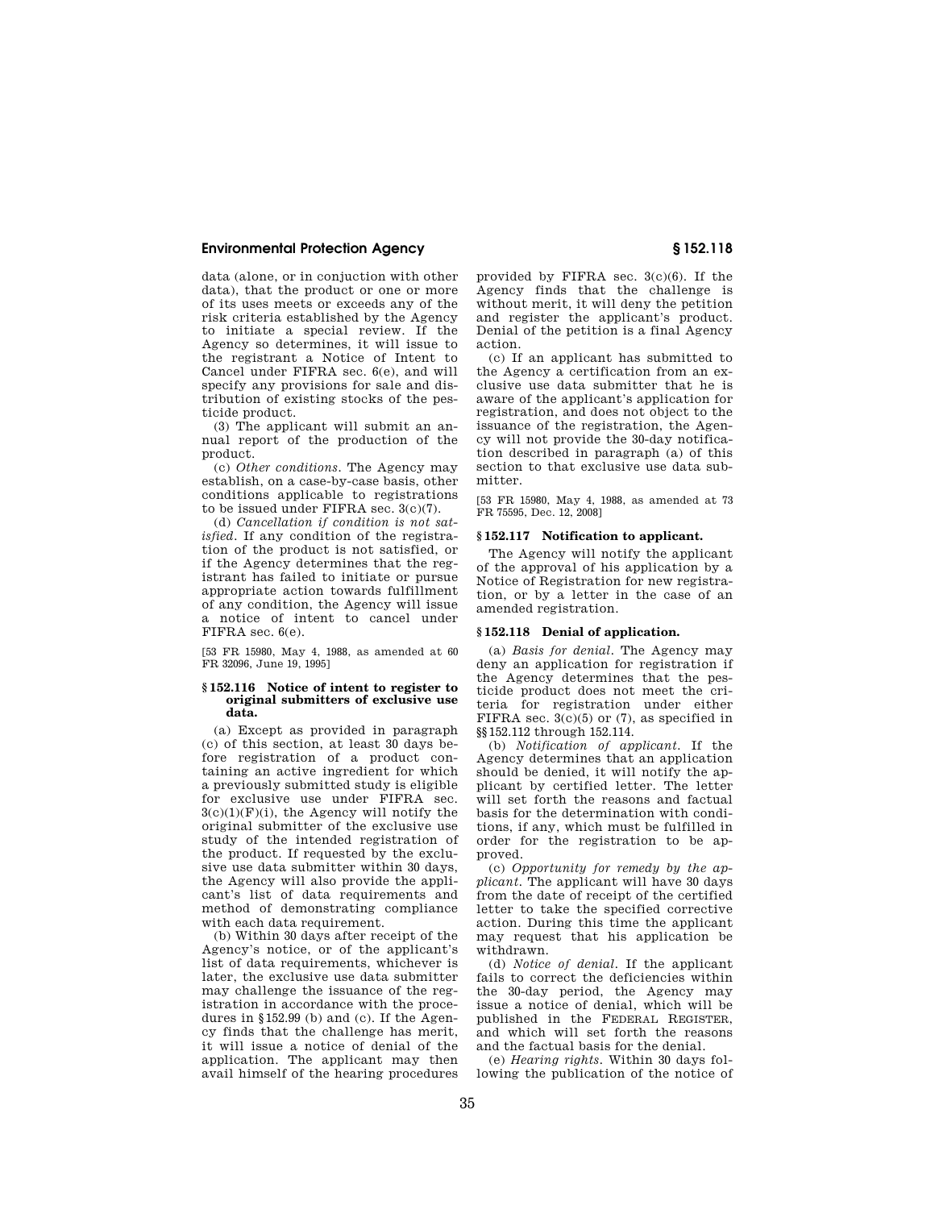data (alone, or in conjuction with other data), that the product or one or more of its uses meets or exceeds any of the risk criteria established by the Agency to initiate a special review. If the Agency so determines, it will issue to the registrant a Notice of Intent to Cancel under FIFRA sec. 6(e), and will specify any provisions for sale and distribution of existing stocks of the pesticide product.

(3) The applicant will submit an annual report of the production of the product.

(c) *Other conditions.* The Agency may establish, on a case-by-case basis, other conditions applicable to registrations to be issued under FIFRA sec. 3(c)(7).

(d) *Cancellation if condition is not satisfied.* If any condition of the registration of the product is not satisfied, or if the Agency determines that the registrant has failed to initiate or pursue appropriate action towards fulfillment of any condition, the Agency will issue a notice of intent to cancel under FIFRA sec. 6(e).

[53 FR 15980, May 4, 1988, as amended at 60 FR 32096, June 19, 1995]

### § 152.116 Notice of intent to register to original submitters of exclusive use data.

(a) Except as provided in paragraph (c) of this section, at least 30 days before registration of a product containing an active ingredient for which a previously submitted study is eligible for exclusive use under FIFRA sec. 3(c)(1)(F)(i), the Agency will notify the original submitter of the exclusive use study of the intended registration of the product. If requested by the exclusive use data submitter within 30 days, the Agency will also provide the applicant's list of data requirements and method of demonstrating compliance with each data requirement.

(b) Within 30 days after receipt of the Agency's notice, or of the applicant's list of data requirements, whichever is later, the exclusive use data submitter may challenge the issuance of the registration in accordance with the procedures in §152.99 (b) and (c). If the Agency finds that the challenge has merit, it will issue a notice of denial of the application. The applicant may then avail himself of the hearing procedures provided by FIFRA sec. 3(c)(6). If the Agency finds that the challenge is without merit, it will deny the petition and register the applicant's product. Denial of the petition is a final Agency action.

(c) If an applicant has submitted to the Agency a certification from an exclusive use data submitter that he is aware of the applicant's application for registration, and does not object to the issuance of the registration, the Agency will not provide the 30-day notification described in paragraph (a) of this section to that exclusive use data submitter.

[53 FR 15980, May 4, 1988, as amended at 73 FR 75595, Dec. 12, 2008]

### § 152.117 Notification to applicant.

The Agency will notify the applicant of the approval of his application by a Notice of Registration for new registration, or by a letter in the case of an amended registration.

### § 152.118 Denial of application.

(a) *Basis for denial.* The Agency may deny an application for registration if the Agency determines that the pesticide product does not meet the criteria for registration under either FIFRA sec. 3(c)(5) or (7), as specified in §§152.112 through 152.114.

(b) *Notification of applicant.* If the Agency determines that an application should be denied, it will notify the applicant by certified letter. The letter will set forth the reasons and factual basis for the determination with conditions, if any, which must be fulfilled in order for the registration to be approved.

(c) *Opportunity for remedy by the applicant.* The applicant will have 30 days from the date of receipt of the certified letter to take the specified corrective action. During this time the applicant may request that his application be withdrawn.

(d) *Notice of denial.* If the applicant fails to correct the deficiencies within the 30-day period, the Agency may issue a notice of denial, which will be published in the FEDERAL REGISTER, and which will set forth the reasons and the factual basis for the denial.

(e) *Hearing rights.* Within 30 days following the publication of the notice of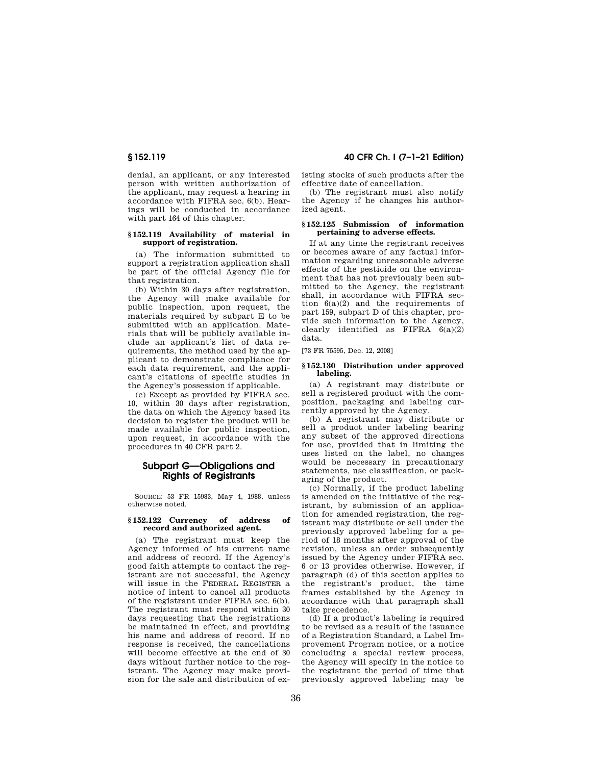denial, an applicant, or any interested person with written authorization of the applicant, may request a hearing in accordance with FIFRA sec. 6(b). Hearings will be conducted in accordance with part 164 of this chapter.

### § 152.119 Availability of material in support of registration.

(a) The information submitted to support a registration application shall be part of the official Agency file for that registration.

(b) Within 30 days after registration, the Agency will make available for public inspection, upon request, the materials required by subpart E to be submitted with an application. Materials that will be publicly available include an applicant's list of data requirements, the method used by the applicant to demonstrate compliance for each data requirement, and the applicant's citations of specific studies in the Agency's possession if applicable.

(c) Except as provided by FIFRA sec. 10, within 30 days after registration, the data on which the Agency based its decision to register the product will be made available for public inspection, upon request, in accordance with the procedures in 40 CFR part 2.

## Subpart G—Obligations and Rights of Registrants

SOURCE: 53 FR 15983, May 4, 1988, unless otherwise noted.

### § 152.122 Currency of address of record and authorized agent.

(a) The registrant must keep the Agency informed of his current name and address of record. If the Agency's good faith attempts to contact the registrant are not successful, the Agency will issue in the FEDERAL REGISTER a notice of intent to cancel all products of the registrant under FIFRA sec. 6(b). The registrant must respond within 30 days requesting that the registrations be maintained in effect, and providing his name and address of record. If no response is received, the cancellations will become effective at the end of 30 days without further notice to the registrant. The Agency may make provision for the sale and distribution of existing stocks of such products after the effective date of cancellation.

(b) The registrant must also notify the Agency if he changes his authorized agent.

### § 152.125 Submission of information pertaining to adverse effects.

If at any time the registrant receives or becomes aware of any factual information regarding unreasonable adverse effects of the pesticide on the environment that has not previously been submitted to the Agency, the registrant shall, in accordance with FIFRA section 6(a)(2) and the requirements of part 159, subpart D of this chapter, provide such information to the Agency, clearly identified as FIFRA 6(a)(2) data.

[73 FR 75595, Dec. 12, 2008]

### § 152.130 Distribution under approved labeling.

(a) A registrant may distribute or sell a registered product with the composition, packaging and labeling currently approved by the Agency.

(b) A registrant may distribute or sell a product under labeling bearing any subset of the approved directions for use, provided that in limiting the uses listed on the label, no changes would be necessary in precautionary statements, use classification, or packaging of the product.

(c) Normally, if the product labeling is amended on the initiative of the registrant, by submission of an application for amended registration, the registrant may distribute or sell under the previously approved labeling for a period of 18 months after approval of the revision, unless an order subsequently issued by the Agency under FIFRA sec. 6 or 13 provides otherwise. However, if paragraph (d) of this section applies to the registrant's product, the time frames established by the Agency in accordance with that paragraph shall take precedence.

(d) If a product's labeling is required to be revised as a result of the issuance of a Registration Standard, a Label Improvement Program notice, or a notice concluding a special review process, the Agency will specify in the notice to the registrant the period of time that previously approved labeling may be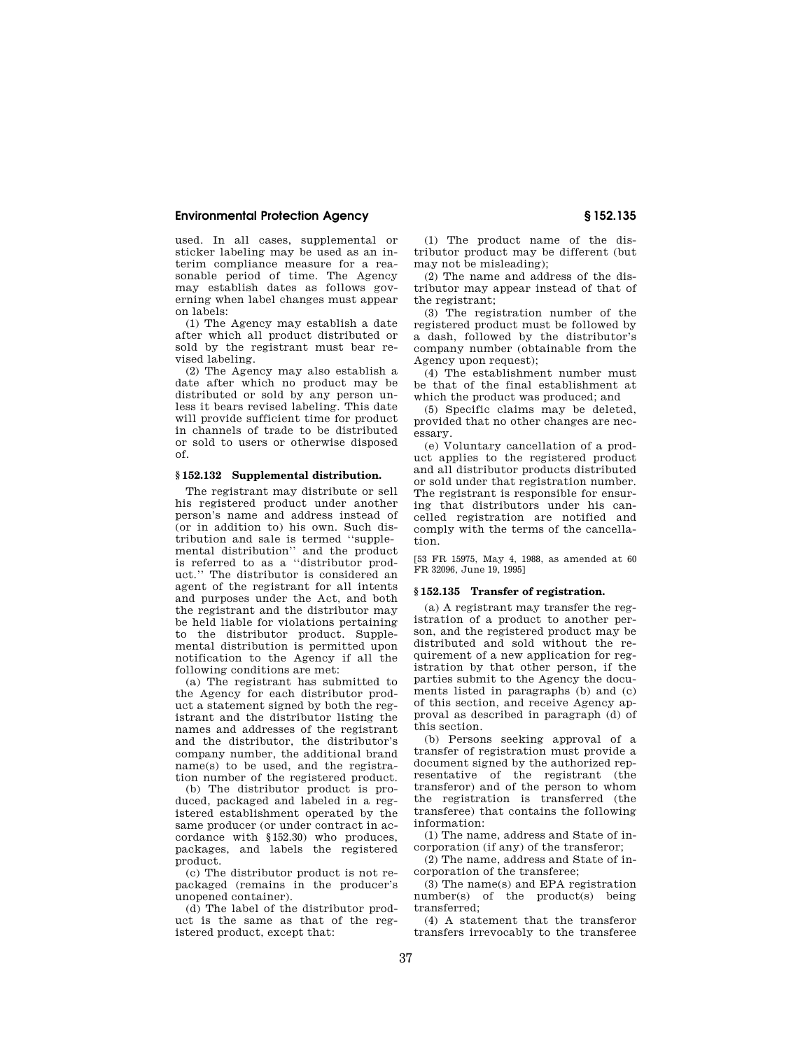used. In all cases, supplemental or sticker labeling may be used as an interim compliance measure for a reasonable period of time. The Agency may establish dates as follows governing when label changes must appear on labels:

(1) The Agency may establish a date after which all product distributed or sold by the registrant must bear revised labeling.

(2) The Agency may also establish a date after which no product may be distributed or sold by any person unless it bears revised labeling. This date will provide sufficient time for product in channels of trade to be distributed or sold to users or otherwise disposed of.

### § 152.132 Supplemental distribution.

The registrant may distribute or sell his registered product under another person's name and address instead of (or in addition to) his own. Such distribution and sale is termed ''supplemental distribution'' and the product is referred to as a ''distributor product.'' The distributor is considered an agent of the registrant for all intents and purposes under the Act, and both the registrant and the distributor may be held liable for violations pertaining to the distributor product. Supplemental distribution is permitted upon notification to the Agency if all the following conditions are met:

(a) The registrant has submitted to the Agency for each distributor product a statement signed by both the registrant and the distributor listing the names and addresses of the registrant and the distributor, the distributor's company number, the additional brand name(s) to be used, and the registration number of the registered product.

(b) The distributor product is produced, packaged and labeled in a registered establishment operated by the same producer (or under contract in accordance with §152.30) who produces, packages, and labels the registered product.

(c) The distributor product is not repackaged (remains in the producer's unopened container).

(d) The label of the distributor product is the same as that of the registered product, except that:

(1) The product name of the distributor product may be different (but may not be misleading);

(2) The name and address of the distributor may appear instead of that of the registrant;

(3) The registration number of the registered product must be followed by a dash, followed by the distributor's company number (obtainable from the Agency upon request);

(4) The establishment number must be that of the final establishment at which the product was produced; and

(5) Specific claims may be deleted, provided that no other changes are necessary.

(e) Voluntary cancellation of a product applies to the registered product and all distributor products distributed or sold under that registration number. The registrant is responsible for ensuring that distributors under his cancelled registration are notified and comply with the terms of the cancellation.

[53 FR 15975, May 4, 1988, as amended at 60 FR 32096, June 19, 1995]

### § 152.135 Transfer of registration.

(a) A registrant may transfer the registration of a product to another person, and the registered product may be distributed and sold without the requirement of a new application for registration by that other person, if the parties submit to the Agency the documents listed in paragraphs (b) and (c) of this section, and receive Agency approval as described in paragraph (d) of this section.

(b) Persons seeking approval of a transfer of registration must provide a document signed by the authorized representative of the registrant (the transferor) and of the person to whom the registration is transferred (the transferee) that contains the following information:

(1) The name, address and State of incorporation (if any) of the transferor;

(2) The name, address and State of incorporation of the transferee;

(3) The name(s) and EPA registration number(s) of the product(s) being transferred;

(4) A statement that the transferor transfers irrevocably to the transferee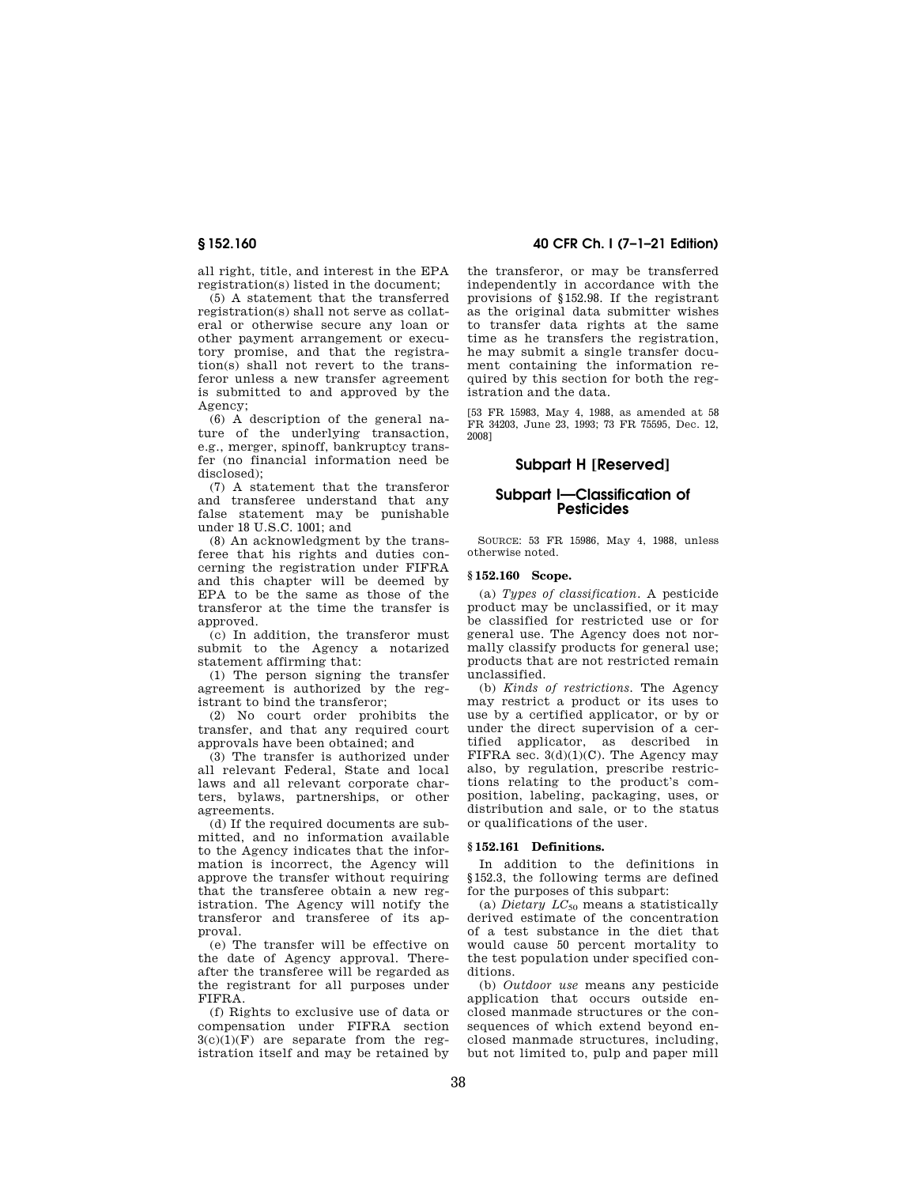all right, title, and interest in the EPA registration(s) listed in the document;

(5) A statement that the transferred registration(s) shall not serve as collateral or otherwise secure any loan or other payment arrangement or executory promise, and that the registration(s) shall not revert to the transferor unless a new transfer agreement is submitted to and approved by the Agency;

(6) A description of the general nature of the underlying transaction, e.g., merger, spinoff, bankruptcy transfer (no financial information need be disclosed);

(7) A statement that the transferor and transferee understand that any false statement may be punishable under 18 U.S.C. 1001; and

(8) An acknowledgment by the transferee that his rights and duties concerning the registration under FIFRA and this chapter will be deemed by EPA to be the same as those of the transferor at the time the transfer is approved.

(c) In addition, the transferor must submit to the Agency a notarized statement affirming that:

(1) The person signing the transfer agreement is authorized by the registrant to bind the transferor;

(2) No court order prohibits the transfer, and that any required court approvals have been obtained; and

(3) The transfer is authorized under all relevant Federal, State and local laws and all relevant corporate charters, bylaws, partnerships, or other agreements.

(d) If the required documents are submitted, and no information available to the Agency indicates that the information is incorrect, the Agency will approve the transfer without requiring that the transferee obtain a new registration. The Agency will notify the transferor and transferee of its approval.

(e) The transfer will be effective on the date of Agency approval. Thereafter the transferee will be regarded as the registrant for all purposes under FIFRA.

(f) Rights to exclusive use of data or compensation under FIFRA section 3(c)(1)(F) are separate from the registration itself and may be retained by the transferor, or may be transferred independently in accordance with the provisions of §152.98. If the registrant as the original data submitter wishes to transfer data rights at the same time as he transfers the registration, he may submit a single transfer document containing the information required by this section for both the registration and the data.

[53 FR 15983, May 4, 1988, as amended at 58 FR 34203, June 23, 1993; 73 FR 75595, Dec. 12, 2008]

## Subpart H [Reserved]

## Subpart I—Classification of Pesticides

SOURCE: 53 FR 15986, May 4, 1988, unless otherwise noted.

### § 152.160 Scope.

(a) *Types of classification.* A pesticide product may be unclassified, or it may be classified for restricted use or for general use. The Agency does not normally classify products for general use; products that are not restricted remain unclassified.

(b) *Kinds of restrictions.* The Agency may restrict a product or its uses to use by a certified applicator, or by or under the direct supervision of a certified applicator, as described in FIFRA sec. 3(d)(1)(C). The Agency may also, by regulation, prescribe restrictions relating to the product's composition, labeling, packaging, uses, or distribution and sale, or to the status or qualifications of the user.

### § 152.161 Definitions.

In addition to the definitions in §152.3, the following terms are defined for the purposes of this subpart:

(a) *Dietary $LC_{50}$* means a statistically derived estimate of the concentration of a test substance in the diet that would cause 50 percent mortality to the test population under specified conditions.

(b) *Outdoor use* means any pesticide application that occurs outside enclosed manmade structures or the consequences of which extend beyond enclosed manmade structures, including, but not limited to, pulp and paper mill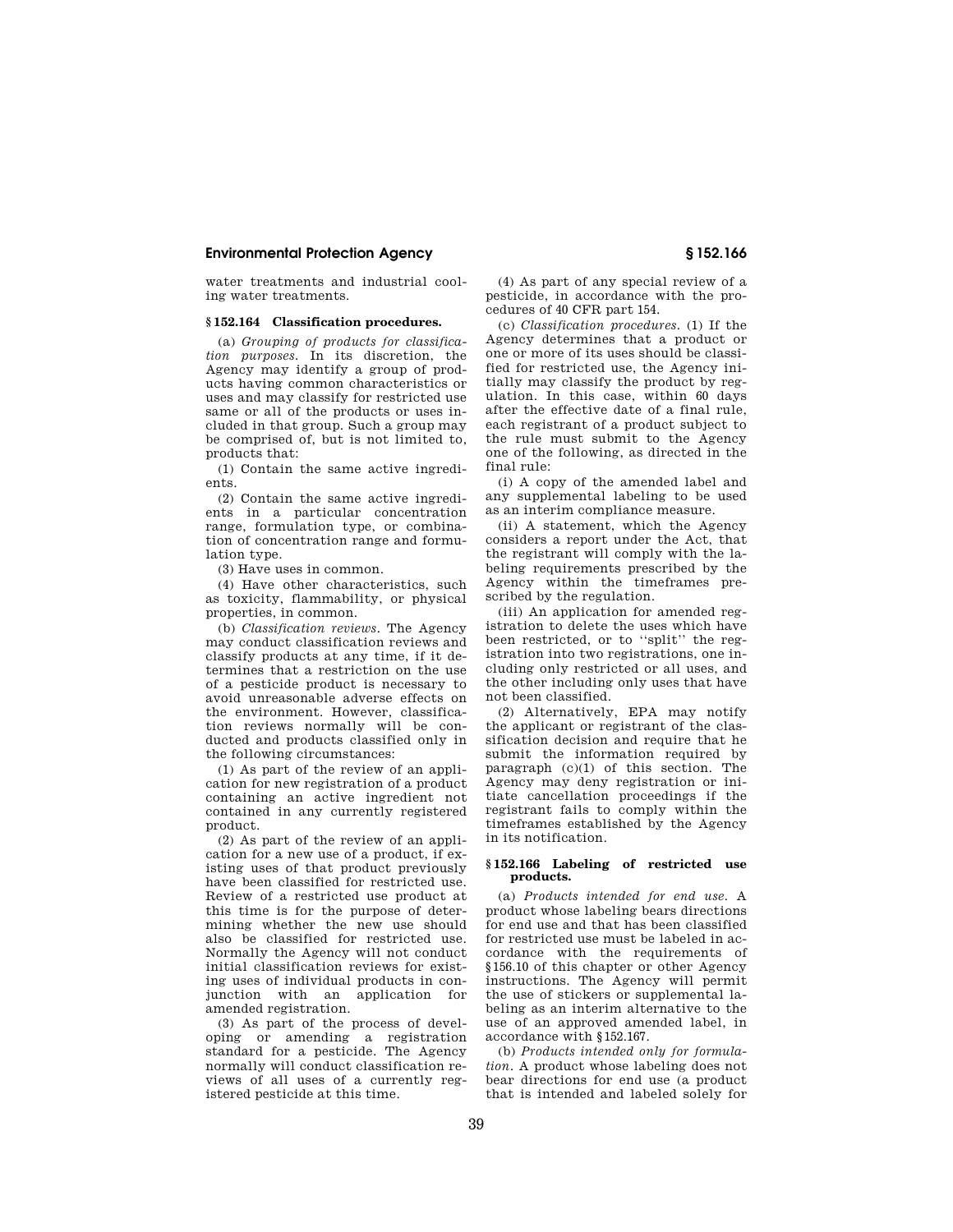water treatments and industrial cooling water treatments.

### § 152.164 Classification procedures.

(a) *Grouping of products for classification purposes.* In its discretion, the Agency may identify a group of products having common characteristics or uses and may classify for restricted use same or all of the products or uses included in that group. Such a group may be comprised of, but is not limited to, products that:

(1) Contain the same active ingredients.

(2) Contain the same active ingredients in a particular concentration range, formulation type, or combination of concentration range and formulation type.

(3) Have uses in common.

(4) Have other characteristics, such as toxicity, flammability, or physical properties, in common.

(b) *Classification reviews.* The Agency may conduct classification reviews and classify products at any time, if it determines that a restriction on the use of a pesticide product is necessary to avoid unreasonable adverse effects on the environment. However, classification reviews normally will be conducted and products classified only in the following circumstances:

(1) As part of the review of an application for new registration of a product containing an active ingredient not contained in any currently registered product.

(2) As part of the review of an application for a new use of a product, if existing uses of that product previously have been classified for restricted use. Review of a restricted use product at this time is for the purpose of determining whether the new use should also be classified for restricted use. Normally the Agency will not conduct initial classification reviews for existing uses of individual products in conjunction with an application for amended registration.

(3) As part of the process of developing or amending a registration standard for a pesticide. The Agency normally will conduct classification reviews of all uses of a currently registered pesticide at this time.

(4) As part of any special review of a pesticide, in accordance with the procedures of 40 CFR part 154.

(c) *Classification procedures.* (1) If the Agency determines that a product or one or more of its uses should be classified for restricted use, the Agency initially may classify the product by regulation. In this case, within 60 days after the effective date of a final rule, each registrant of a product subject to the rule must submit to the Agency one of the following, as directed in the final rule:

(i) A copy of the amended label and any supplemental labeling to be used as an interim compliance measure.

(ii) A statement, which the Agency considers a report under the Act, that the registrant will comply with the labeling requirements prescribed by the Agency within the timeframes prescribed by the regulation.

(iii) An application for amended registration to delete the uses which have been restricted, or to ''split'' the registration into two registrations, one including only restricted or all uses, and the other including only uses that have not been classified.

(2) Alternatively, EPA may notify the applicant or registrant of the classification decision and require that he submit the information required by paragraph (c)(1) of this section. The Agency may deny registration or initiate cancellation proceedings if the registrant fails to comply within the timeframes established by the Agency in its notification.

### § 152.166 Labeling of restricted use products.

(a) *Products intended for end use.* A product whose labeling bears directions for end use and that has been classified for restricted use must be labeled in accordance with the requirements of §156.10 of this chapter or other Agency instructions. The Agency will permit the use of stickers or supplemental labeling as an interim alternative to the use of an approved amended label, in accordance with §152.167.

(b) *Products intended only for formulation.* A product whose labeling does not bear directions for end use (a product that is intended and labeled solely for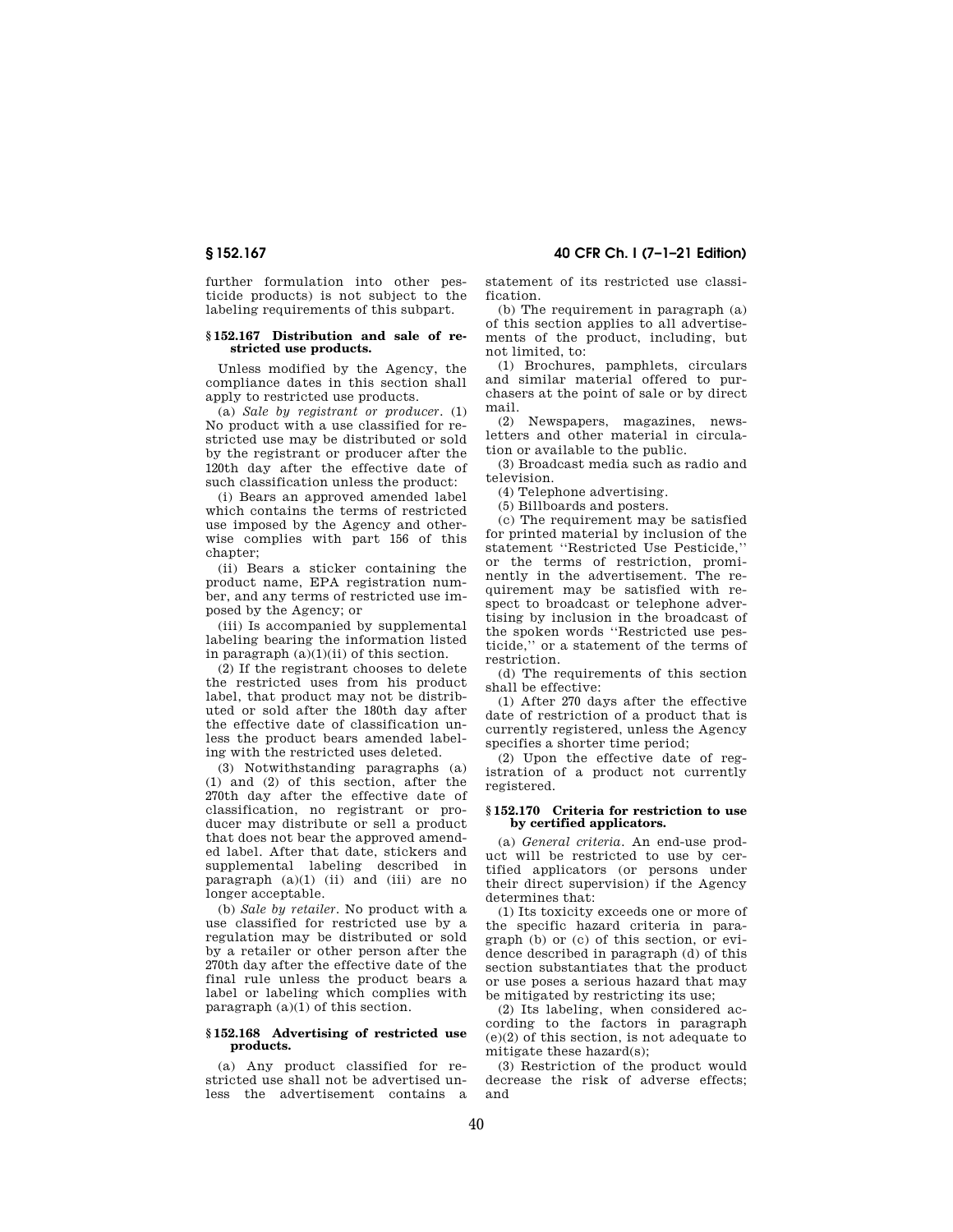further formulation into other pesticide products) is not subject to the labeling requirements of this subpart.

### § 152.167 Distribution and sale of restricted use products.

Unless modified by the Agency, the compliance dates in this section shall apply to restricted use products.

(a) *Sale by registrant or producer*. (1) No product with a use classified for restricted use may be distributed or sold by the registrant or producer after the 120th day after the effective date of such classification unless the product:

(i) Bears an approved amended label which contains the terms of restricted use imposed by the Agency and otherwise complies with part 156 of this chapter;

(ii) Bears a sticker containing the product name, EPA registration number, and any terms of restricted use imposed by the Agency; or

(iii) Is accompanied by supplemental labeling bearing the information listed in paragraph (a)(1)(ii) of this section.

(2) If the registrant chooses to delete the restricted uses from his product label, that product may not be distributed or sold after the 180th day after the effective date of classification unless the product bears amended labeling with the restricted uses deleted.

(3) Notwithstanding paragraphs (a) (1) and (2) of this section, after the 270th day after the effective date of classification, no registrant or producer may distribute or sell a product that does not bear the approved amended label. After that date, stickers and supplemental labeling described in paragraph (a)(1) (ii) and (iii) are no longer acceptable.

(b) *Sale by retailer*. No product with a use classified for restricted use by a regulation may be distributed or sold by a retailer or other person after the 270th day after the effective date of the final rule unless the product bears a label or labeling which complies with paragraph (a)(1) of this section.

### § 152.168 Advertising of restricted use products.

(a) Any product classified for restricted use shall not be advertised unless the advertisement contains a statement of its restricted use classification.

(b) The requirement in paragraph (a) of this section applies to all advertisements of the product, including, but not limited, to:

(1) Brochures, pamphlets, circulars and similar material offered to purchasers at the point of sale or by direct mail.

(2) Newspapers, magazines, newsletters and other material in circulation or available to the public.

(3) Broadcast media such as radio and television.

(4) Telephone advertising.

(5) Billboards and posters.

(c) The requirement may be satisfied for printed material by inclusion of the statement ''Restricted Use Pesticide,'' or the terms of restriction, prominently in the advertisement. The requirement may be satisfied with respect to broadcast or telephone advertising by inclusion in the broadcast of the spoken words ''Restricted use pesticide,'' or a statement of the terms of restriction.

(d) The requirements of this section shall be effective:

(1) After 270 days after the effective date of restriction of a product that is currently registered, unless the Agency specifies a shorter time period;

(2) Upon the effective date of registration of a product not currently registered.

### § 152.170 Criteria for restriction to use by certified applicators.

(a) *General criteria*. An end-use product will be restricted to use by certified applicators (or persons under their direct supervision) if the Agency determines that:

(1) Its toxicity exceeds one or more of the specific hazard criteria in paragraph (b) or (c) of this section, or evidence described in paragraph (d) of this section substantiates that the product or use poses a serious hazard that may be mitigated by restricting its use;

(2) Its labeling, when considered according to the factors in paragraph (e)(2) of this section, is not adequate to mitigate these hazard(s);

(3) Restriction of the product would decrease the risk of adverse effects; and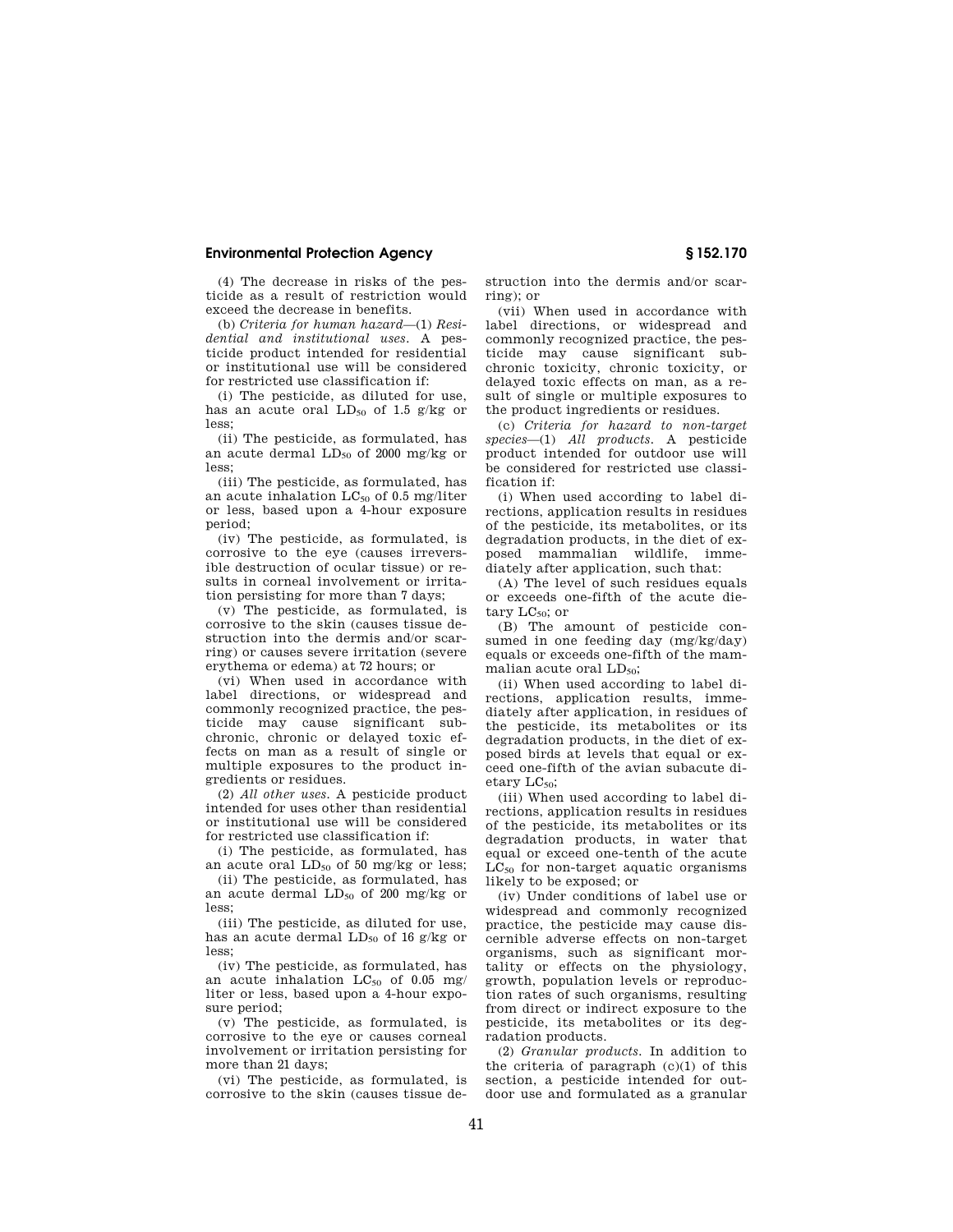(4) The decrease in risks of the pesticide as a result of restriction would exceed the decrease in benefits.

(b) *Criteria for human hazard*—(1) *Residential and institutional uses.* A pesticide product intended for residential or institutional use will be considered for restricted use classification if:

(i) The pesticide, as diluted for use, has an acute oral $LD_{50}$ of 1.5 g/kg or less;

(ii) The pesticide, as formulated, has an acute dermal $LD_{50}$ of 2000 mg/kg or less;

(iii) The pesticide, as formulated, has an acute inhalation $LC_{50}$ of 0.5 mg/liter or less, based upon a 4-hour exposure period;

(iv) The pesticide, as formulated, is corrosive to the eye (causes irreversible destruction of ocular tissue) or results in corneal involvement or irritation persisting for more than 7 days;

(v) The pesticide, as formulated, is corrosive to the skin (causes tissue destruction into the dermis and/or scarring) or causes severe irritation (severe erythema or edema) at 72 hours; or

(vi) When used in accordance with label directions, or widespread and commonly recognized practice, the pesticide may cause significant subchronic, chronic or delayed toxic effects on man as a result of single or multiple exposures to the product ingredients or residues.

(2) *All other uses.* A pesticide product intended for uses other than residential or institutional use will be considered for restricted use classification if:

(i) The pesticide, as formulated, has an acute oral $LD_{50}$ of 50 mg/kg or less;

(ii) The pesticide, as formulated, has an acute dermal $LD_{50}$ of 200 mg/kg or less;

(iii) The pesticide, as diluted for use, has an acute dermal $LD_{50}$ of 16 g/kg or less;

(iv) The pesticide, as formulated, has an acute inhalation $LC_{50}$ of 0.05 mg/liter or less, based upon a 4-hour exposure period;

(v) The pesticide, as formulated, is corrosive to the eye or causes corneal involvement or irritation persisting for more than 21 days;

(vi) The pesticide, as formulated, is corrosive to the skin (causes tissue destruction into the dermis and/or scarring); or

(vii) When used in accordance with label directions, or widespread and commonly recognized practice, the pesticide may cause significant subchronic toxicity, chronic toxicity, or delayed toxic effects on man, as a result of single or multiple exposures to the product ingredients or residues.

(c) *Criteria for hazard to non-target species*—(1) *All products.* A pesticide product intended for outdoor use will be considered for restricted use classification if:

(i) When used according to label directions, application results in residues of the pesticide, its metabolites, or its degradation products, in the diet of exposed mammalian wildlife, immediately after application, such that:

(A) The level of such residues equals or exceeds one-fifth of the acute dietary $LC_{50}$; or

(B) The amount of pesticide consumed in one feeding day (mg/kg/day) equals or exceeds one-fifth of the mammalian acute oral $LD_{50}$;

(ii) When used according to label directions, application results, immediately after application, in residues of the pesticide, its metabolites or its degradation products, in the diet of exposed birds at levels that equal or exceed one-fifth of the avian subacute dietary $LC_{50}$;

(iii) When used according to label directions, application results in residues of the pesticide, its metabolites or its degradation products, in water that equal or exceed one-tenth of the acute $LC_{50}$ for non-target aquatic organisms likely to be exposed; or

(iv) Under conditions of label use or widespread and commonly recognized practice, the pesticide may cause discernible adverse effects on non-target organisms, such as significant mortality or effects on the physiology, growth, population levels or reproduction rates of such organisms, resulting from direct or indirect exposure to the pesticide, its metabolites or its degradation products.

(2) *Granular products.* In addition to the criteria of paragraph (c)(1) of this section, a pesticide intended for outdoor use and formulated as a granular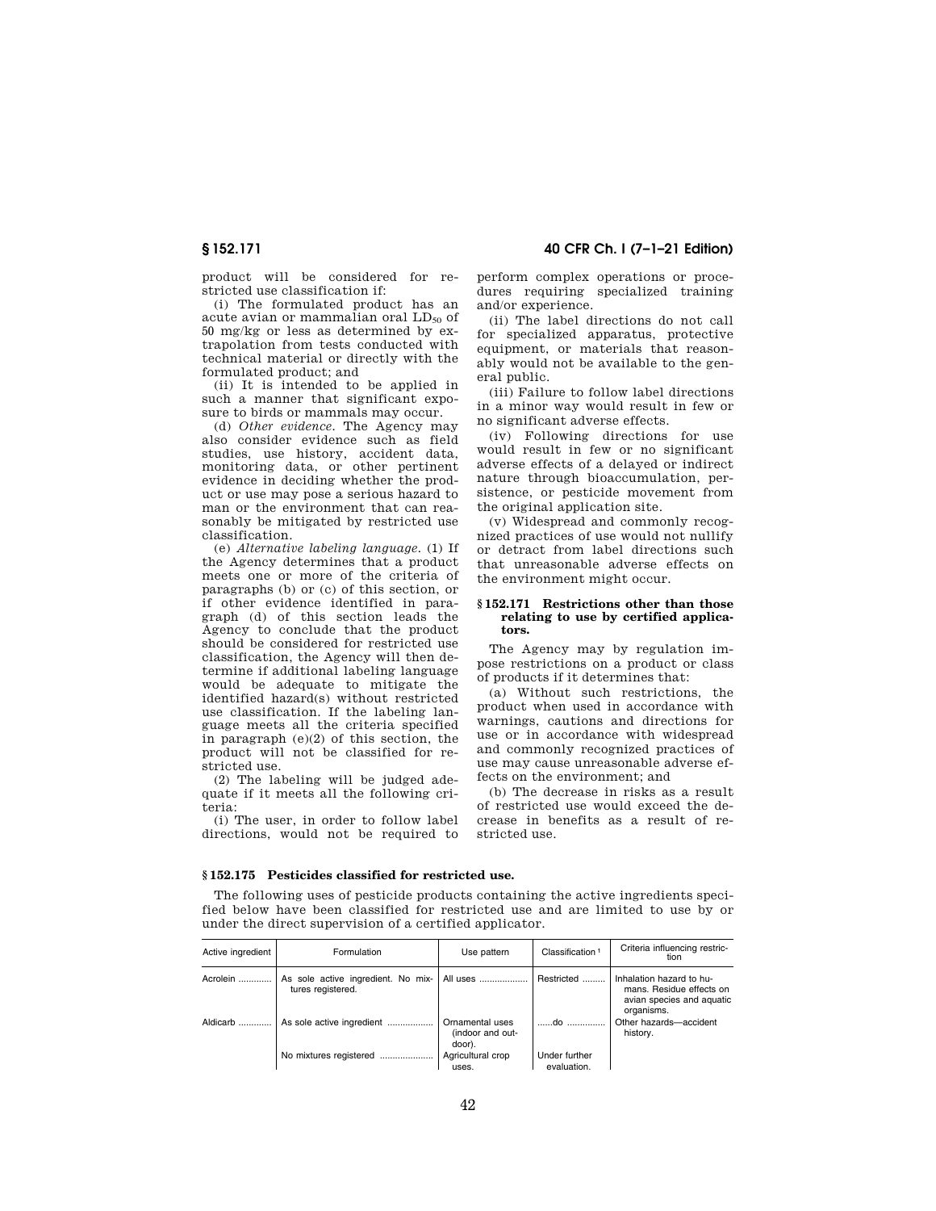product will be considered for restricted use classification if:

(i) The formulated product has an acute avian or mammalian oral $LD_{50}$ of 50 mg/kg or less as determined by extrapolation from tests conducted with technical material or directly with the formulated product; and

(ii) It is intended to be applied in such a manner that significant exposure to birds or mammals may occur.

(d) *Other evidence.* The Agency may also consider evidence such as field studies, use history, accident data, monitoring data, or other pertinent evidence in deciding whether the product or use may pose a serious hazard to man or the environment that can reasonably be mitigated by restricted use classification.

(e) *Alternative labeling language.* (1) If the Agency determines that a product meets one or more of the criteria of paragraphs (b) or (c) of this section, or if other evidence identified in paragraph (d) of this section leads the Agency to conclude that the product should be considered for restricted use classification, the Agency will then determine if additional labeling language would be adequate to mitigate the identified hazard(s) without restricted use classification. If the labeling language meets all the criteria specified in paragraph (e)(2) of this section, the product will not be classified for restricted use.

(2) The labeling will be judged adequate if it meets all the following criteria:

(i) The user, in order to follow label directions, would not be required to perform complex operations or procedures requiring specialized training and/or experience.

(ii) The label directions do not call for specialized apparatus, protective equipment, or materials that reasonably would not be available to the general public.

(iii) Failure to follow label directions in a minor way would result in few or no significant adverse effects.

(iv) Following directions for use would result in few or no significant adverse effects of a delayed or indirect nature through bioaccumulation, persistence, or pesticide movement from the original application site.

(v) Widespread and commonly recognized practices of use would not nullify or detract from label directions such that unreasonable adverse effects on the environment might occur.

### § 152.171 Restrictions other than those relating to use by certified applicators.

The Agency may by regulation impose restrictions on a product or class of products if it determines that:

(a) Without such restrictions, the product when used in accordance with warnings, cautions and directions for use or in accordance with widespread and commonly recognized practices of use may cause unreasonable adverse effects on the environment; and

(b) The decrease in risks as a result of restricted use would exceed the decrease in benefits as a result of restricted use.

### § 152.175 Pesticides classified for restricted use.

The following uses of pesticide products containing the active ingredients specified below have been classified for restricted use and are limited to use by or under the direct supervision of a certified applicator.

| Active ingredient | Formulation | Use pattern | Classification [1] | Criteria influencing restriction |
|---|---|---|---|---|
| Acrolein | As sole active ingredient. No mixtures registered. | All uses | Restricted | Inhalation hazard to humans. Residue effects on avian species and aquatic organisms. |
| Aldicarb | As sole active ingredient | Ornamental uses (indoor and outdoor). | ......do | Other hazards—accident history. |
| | No mixtures registered | Agricultural crop uses. | Under further evaluation. | |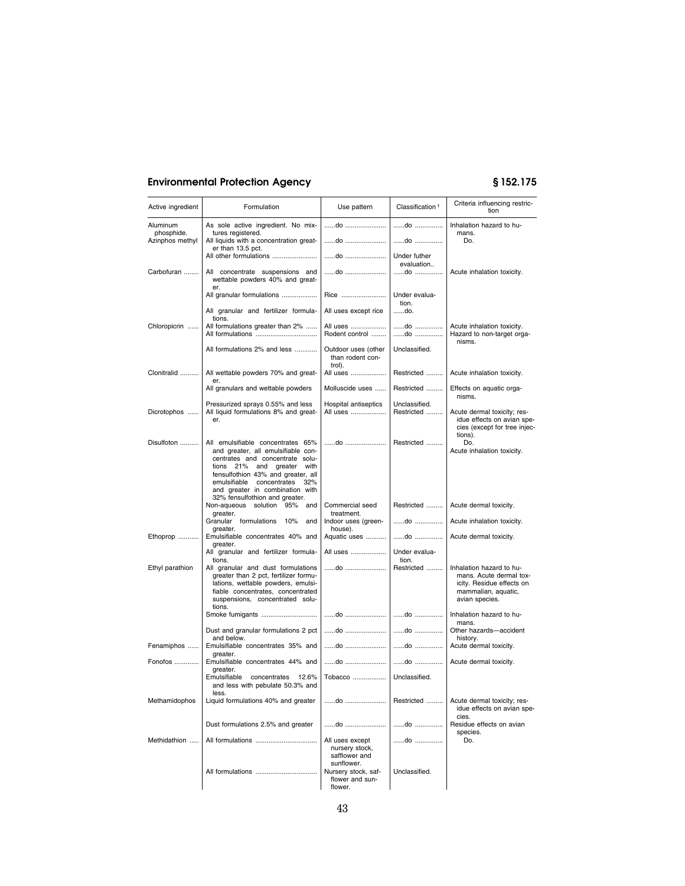| Active ingredient | Formulation | Use pattern | Classification [1] | Criteria influencing restriction |
|---|---|---|---|---|
| Aluminum phosphide. | As sole active ingredient. No mixtures registered. | ......do ...................... | ......do ............... | Inhalation hazard to humans. |
| Azinphos methyl | All liquids with a concentration greater than 13.5 pct. | ......do ...................... | ......do ............... | Do. |
| | All other formulations ........................ | ......do ...................... | Under futher evaluation.. | |
| Carbofuran ......... | All concentrate suspensions and wettable powders 40% and greater. | ......do ...................... | ......do ............... | Acute inhalation toxicity. |
| | All granular formulations ................... | Rice ........................ | Under evaluation. | |
| | All granular and fertilizer formulations. | All uses except rice | ......do. | |
| Chloropicrin ...... | All formulations greater than 2% ...... | All uses ................... | ......do ............... | Acute inhalation toxicity. |
| | All formulations ................................ | Rodent control ........ | ......do ............... | Hazard to non-target organisms. |
| | All formulations 2% and less ............ | Outdoor uses (other than rodent control). | Unclassified. | |
| Clonitralid .......... | All wettable powders 70% and greater. | All uses ................... | Restricted ......... | Acute inhalation toxicity. |
| | All granulars and wettable powders | Molluscide uses ...... | Restricted ......... | Effects on aquatic organisms. |
| | Pressurized sprays 0.55% and less | Hospital antiseptics | Unclassified. | |
| Dicrotophos ...... | All liquid formulations 8% and greater. | All uses ................... | Restricted ......... | Acute dermal toxicity; residue effects on avian species (except for tree injections). |
| Disulfoton .......... | All emulsifiable concentrates 65% and greater, all emulsifiable concentrates and concentrate solutions 21% and greater with fensulfothion 43% and greater, all emulsifiable concentrates 32% and greater in combination with 32% fensulfothion and greater. | ......do ...................... | Restricted ......... | Do. Acute inhalation toxicity. |
| | Non-aqueous solution 95% and greater. | Commercial seed treatment. | Restricted ......... | Acute dermal toxicity. |
| | Granular formulations 10% and greater. | Indoor uses (greenhouse). | ......do ............... | Acute inhalation toxicity. |
| Ethoprop ........... | Emulsifiable concentrates 40% and greater. | Aquatic uses ........... | ......do ............... | Acute dermal toxicity. |
| | All granular and fertilizer formulations. | All uses ................... | Under evaluation. | |
| Ethyl parathion | All granular and dust formulations greater than 2 pct, fertilizer formulations, wettable powders, emulsifiable concentrates, concentrated suspensions, concentrated solutions. | ......do ...................... | Restricted ......... | Inhalation hazard to humans. Acute dermal toxicity. Residue effects on mammalian, aquatic, avian species. |
| | Smoke fumigants ............................. | ......do ...................... | ......do ............... | Inhalation hazard to humans. |
| | Dust and granular formulations 2 pct and below. | ......do ...................... | ......do ............... | Other hazards—accident history. |
| Fenamiphos ...... | Emulsifiable concentrates 35% and greater. | ......do ...................... | ......do ............... | Acute dermal toxicity. |
| Fonofos ............. | Emulsifiable concentrates 44% and greater. | ......do ...................... | ......do ............... | Acute dermal toxicity. |
| | Emulsifiable concentrates 12.6% and less with pebulate 50.3% and less. | Tobacco .................. | Unclassified. | |
| Methamidophos | Liquid formulations 40% and greater | ......do ...................... | Restricted ......... | Acute dermal toxicity; residue effects on avian species. |
| | Dust formulations 2.5% and greater | ......do ...................... | ......do ............... | Residue effects on avian species. |
| Methidathion ..... | All formulations ................................ | All uses except nursery stock, safflower and sunflower. | ......do ............... | Do. |
| | All formulations ................................ | Nursery stock, safflower and sunflower. | Unclassified. | |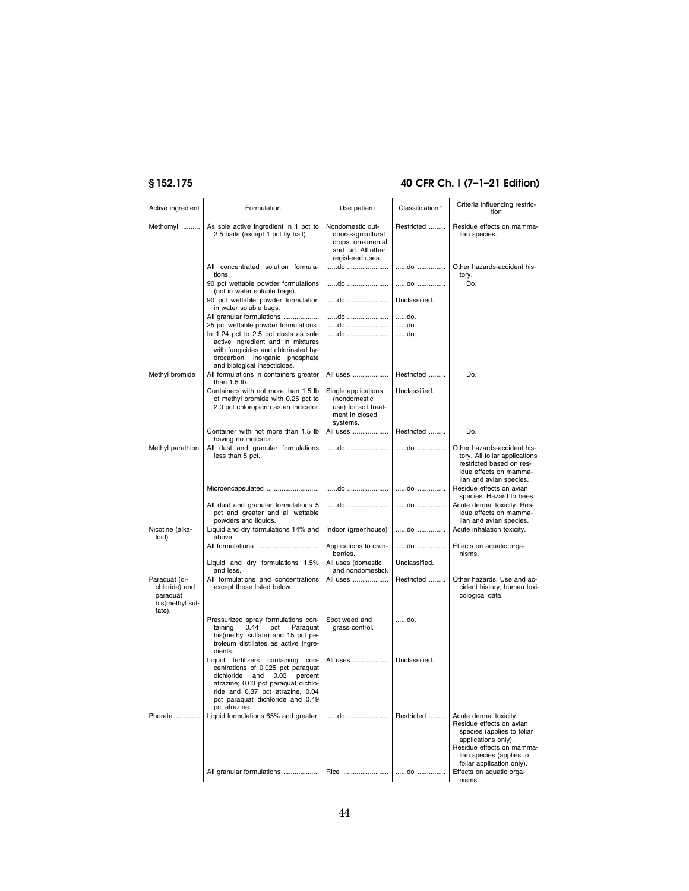| Active ingredient | Formulation | Use pattern | Classification [1] | Criteria influencing restriction |
|---|---|---|---|---|
| Methomyl | As sole active ingredient in 1 pct to 2.5 baits (except 1 pct fly bait). | Nondomestic outdoors-agricultural crops, ornamental and turf. All other registered uses. | Restricted | Residue effects on mammalian species. |
| | All concentrated solution formulations. | ......do | ......do | Other hazards-accident history. |
| | 90 pct wettable powder formulations (not in water soluble bags). | ......do | ......do | Do. |
| | 90 pct wettable powder formulation in water soluble bags. | ......do | Unclassified. | |
| | All granular formulations | ......do | ......do. | |
| | 25 pct wettable powder formulations | ......do | ......do. | |
| | In 1.24 pct to 2.5 pct dusts as sole active ingredient and in mixtures with fungicides and chlorinated hydrocarbon, inorganic phosphate and biological insecticides. | ......do | ......do. | |
| Methyl bromide | All formulations in containers greater than 1.5 lb. | All uses | Restricted | Do. |
| | Containers with not more than 1.5 lb of methyl bromide with 0.25 pct to 2.0 pct chloropicrin as an indicator. | Single applications (nondomestic use) for soil treatment in closed systems. | Unclassified. | |
| | Container with not more than 1.5 lb having no indicator. | All uses | Restricted | Do. |
| Methyl parathion | All dust and granular formulations less than 5 pct. | ......do | ......do | Other hazards-accident history. All foliar applications restricted based on residue effects on mammalian and avian species. |
| | Microencapsulated | ......do | ......do | Residue effects on avian species. Hazard to bees. |
| | All dust and granular formulations 5 pct and greater and all wettable powders and liquids. | ......do | ......do | Acute dermal toxicity. Residue effects on mammalian and avian species. |
| Nicotine (alkaloid). | Liquid and dry formulations 14% and above. | Indoor (greenhouse) | ......do | Acute inhalation toxicity. |
| | All formulations | Applications to cranberries. | ......do | Effects on aquatic organisms. |
| | Liquid and dry formulations 1.5% and less. | All uses (domestic and nondomestic). | Unclassified. | |
| Paraquat (dichloride) and paraquat bis(methyl sulfate). | All formulations and concentrations except those listed below. | All uses | Restricted | Other hazards. Use and accident history, human toxicological data. |
| | Pressurized spray formulations containing 0.44 pct Paraquat bis(methyl sulfate) and 15 pct petroleum distillates as active ingredients. | Spot weed and grass control. | ......do. | |
| | Liquid fertilizers containing concentrations of 0.025 pct paraquat dichloride and 0.03 percent atrazine; 0.03 pct paraquat dichloride and 0.37 pct atrazine, 0.04 pct paraquat dichloride and 0.49 pct atrazine. | All uses | Unclassified. | |
| Phorate | Liquid formulations 65% and greater | ......do | Restricted | Acute dermal toxicity. Residue effects on avian species (applies to foliar applications only). Residue effects on mammalian species (applies to foliar application only). |
| | All granular formulations | Rice | ......do | Effects on aquatic organisms. |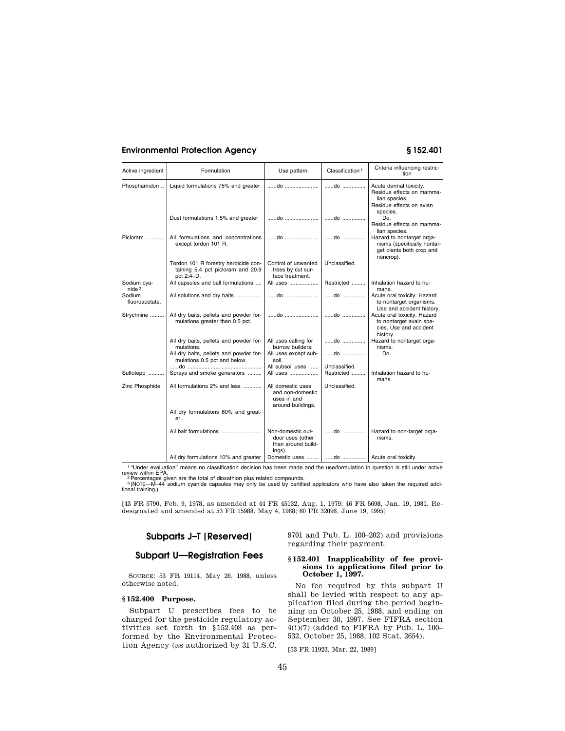| Active ingredient | Formulation | Use pattern | Classification [1] | Criteria influencing restriction |
|---|---|---|---|---|
| Phosphamidon .. | Liquid formulations 75% and greater | ......do ...................... | ......do ............... | Acute dermal toxicity. Residue effects on mammalian species. Residue effects on avian species. |
| | Dust formulations 1.5% and greater | ......do ...................... | ......do ............... | Do. Residue effects on mammalian species. |
| Picloram ............ | All formulations and concentrations except tordon 101 R. | ......do ...................... | ......do ............... | Hazard to nontarget organisms (specifically nontarget plants both crop and noncrop). |
| | Tordon 101 R forestry herbicide containing 5.4 pct picloram and 20.9 pct 2.4–D. | Control of unwanted trees by cut surface treatment. | Unclassified. | |
| Sodium cyanide [3]. | All capsules and ball formulations .... | All uses ................... | Restricted ......... | Inhalation hazard to humans. |
| Sodium fluoroacetate. | All solutions and dry baits ................ | ......do ...................... | ......do ............... | Acute oral toxicity. Hazard to nontarget organisms. Use and accident history. |
| Strychnine ......... | All dry baits, pellets and powder formulations greater than 0.5 pct. | ......do ...................... | ......do ............... | Acute oral toxicity. Hazard to nontarget avain species. Use and accident history. |
| | All dry baits, pellets and powder formulations. | All uses calling for burrow builders. | ......do ............... | Hazard to nontarget organisms. |
| | All dry baits, pellets and powder formulations 0.5 pct and below. | All uses except subsoil. | ......do ............... | Do. |
| | ......do ................................................ | All subsoil uses ...... | Unclassified. | |
| Sulfotepp .......... | Sprays and smoke generators ......... | All uses ................... | Restricted ......... | Inhalation hazard to humans. |
| Zinc Phosphide | All formulations 2% and less ............ | All domestic uses and non-domestic uses in and around buildings. | Unclassified. | |
| | All dry formulations 60% and greater.. | | | |
| | All bait formulations .......................... | Non-domestic outdoor uses (other than around buildings). | ......do ............... | Hazard to non-target organisms. |
| | All dry formulations 10% and greater | Domestic uses ........ | ......do ............... | Acute oral toxicity. |

[1] "Under evaluation" means no classification decision has been made and the use/formulation in question is still under active review within EPA.

[2] Percentages given are the total of dioxathion plus related compounds.

[3] (NOTE—M–44 sodium cyanide capsules may only be used by certified applicators who have also taken the required additional training.)

[43 FR 5790, Feb. 9, 1978, as amended at 44 FR 45132, Aug. 1, 1979; 46 FR 5698, Jan. 19, 1981. Redesignated and amended at 53 FR 15988, May 4, 1988; 60 FR 32096, June 19, 1995]

## Subparts J–T [Reserved]

## Subpart U—Registration Fees

SOURCE: 53 FR 19114, May 26, 1988, unless otherwise noted.

### § 152.400 Purpose.

Subpart U prescribes fees to be charged for the pesticide regulatory activities set forth in § 152.403 as performed by the Environmental Protection Agency (as authorized by 31 U.S.C. 9701 and Pub. L. 100–202) and provisions regarding their payment.

### § 152.401 Inapplicability of fee provisions to applications filed prior to October 1, 1997.

No fee required by this subpart U shall be levied with respect to any application filed during the period beginning on October 25, 1988, and ending on September 30, 1997. See FIFRA section 4(i)(7) (added to FIFRA by Pub. L. 100–532, October 25, 1988, 102 Stat. 2654).

[53 FR 11923, Mar. 22, 1989]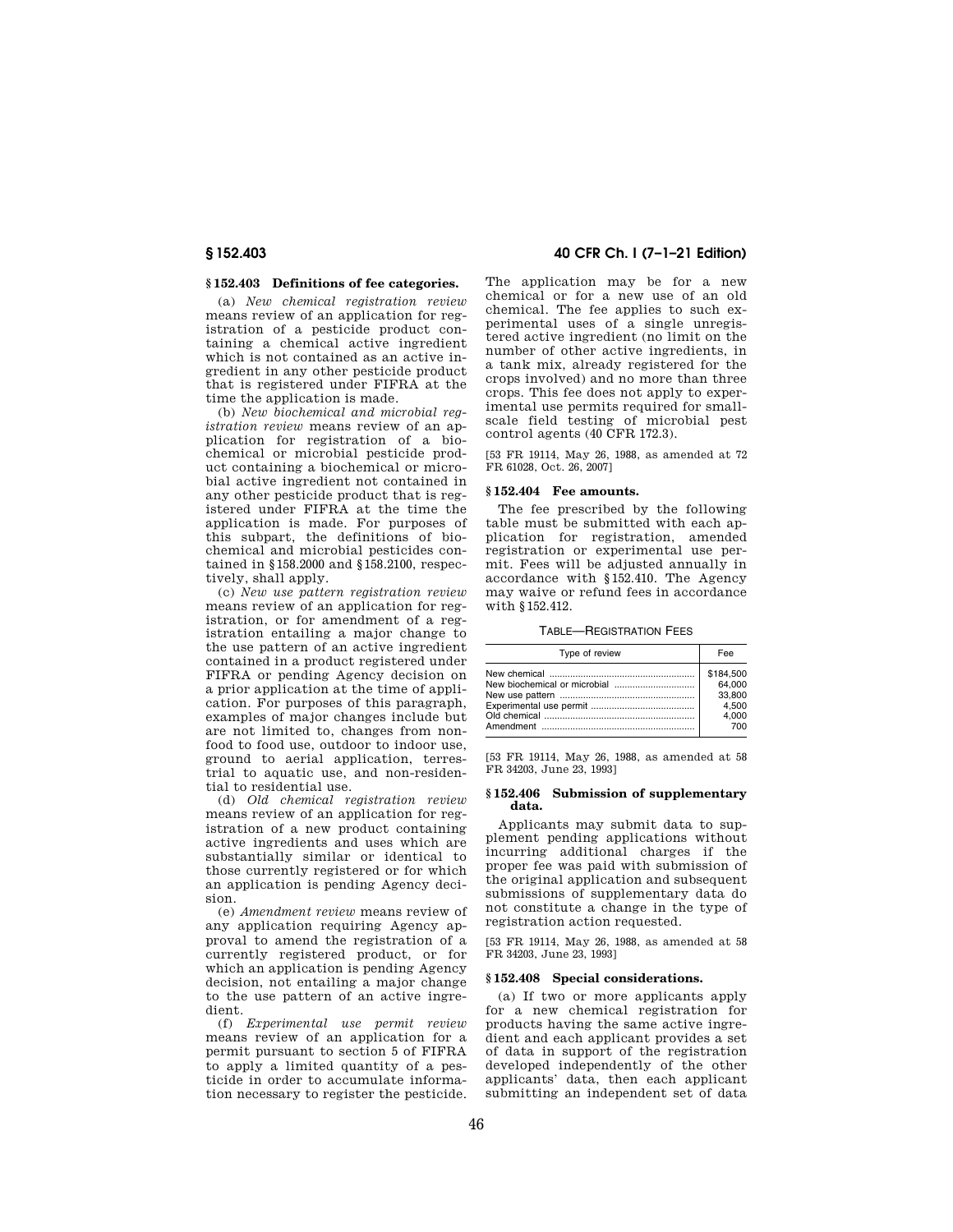### § 152.403 Definitions of fee categories.

(a) *New chemical registration review* means review of an application for registration of a pesticide product containing a chemical active ingredient which is not contained as an active ingredient in any other pesticide product that is registered under FIFRA at the time the application is made.

(b) *New biochemical and microbial registration review* means review of an application for registration of a biochemical or microbial pesticide product containing a biochemical or microbial active ingredient not contained in any other pesticide product that is registered under FIFRA at the time the application is made. For purposes of this subpart, the definitions of biochemical and microbial pesticides contained in §158.2000 and §158.2100, respectively, shall apply.

(c) *New use pattern registration review* means review of an application for registration, or for amendment of a registration entailing a major change to the use pattern of an active ingredient contained in a product registered under FIFRA or pending Agency decision on a prior application at the time of application. For purposes of this paragraph, examples of major changes include but are not limited to, changes from non-food to food use, outdoor to indoor use, ground to aerial application, terrestrial to aquatic use, and non-residential to residential use.

(d) *Old chemical registration review* means review of an application for registration of a new product containing active ingredients and uses which are substantially similar or identical to those currently registered or for which an application is pending Agency decision.

(e) *Amendment review* means review of any application requiring Agency approval to amend the registration of a currently registered product, or for which an application is pending Agency decision, not entailing a major change to the use pattern of an active ingredient.

(f) *Experimental use permit review* means review of an application for a permit pursuant to section 5 of FIFRA to apply a limited quantity of a pesticide in order to accumulate information necessary to register the pesticide. The application may be for a new chemical or for a new use of an old chemical. The fee applies to such experimental uses of a single unregistered active ingredient (no limit on the number of other active ingredients, in a tank mix, already registered for the crops involved) and no more than three crops. This fee does not apply to experimental use permits required for small-scale field testing of microbial pest control agents (40 CFR 172.3).

[53 FR 19114, May 26, 1988, as amended at 72 FR 61028, Oct. 26, 2007]

### § 152.404 Fee amounts.

The fee prescribed by the following table must be submitted with each application for registration, amended registration or experimental use permit. Fees will be adjusted annually in accordance with §152.410. The Agency may waive or refund fees in accordance with §152.412.

TABLE—REGISTRATION FEES

| Type of review | Fee |
| --- | --- |
| New chemical | $184,500 |
| New biochemical or microbial | 64,000 |
| New use pattern | 33,800 |
| Experimental use permit | 4,500 |
| Old chemical | 4,000 |
| Amendment | 700 |

[53 FR 19114, May 26, 1988, as amended at 58 FR 34203, June 23, 1993]

### § 152.406 Submission of supplementary data.

Applicants may submit data to supplement pending applications without incurring additional charges if the proper fee was paid with submission of the original application and subsequent submissions of supplementary data do not constitute a change in the type of registration action requested.

[53 FR 19114, May 26, 1988, as amended at 58 FR 34203, June 23, 1993]

### § 152.408 Special considerations.

(a) If two or more applicants apply for a new chemical registration for products having the same active ingredient and each applicant provides a set of data in support of the registration developed independently of the other applicants' data, then each applicant submitting an independent set of data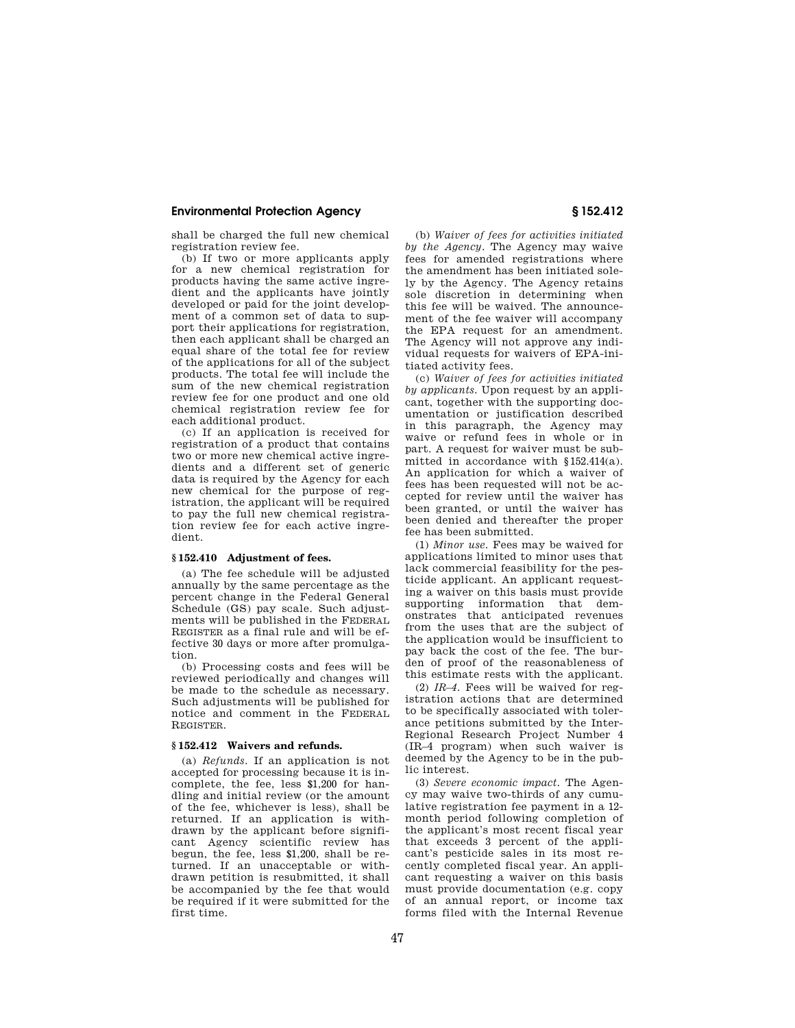shall be charged the full new chemical registration review fee.

(b) If two or more applicants apply for a new chemical registration for products having the same active ingredient and the applicants have jointly developed or paid for the joint development of a common set of data to support their applications for registration, then each applicant shall be charged an equal share of the total fee for review of the applications for all of the subject products. The total fee will include the sum of the new chemical registration review fee for one product and one old chemical registration review fee for each additional product.

(c) If an application is received for registration of a product that contains two or more new chemical active ingredients and a different set of generic data is required by the Agency for each new chemical for the purpose of registration, the applicant will be required to pay the full new chemical registration review fee for each active ingredient.

### § 152.410 Adjustment of fees.

(a) The fee schedule will be adjusted annually by the same percentage as the percent change in the Federal General Schedule (GS) pay scale. Such adjustments will be published in the FEDERAL REGISTER as a final rule and will be effective 30 days or more after promulgation.

(b) Processing costs and fees will be reviewed periodically and changes will be made to the schedule as necessary. Such adjustments will be published for notice and comment in the FEDERAL REGISTER.

### § 152.412 Waivers and refunds.

(a) *Refunds.* If an application is not accepted for processing because it is incomplete, the fee, less $1,200 for handling and initial review (or the amount of the fee, whichever is less), shall be returned. If an application is withdrawn by the applicant before significant Agency scientific review has begun, the fee, less $1,200, shall be returned. If an unacceptable or withdrawn petition is resubmitted, it shall be accompanied by the fee that would be required if it were submitted for the first time.

(b) *Waiver of fees for activities initiated by the Agency.* The Agency may waive fees for amended registrations where the amendment has been initiated solely by the Agency. The Agency retains sole discretion in determining when this fee will be waived. The announcement of the fee waiver will accompany the EPA request for an amendment. The Agency will not approve any individual requests for waivers of EPA-initiated activity fees.

(c) *Waiver of fees for activities initiated by applicants.* Upon request by an applicant, together with the supporting documentation or justification described in this paragraph, the Agency may waive or refund fees in whole or in part. A request for waiver must be submitted in accordance with §152.414(a). An application for which a waiver of fees has been requested will not be accepted for review until the waiver has been granted, or until the waiver has been denied and thereafter the proper fee has been submitted.

(1) *Minor use.* Fees may be waived for applications limited to minor uses that lack commercial feasibility for the pesticide applicant. An applicant requesting a waiver on this basis must provide supporting information that demonstrates that anticipated revenues from the uses that are the subject of the application would be insufficient to pay back the cost of the fee. The burden of proof of the reasonableness of this estimate rests with the applicant.

(2) *IR–4.* Fees will be waived for registration actions that are determined to be specifically associated with tolerance petitions submitted by the Inter-Regional Research Project Number 4 (IR–4 program) when such waiver is deemed by the Agency to be in the public interest.

(3) *Severe economic impact.* The Agency may waive two-thirds of any cumulative registration fee payment in a 12-month period following completion of the applicant's most recent fiscal year that exceeds 3 percent of the applicant's pesticide sales in its most recently completed fiscal year. An applicant requesting a waiver on this basis must provide documentation (e.g. copy of an annual report, or income tax forms filed with the Internal Revenue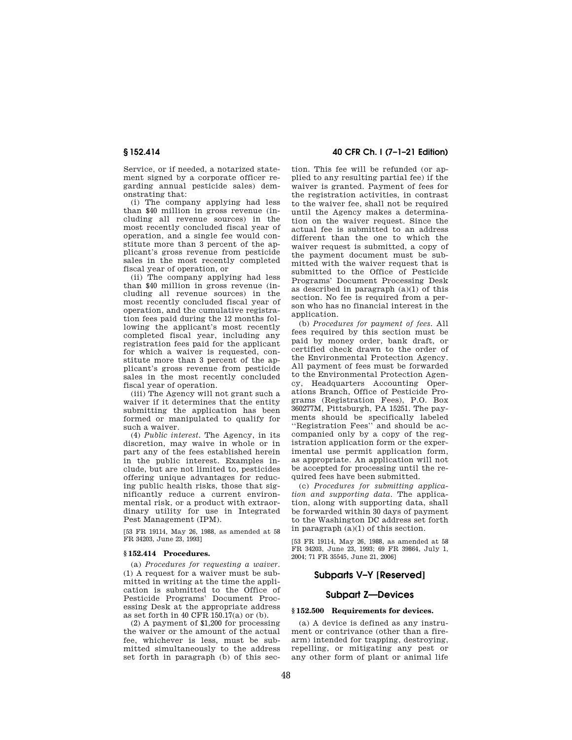Service, or if needed, a notarized statement signed by a corporate officer regarding annual pesticide sales) demonstrating that:

(i) The company applying had less than $40 million in gross revenue (including all revenue sources) in the most recently concluded fiscal year of operation, and a single fee would constitute more than 3 percent of the applicant's gross revenue from pesticide sales in the most recently completed fiscal year of operation, or

(ii) The company applying had less than $40 million in gross revenue (including all revenue sources) in the most recently concluded fiscal year of operation, and the cumulative registration fees paid during the 12 months following the applicant's most recently completed fiscal year, including any registration fees paid for the applicant for which a waiver is requested, constitute more than 3 percent of the applicant's gross revenue from pesticide sales in the most recently concluded fiscal year of operation.

(iii) The Agency will not grant such a waiver if it determines that the entity submitting the application has been formed or manipulated to qualify for such a waiver.

(4) *Public interest.* The Agency, in its discretion, may waive in whole or in part any of the fees established herein in the public interest. Examples include, but are not limited to, pesticides offering unique advantages for reducing public health risks, those that significantly reduce a current environmental risk, or a product with extraordinary utility for use in Integrated Pest Management (IPM).

[53 FR 19114, May 26, 1988, as amended at 58 FR 34203, June 23, 1993]

### § 152.414 Procedures.

(a) *Procedures for requesting a waiver.* (1) A request for a waiver must be submitted in writing at the time the application is submitted to the Office of Pesticide Programs' Document Processing Desk at the appropriate address as set forth in 40 CFR 150.17(a) or (b).

(2) A payment of $1,200 for processing the waiver or the amount of the actual fee, whichever is less, must be submitted simultaneously to the address set forth in paragraph (b) of this section. This fee will be refunded (or applied to any resulting partial fee) if the waiver is granted. Payment of fees for the registration activities, in contrast to the waiver fee, shall not be required until the Agency makes a determination on the waiver request. Since the actual fee is submitted to an address different than the one to which the waiver request is submitted, a copy of the payment document must be submitted with the waiver request that is submitted to the Office of Pesticide Programs' Document Processing Desk as described in paragraph (a)(1) of this section. No fee is required from a person who has no financial interest in the application.

(b) *Procedures for payment of fees.* All fees required by this section must be paid by money order, bank draft, or certified check drawn to the order of the Environmental Protection Agency. All payment of fees must be forwarded to the Environmental Protection Agency, Headquarters Accounting Operations Branch, Office of Pesticide Programs (Registration Fees), P.O. Box 360277M, Pittsburgh, PA 15251. The payments should be specifically labeled ''Registration Fees'' and should be accompanied only by a copy of the registration application form or the experimental use permit application form, as appropriate. An application will not be accepted for processing until the required fees have been submitted.

(c) *Procedures for submitting application and supporting data.* The application, along with supporting data, shall be forwarded within 30 days of payment to the Washington DC address set forth in paragraph (a)(1) of this section.

[53 FR 19114, May 26, 1988, as amended at 58 FR 34203, June 23, 1993; 69 FR 39864, July 1, 2004; 71 FR 35545, June 21, 2006]

## Subparts V–Y [Reserved]

## Subpart Z—Devices

### § 152.500 Requirements for devices.

(a) A device is defined as any instrument or contrivance (other than a firearm) intended for trapping, destroying, repelling, or mitigating any pest or any other form of plant or animal life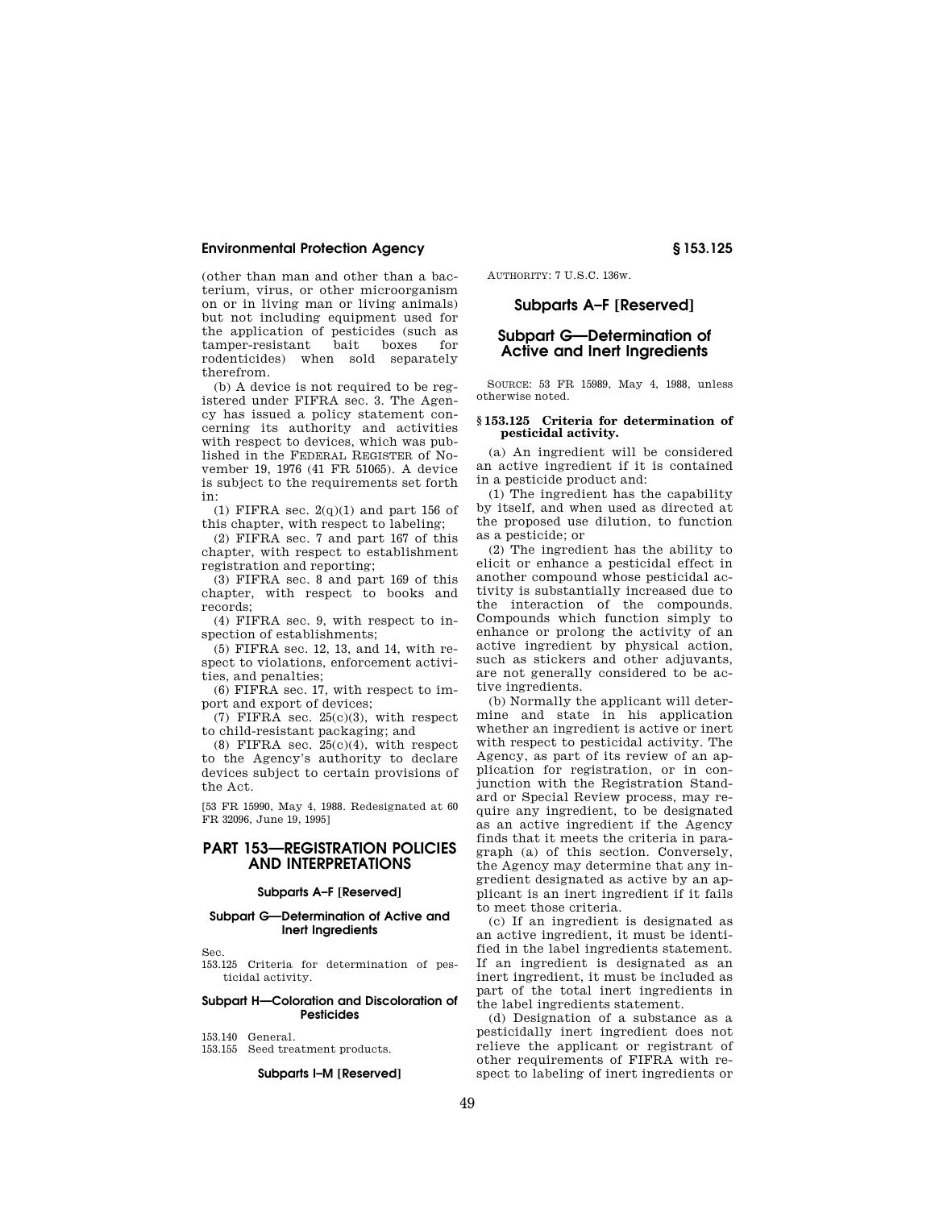(other than man and other than a bacterium, virus, or other microorganism on or in living man or living animals) but not including equipment used for the application of pesticides (such as tamper-resistant bait boxes for rodenticides) when sold separately therefrom.

(b) A device is not required to be registered under FIFRA sec. 3. The Agency has issued a policy statement concerning its authority and activities with respect to devices, which was published in the FEDERAL REGISTER of November 19, 1976 (41 FR 51065). A device is subject to the requirements set forth in:

(1) FIFRA sec. 2(q)(1) and part 156 of this chapter, with respect to labeling;

(2) FIFRA sec. 7 and part 167 of this chapter, with respect to establishment registration and reporting;

(3) FIFRA sec. 8 and part 169 of this chapter, with respect to books and records;

(4) FIFRA sec. 9, with respect to inspection of establishments;

(5) FIFRA sec. 12, 13, and 14, with respect to violations, enforcement activities, and penalties;

(6) FIFRA sec. 17, with respect to import and export of devices;

(7) FIFRA sec. 25(c)(3), with respect to child-resistant packaging; and

(8) FIFRA sec. 25(c)(4), with respect to the Agency's authority to declare devices subject to certain provisions of the Act.

[53 FR 15990, May 4, 1988. Redesignated at 60 FR 32096, June 19, 1995]

# PART 153—REGISTRATION POLICIES AND INTERPRETATIONS

### Subparts A–F [Reserved]

### Subpart G—Determination of Active and Inert Ingredients

Sec.
153.125 Criteria for determination of pesticidal activity.

### Subpart H—Coloration and Discoloration of Pesticides

153.140 General.
153.155 Seed treatment products.

### Subparts I–M [Reserved]

AUTHORITY: 7 U.S.C. 136w.

## Subparts A–F [Reserved]

## Subpart G—Determination of Active and Inert Ingredients

SOURCE: 53 FR 15989, May 4, 1988, unless otherwise noted.

**§ 153.125 Criteria for determination of pesticidal activity.**

(a) An ingredient will be considered an active ingredient if it is contained in a pesticide product and:

(1) The ingredient has the capability by itself, and when used as directed at the proposed use dilution, to function as a pesticide; or

(2) The ingredient has the ability to elicit or enhance a pesticidal effect in another compound whose pesticidal activity is substantially increased due to the interaction of the compounds. Compounds which function simply to enhance or prolong the activity of an active ingredient by physical action, such as stickers and other adjuvants, are not generally considered to be active ingredients.

(b) Normally the applicant will determine and state in his application whether an ingredient is active or inert with respect to pesticidal activity. The Agency, as part of its review of an application for registration, or in conjunction with the Registration Standard or Special Review process, may require any ingredient, to be designated as an active ingredient if the Agency finds that it meets the criteria in paragraph (a) of this section. Conversely, the Agency may determine that any ingredient designated as active by an applicant is an inert ingredient if it fails to meet those criteria.

(c) If an ingredient is designated as an active ingredient, it must be identified in the label ingredients statement. If an ingredient is designated as an inert ingredient, it must be included as part of the total inert ingredients in the label ingredients statement.

(d) Designation of a substance as a pesticidally inert ingredient does not relieve the applicant or registrant of other requirements of FIFRA with respect to labeling of inert ingredients or